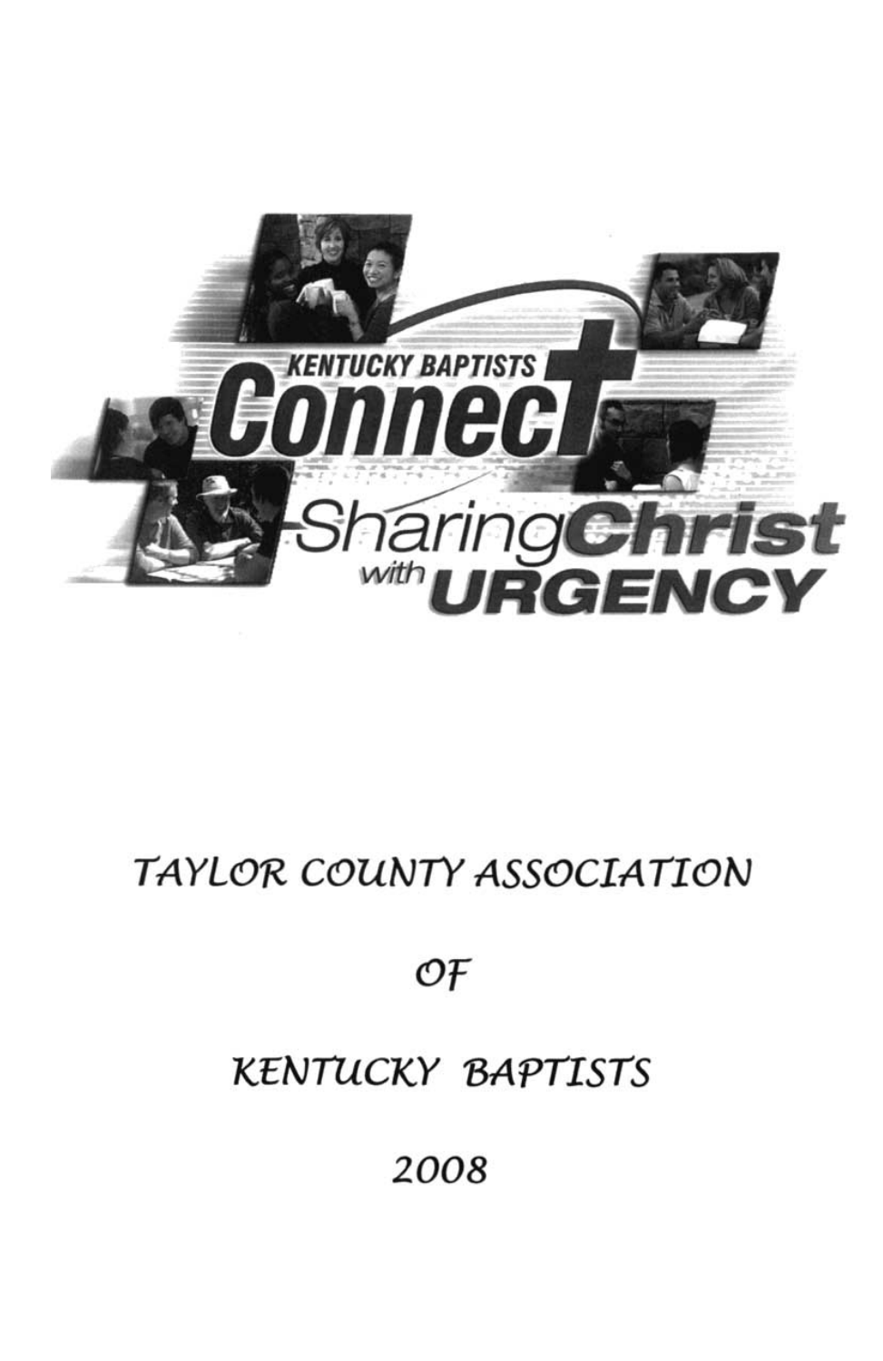KENTUCKY BAPTISTS

# Connect

## Sharing Christ with URGENCY

# TAYLOR COUNTY ASSOCIATION

# OF

# KENTUCKY BAPTISTS

# 2008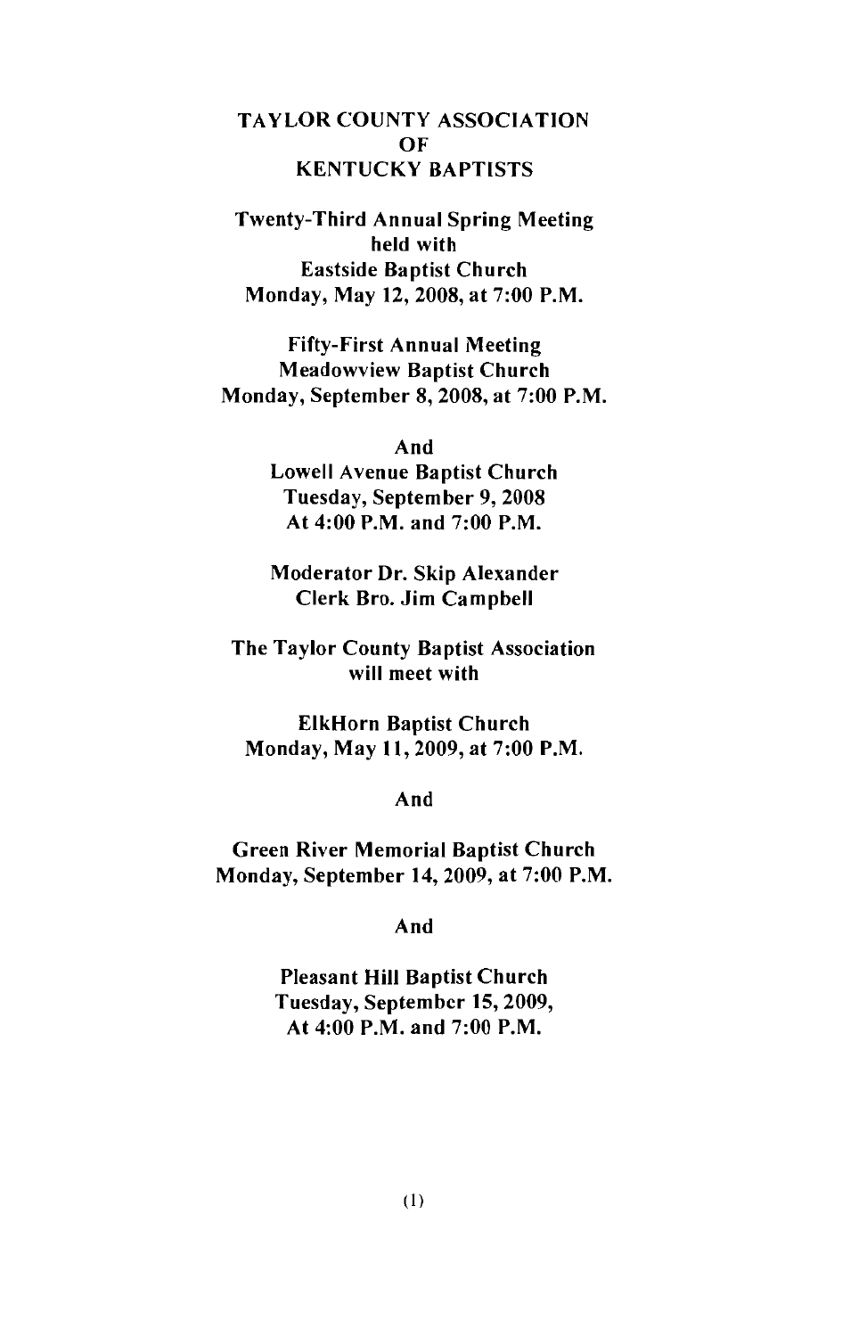# TAYLOR COUNTY ASSOCIATION OF KENTUCKY BAPTISTS

**Twenty-Third Annual Spring Meeting**
**held with**
**Eastside Baptist Church**
**Monday, May 12, 2008, at 7:00 P.M.**

**Fifty-First Annual Meeting**
**Meadowview Baptist Church**
**Monday, September 8, 2008, at 7:00 P.M.**

**And**

**Lowell Avenue Baptist Church**
**Tuesday, September 9, 2008**
**At 4:00 P.M. and 7:00 P.M.**

**Moderator Dr. Skip Alexander**
**Clerk Bro. Jim Campbell**

**The Taylor County Baptist Association**
**will meet with**

**ElkHorn Baptist Church**
**Monday, May 11, 2009, at 7:00 P.M.**

**And**

**Green River Memorial Baptist Church**
**Monday, September 14, 2009, at 7:00 P.M.**

**And**

**Pleasant Hill Baptist Church**
**Tuesday, September 15, 2009,**
**At 4:00 P.M. and 7:00 P.M.**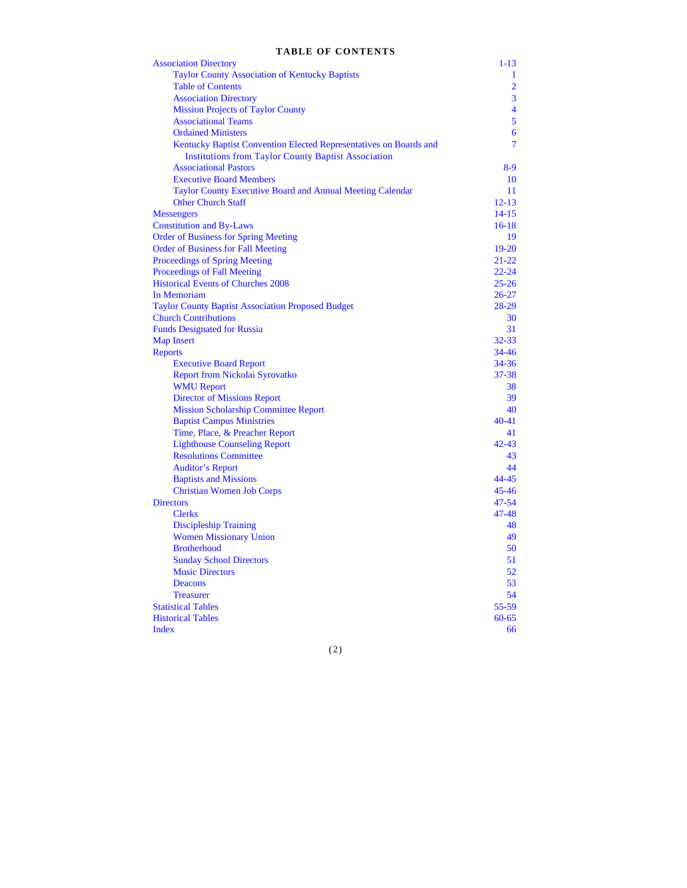# TABLE OF CONTENTS

| | |
|---|---|
| Association Directory | 1-13 |
| Taylor County Association of Kentucky Baptists | 1 |
| Table of Contents | 2 |
| Association Directory | 3 |
| Mission Projects of Taylor County | 4 |
| Associational Teams | 5 |
| Ordained Ministers | 6 |
| Kentucky Baptist Convention Elected Representatives on Boards and Institutions from Taylor County Baptist Association | 7 |
| Associational Pastors | 8-9 |
| Executive Board Members | 10 |
| Taylor County Executive Board and Annual Meeting Calendar | 11 |
| Other Church Staff | 12-13 |
| Messengers | 14-15 |
| Constitution and By-Laws | 16-18 |
| Order of Business for Spring Meeting | 19 |
| Order of Business for Fall Meeting | 19-20 |
| Proceedings of Spring Meeting | 21-22 |
| Proceedings of Fall Meeting | 22-24 |
| Historical Events of Churches 2008 | 25-26 |
| In Memoriam | 26-27 |
| Taylor County Baptist Association Proposed Budget | 28-29 |
| Church Contributions | 30 |
| Funds Designated for Russia | 31 |
| Map Insert | 32-33 |
| Reports | 34-46 |
| Executive Board Report | 34-36 |
| Report from Nickolai Syrovatko | 37-38 |
| WMU Report | 38 |
| Director of Missions Report | 39 |
| Mission Scholarship Committee Report | 40 |
| Baptist Campus Ministries | 40-41 |
| Time, Place, & Preacher Report | 41 |
| Lighthouse Counseling Report | 42-43 |
| Resolutions Committee | 43 |
| Auditor's Report | 44 |
| Baptists and Missions | 44-45 |
| Christian Women Job Corps | 45-46 |
| Directors | 47-54 |
| Clerks | 47-48 |
| Discipleship Training | 48 |
| Women Missionary Union | 49 |
| Brotherhood | 50 |
| Sunday School Directors | 51 |
| Music Directors | 52 |
| Deacons | 53 |
| Treasurer | 54 |
| Statistical Tables | 55-59 |
| Historical Tables | 60-65 |
| Index | 66 |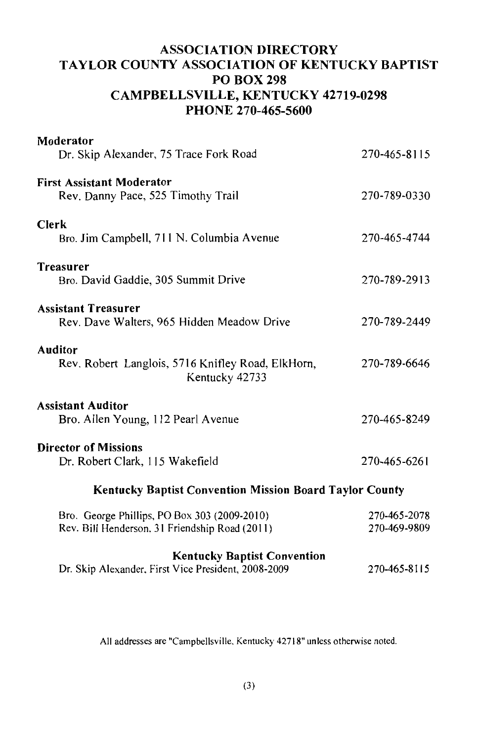# ASSOCIATION DIRECTORY
# TAYLOR COUNTY ASSOCIATION OF KENTUCKY BAPTIST
# PO BOX 298
# CAMPBELLSVILLE, KENTUCKY 42719-0298
# PHONE 270-465-5600

**Moderator**
Dr. Skip Alexander, 75 Trace Fork Road — 270-465-8115

**First Assistant Moderator**
Rev. Danny Pace, 525 Timothy Trail — 270-789-0330

**Clerk**
Bro. Jim Campbell, 711 N. Columbia Avenue — 270-465-4744

**Treasurer**
Bro. David Gaddie, 305 Summit Drive — 270-789-2913

**Assistant Treasurer**
Rev. Dave Walters, 965 Hidden Meadow Drive — 270-789-2449

**Auditor**
Rev. Robert Langlois, 5716 Knifley Road, ElkHorn, Kentucky 42733 — 270-789-6646

**Assistant Auditor**
Bro. Allen Young, 112 Pearl Avenue — 270-465-8249

**Director of Missions**
Dr. Robert Clark, 115 Wakefield — 270-465-6261

## Kentucky Baptist Convention Mission Board Taylor County

Bro. George Phillips, PO Box 303 (2009-2010) — 270-465-2078
Rev. Bill Henderson, 31 Friendship Road (2011) — 270-469-9809

## Kentucky Baptist Convention

Dr. Skip Alexander, First Vice President, 2008-2009 — 270-465-8115

All addresses are "Campbellsville, Kentucky 42718" unless otherwise noted.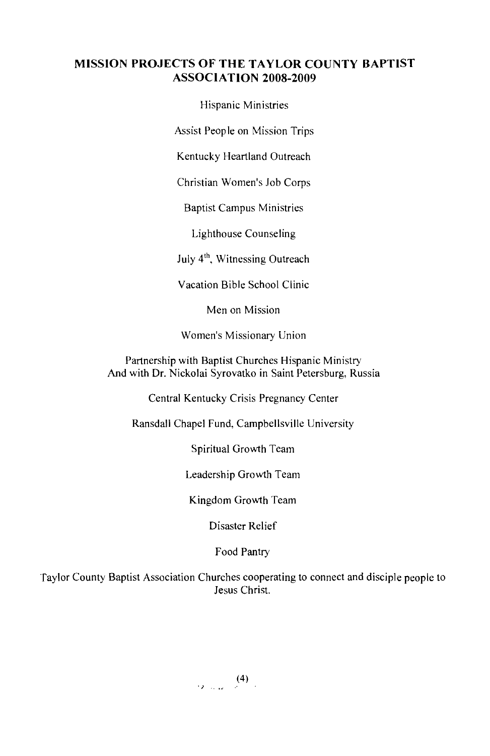## MISSION PROJECTS OF THE TAYLOR COUNTY BAPTIST ASSOCIATION 2008-2009

Hispanic Ministries

Assist People on Mission Trips

Kentucky Heartland Outreach

Christian Women's Job Corps

Baptist Campus Ministries

Lighthouse Counseling

July 4th, Witnessing Outreach

Vacation Bible School Clinic

Men on Mission

Women's Missionary Union

Partnership with Baptist Churches Hispanic Ministry
And with Dr. Nickolai Syrovatko in Saint Petersburg, Russia

Central Kentucky Crisis Pregnancy Center

Ransdall Chapel Fund, Campbellsville University

Spiritual Growth Team

Leadership Growth Team

Kingdom Growth Team

Disaster Relief

Food Pantry

Taylor County Baptist Association Churches cooperating to connect and disciple people to Jesus Christ.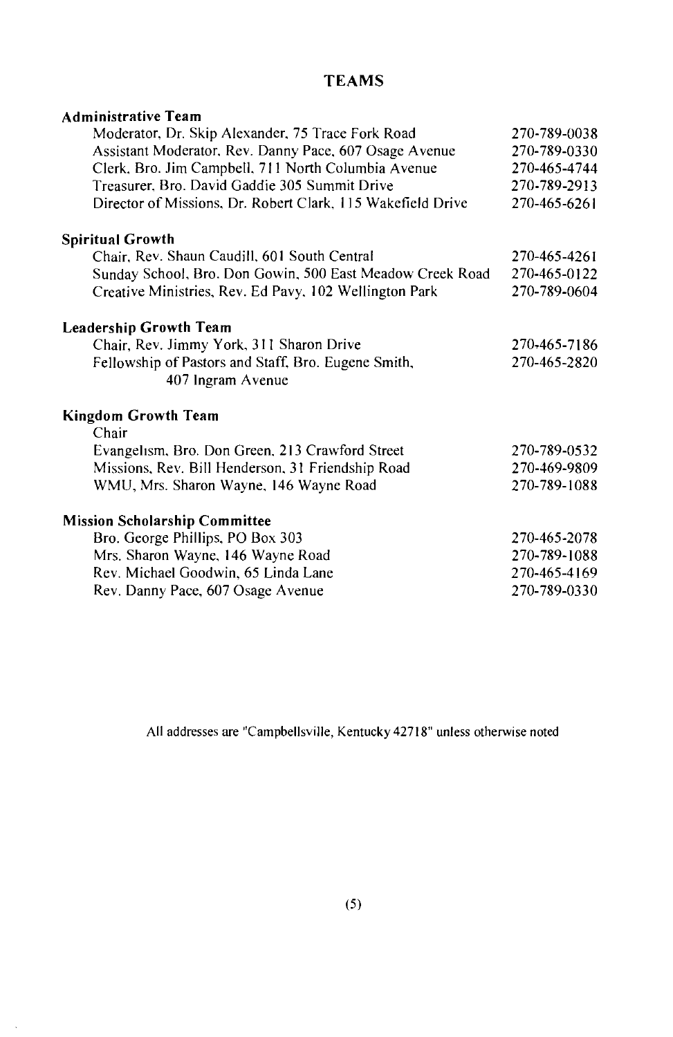# TEAMS

| **Administrative Team** | |
|---|---|
| Moderator, Dr. Skip Alexander, 75 Trace Fork Road | 270-789-0038 |
| Assistant Moderator, Rev. Danny Pace, 607 Osage Avenue | 270-789-0330 |
| Clerk, Bro. Jim Campbell, 711 North Columbia Avenue | 270-465-4744 |
| Treasurer, Bro. David Gaddie 305 Summit Drive | 270-789-2913 |
| Director of Missions, Dr. Robert Clark, 115 Wakefield Drive | 270-465-6261 |

| **Spiritual Growth** | |
|---|---|
| Chair, Rev. Shaun Caudill, 601 South Central | 270-465-4261 |
| Sunday School, Bro. Don Gowin, 500 East Meadow Creek Road | 270-465-0122 |
| Creative Ministries, Rev. Ed Pavy, 102 Wellington Park | 270-789-0604 |

| **Leadership Growth Team** | |
|---|---|
| Chair, Rev. Jimmy York, 311 Sharon Drive | 270-465-7186 |
| Fellowship of Pastors and Staff, Bro. Eugene Smith, 407 Ingram Avenue | 270-465-2820 |

| **Kingdom Growth Team** | |
|---|---|
| Chair | |
| Evangelism, Bro. Don Green, 213 Crawford Street | 270-789-0532 |
| Missions, Rev. Bill Henderson, 31 Friendship Road | 270-469-9809 |
| WMU, Mrs. Sharon Wayne, 146 Wayne Road | 270-789-1088 |

| **Mission Scholarship Committee** | |
|---|---|
| Bro. George Phillips, PO Box 303 | 270-465-2078 |
| Mrs. Sharon Wayne, 146 Wayne Road | 270-789-1088 |
| Rev. Michael Goodwin, 65 Linda Lane | 270-465-4169 |
| Rev. Danny Pace, 607 Osage Avenue | 270-789-0330 |

All addresses are "Campbellsville, Kentucky 42718" unless otherwise noted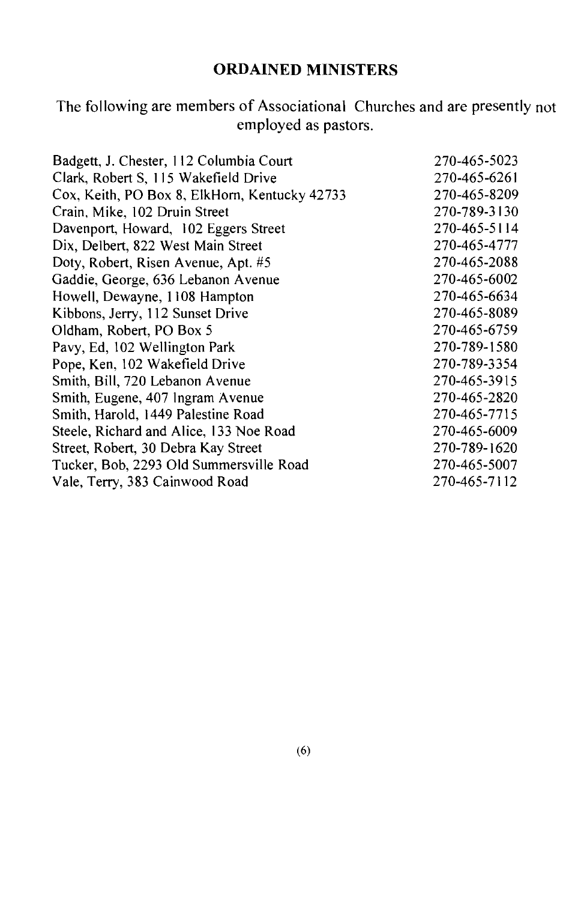## ORDAINED MINISTERS

The following are members of Associational Churches and are presently not employed as pastors.

| | |
|---|---|
| Badgett, J. Chester, 112 Columbia Court | 270-465-5023 |
| Clark, Robert S, 115 Wakefield Drive | 270-465-6261 |
| Cox, Keith, PO Box 8, ElkHorn, Kentucky 42733 | 270-465-8209 |
| Crain, Mike, 102 Druin Street | 270-789-3130 |
| Davenport, Howard, 102 Eggers Street | 270-465-5114 |
| Dix, Delbert, 822 West Main Street | 270-465-4777 |
| Doty, Robert, Risen Avenue, Apt. #5 | 270-465-2088 |
| Gaddie, George, 636 Lebanon Avenue | 270-465-6002 |
| Howell, Dewayne, 1108 Hampton | 270-465-6634 |
| Kibbons, Jerry, 112 Sunset Drive | 270-465-8089 |
| Oldham, Robert, PO Box 5 | 270-465-6759 |
| Pavy, Ed, 102 Wellington Park | 270-789-1580 |
| Pope, Ken, 102 Wakefield Drive | 270-789-3354 |
| Smith, Bill, 720 Lebanon Avenue | 270-465-3915 |
| Smith, Eugene, 407 Ingram Avenue | 270-465-2820 |
| Smith, Harold, 1449 Palestine Road | 270-465-7715 |
| Steele, Richard and Alice, 133 Noe Road | 270-465-6009 |
| Street, Robert, 30 Debra Kay Street | 270-789-1620 |
| Tucker, Bob, 2293 Old Summersville Road | 270-465-5007 |
| Vale, Terry, 383 Cainwood Road | 270-465-7112 |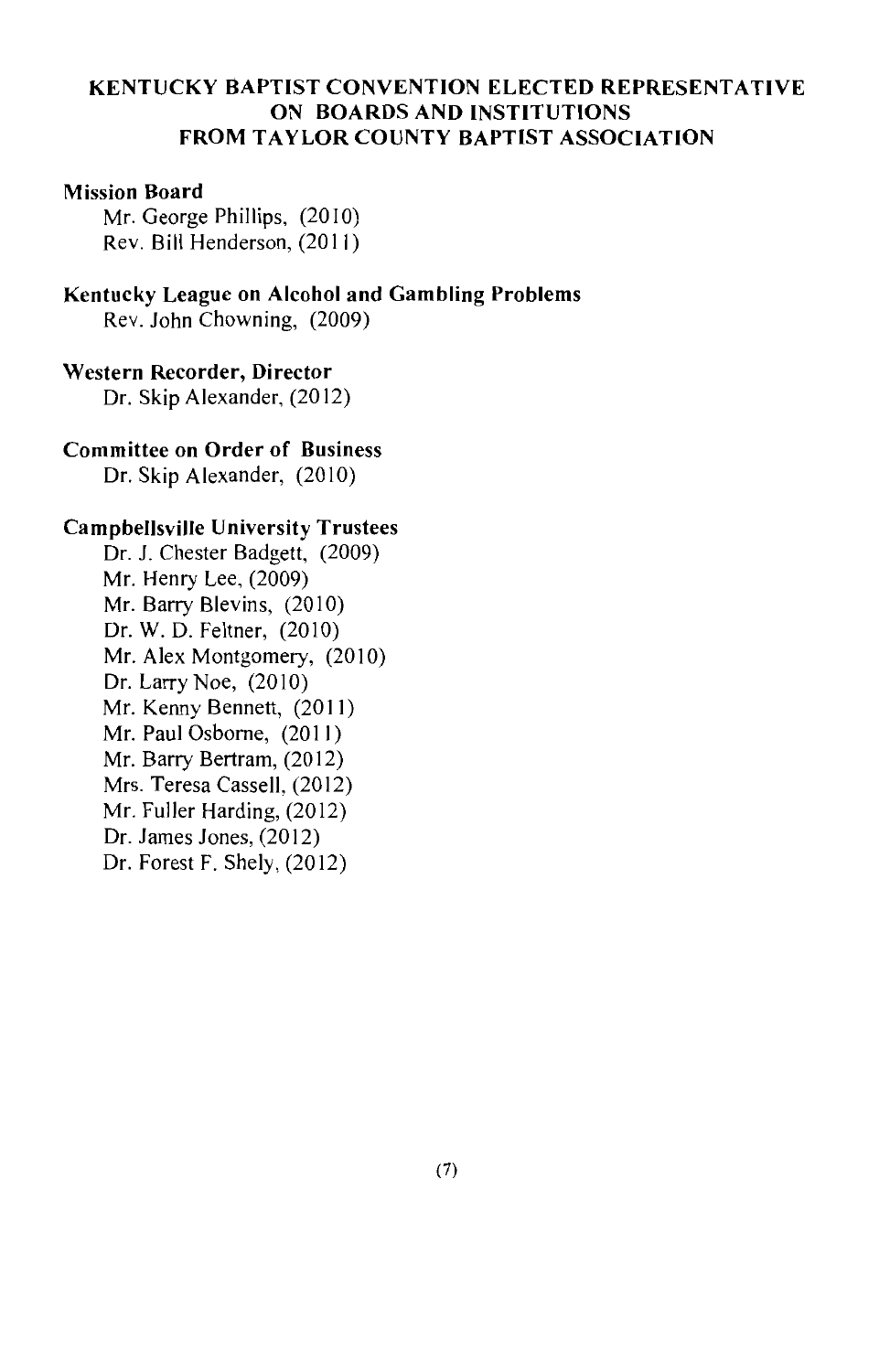# KENTUCKY BAPTIST CONVENTION ELECTED REPRESENTATIVE ON BOARDS AND INSTITUTIONS FROM TAYLOR COUNTY BAPTIST ASSOCIATION

**Mission Board**

Mr. George Phillips, (2010)
Rev. Bill Henderson, (2011)

**Kentucky League on Alcohol and Gambling Problems**

Rev. John Chowning, (2009)

**Western Recorder, Director**

Dr. Skip Alexander, (2012)

**Committee on Order of Business**

Dr. Skip Alexander, (2010)

**Campbellsville University Trustees**

Dr. J. Chester Badgett, (2009)
Mr. Henry Lee, (2009)
Mr. Barry Blevins, (2010)
Dr. W. D. Feltner, (2010)
Mr. Alex Montgomery, (2010)
Dr. Larry Noe, (2010)
Mr. Kenny Bennett, (2011)
Mr. Paul Osborne, (2011)
Mr. Barry Bertram, (2012)
Mrs. Teresa Cassell, (2012)
Mr. Fuller Harding, (2012)
Dr. James Jones, (2012)
Dr. Forest F. Shely, (2012)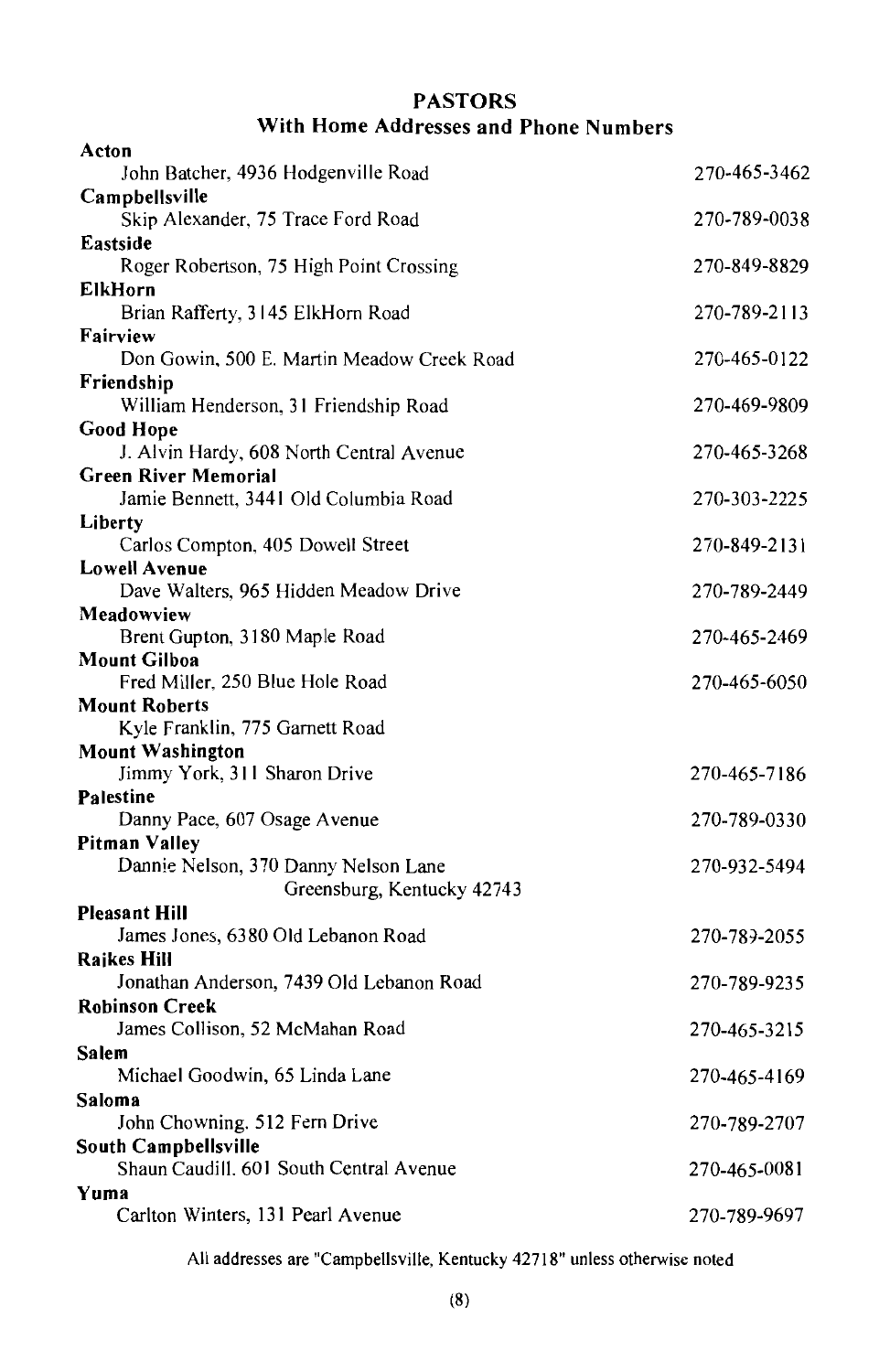## PASTORS
### With Home Addresses and Phone Numbers

**Acton**
John Batcher, 4936 Hodgenville Road — 270-465-3462

**Campbellsville**
Skip Alexander, 75 Trace Ford Road — 270-789-0038

**Eastside**
Roger Robertson, 75 High Point Crossing — 270-849-8829

**ElkHorn**
Brian Rafferty, 3145 ElkHorn Road — 270-789-2113

**Fairview**
Don Gowin, 500 E. Martin Meadow Creek Road — 270-465-0122

**Friendship**
William Henderson, 31 Friendship Road — 270-469-9809

**Good Hope**
J. Alvin Hardy, 608 North Central Avenue — 270-465-3268

**Green River Memorial**
Jamie Bennett, 3441 Old Columbia Road — 270-303-2225

**Liberty**
Carlos Compton, 405 Dowell Street — 270-849-2131

**Lowell Avenue**
Dave Walters, 965 Hidden Meadow Drive — 270-789-2449

**Meadowview**
Brent Gupton, 3180 Maple Road — 270-465-2469

**Mount Gilboa**
Fred Miller, 250 Blue Hole Road — 270-465-6050

**Mount Roberts**
Kyle Franklin, 775 Garnett Road

**Mount Washington**
Jimmy York, 311 Sharon Drive — 270-465-7186

**Palestine**
Danny Pace, 607 Osage Avenue — 270-789-0330

**Pitman Valley**
Dannie Nelson, 370 Danny Nelson Lane, Greensburg, Kentucky 42743 — 270-932-5494

**Pleasant Hill**
James Jones, 6380 Old Lebanon Road — 270-789-2055

**Raikes Hill**
Jonathan Anderson, 7439 Old Lebanon Road — 270-789-9235

**Robinson Creek**
James Collison, 52 McMahan Road — 270-465-3215

**Salem**
Michael Goodwin, 65 Linda Lane — 270-465-4169

**Saloma**
John Chowning, 512 Fern Drive — 270-789-2707

**South Campbellsville**
Shaun Caudill, 601 South Central Avenue — 270-465-0081

**Yuma**
Carlton Winters, 131 Pearl Avenue — 270-789-9697

All addresses are "Campbellsville, Kentucky 42718" unless otherwise noted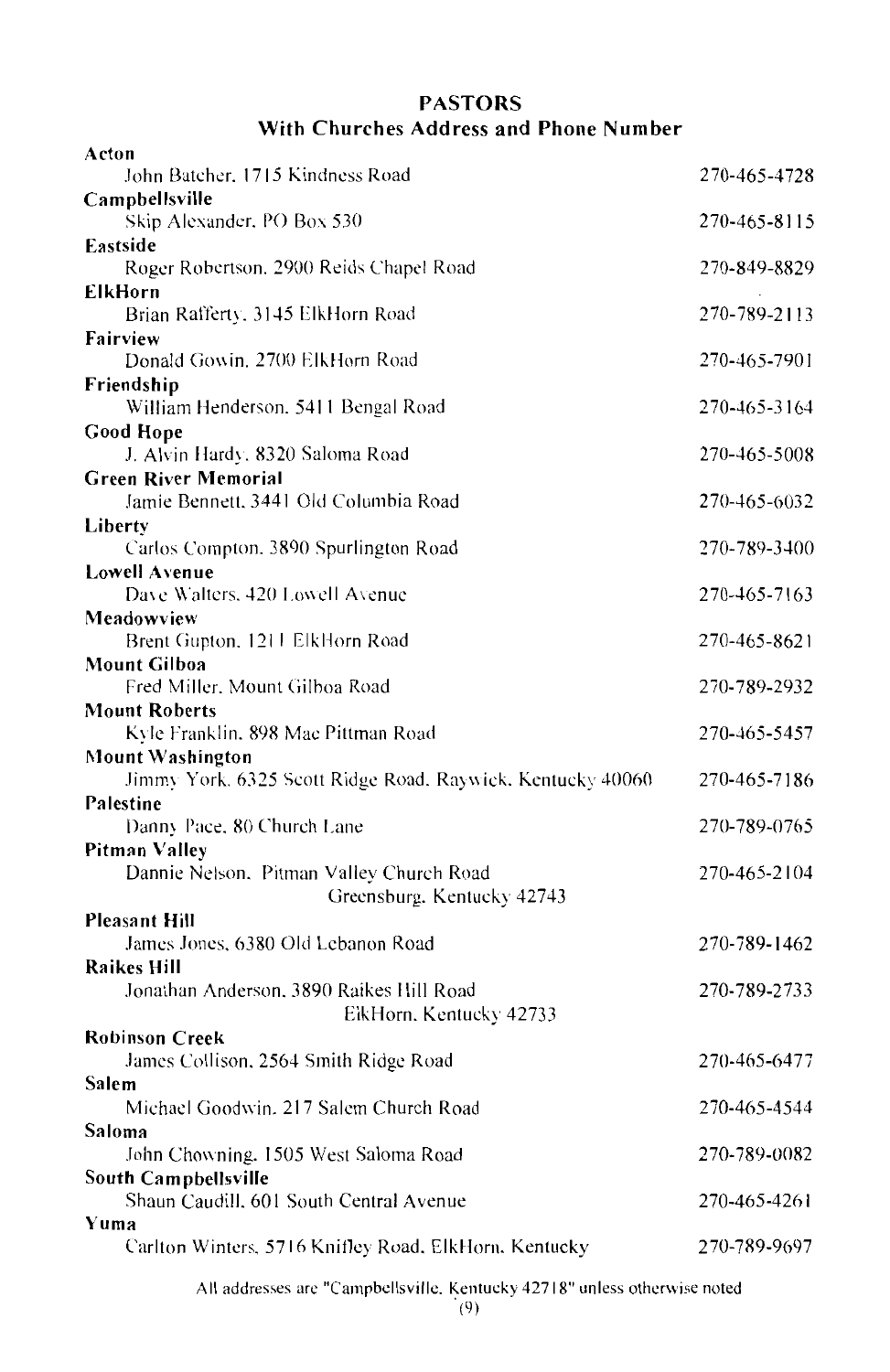## PASTORS

### With Churches Address and Phone Number

**Acton**
John Batcher, 1715 Kindness Road — 270-465-4728

**Campbellsville**
Skip Alexander, PO Box 530 — 270-465-8115

**Eastside**
Roger Robertson, 2900 Reids Chapel Road — 270-849-8829

**ElkHorn**
Brian Rafferty, 3145 ElkHorn Road — 270-789-2113

**Fairview**
Donald Gowin, 2700 ElkHorn Road — 270-465-7901

**Friendship**
William Henderson, 5411 Bengal Road — 270-465-3164

**Good Hope**
J. Alvin Hardy, 8320 Saloma Road — 270-465-5008

**Green River Memorial**
Jamie Bennett, 3441 Old Columbia Road — 270-465-6032

**Liberty**
Carlos Compton, 3890 Spurlington Road — 270-789-3400

**Lowell Avenue**
Dave Walters, 420 Lowell Avenue — 270-465-7163

**Meadowview**
Brent Gupton, 1211 ElkHorn Road — 270-465-8621

**Mount Gilboa**
Fred Miller, Mount Gilboa Road — 270-789-2932

**Mount Roberts**
Kyle Franklin, 898 Mac Pittman Road — 270-465-5457

**Mount Washington**
Jimmy York, 6325 Scott Ridge Road, Raywick, Kentucky 40060 — 270-465-7186

**Palestine**
Danny Pace, 80 Church Lane — 270-789-0765

**Pitman Valley**
Dannie Nelson, Pitman Valley Church Road, Greensburg, Kentucky 42743 — 270-465-2104

**Pleasant Hill**
James Jones, 6380 Old Lebanon Road — 270-789-1462

**Raikes Hill**
Jonathan Anderson, 3890 Raikes Hill Road, ElkHorn, Kentucky 42733 — 270-789-2733

**Robinson Creek**
James Collison, 2564 Smith Ridge Road — 270-465-6477

**Salem**
Michael Goodwin, 217 Salem Church Road — 270-465-4544

**Saloma**
John Chowning, 1505 West Saloma Road — 270-789-0082

**South Campbellsville**
Shaun Caudill, 601 South Central Avenue — 270-465-4261

**Yuma**
Carlton Winters, 5716 Knifley Road, ElkHorn, Kentucky — 270-789-9697

All addresses are "Campbellsville, Kentucky 42718" unless otherwise noted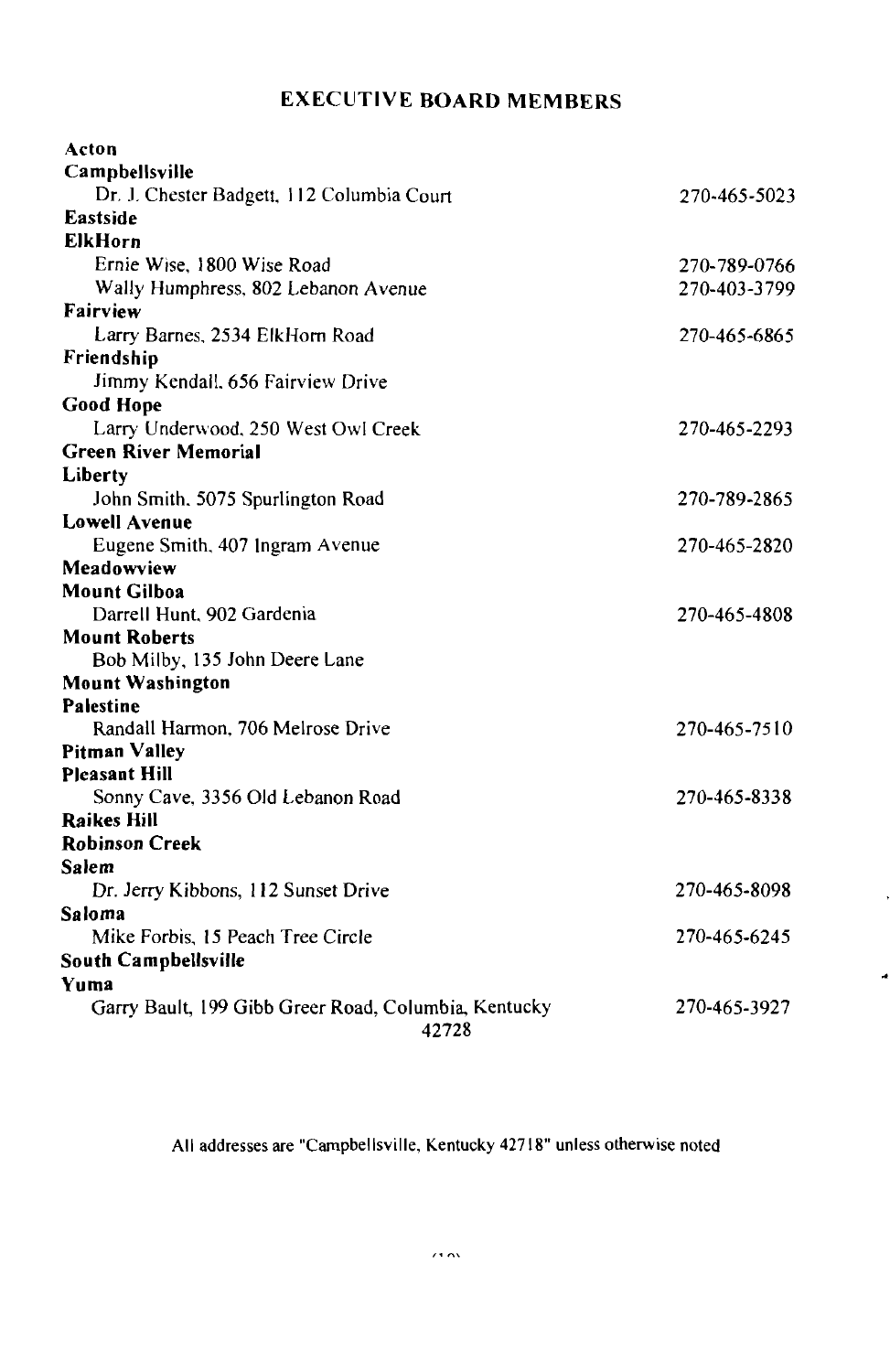## EXECUTIVE BOARD MEMBERS

**Acton**

**Campbellsville**

Dr. J. Chester Badgett, 112 Columbia Court — 270-465-5023

**Eastside**

**ElkHorn**

Ernie Wise, 1800 Wise Road — 270-789-0766

Wally Humphress, 802 Lebanon Avenue — 270-403-3799

**Fairview**

Larry Barnes, 2534 ElkHorn Road — 270-465-6865

**Friendship**

Jimmy Kendall, 656 Fairview Drive

**Good Hope**

Larry Underwood, 250 West Owl Creek — 270-465-2293

**Green River Memorial**

**Liberty**

John Smith, 5075 Spurlington Road — 270-789-2865

**Lowell Avenue**

Eugene Smith, 407 Ingram Avenue — 270-465-2820

**Meadowview**

**Mount Gilboa**

Darrell Hunt, 902 Gardenia — 270-465-4808

**Mount Roberts**

Bob Milby, 135 John Deere Lane

**Mount Washington**

**Palestine**

Randall Harmon, 706 Melrose Drive — 270-465-7510

**Pitman Valley**

**Pleasant Hill**

Sonny Cave, 3356 Old Lebanon Road — 270-465-8338

**Raikes Hill**

**Robinson Creek**

**Salem**

Dr. Jerry Kibbons, 112 Sunset Drive — 270-465-8098

**Saloma**

Mike Forbis, 15 Peach Tree Circle — 270-465-6245

**South Campbellsville**

**Yuma**

Garry Bault, 199 Gibb Greer Road, Columbia, Kentucky 42728 — 270-465-3927

All addresses are "Campbellsville, Kentucky 42718" unless otherwise noted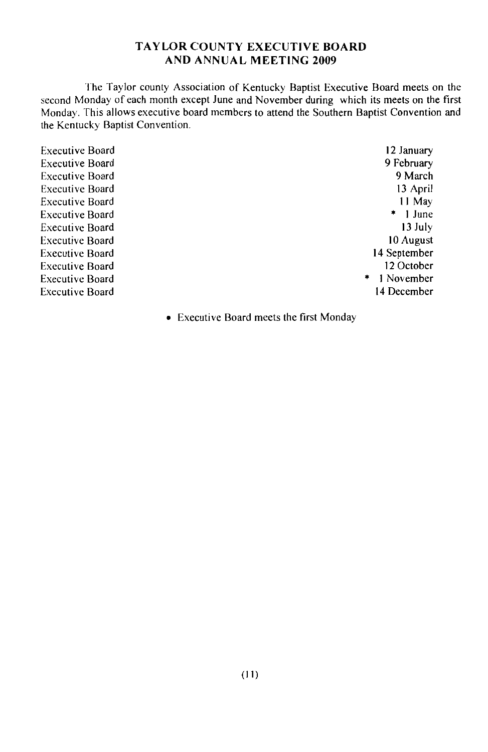## TAYLOR COUNTY EXECUTIVE BOARD AND ANNUAL MEETING 2009

The Taylor county Association of Kentucky Baptist Executive Board meets on the second Monday of each month except June and November during which its meets on the first Monday. This allows executive board members to attend the Southern Baptist Convention and the Kentucky Baptist Convention.

| | |
|---|---|
| Executive Board | 12 January |
| Executive Board | 9 February |
| Executive Board | 9 March |
| Executive Board | 13 April |
| Executive Board | 11 May |
| Executive Board | * 1 June |
| Executive Board | 13 July |
| Executive Board | 10 August |
| Executive Board | 14 September |
| Executive Board | 12 October |
| Executive Board | * 1 November |
| Executive Board | 14 December |

- Executive Board meets the first Monday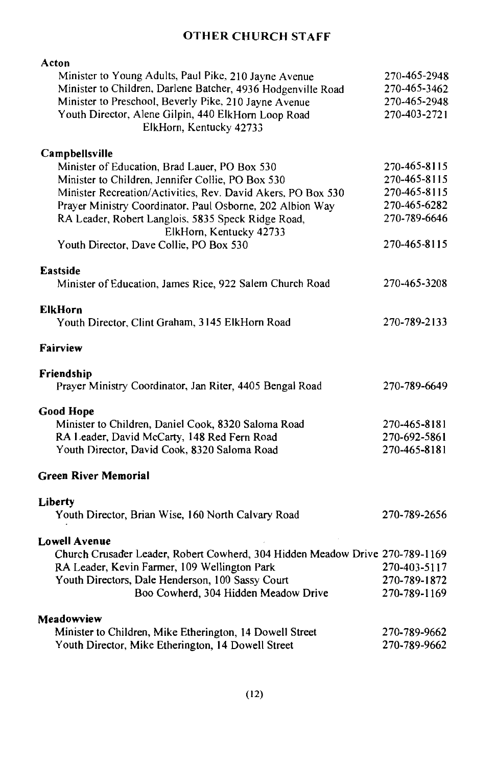# OTHER CHURCH STAFF

**Acton**

| | |
|---|---|
| Minister to Young Adults, Paul Pike, 210 Jayne Avenue | 270-465-2948 |
| Minister to Children, Darlene Batcher, 4936 Hodgenville Road | 270-465-3462 |
| Minister to Preschool, Beverly Pike, 210 Jayne Avenue | 270-465-2948 |
| Youth Director, Alene Gilpin, 440 ElkHorn Loop Road, ElkHorn, Kentucky 42733 | 270-403-2721 |

**Campbellsville**

| | |
|---|---|
| Minister of Education, Brad Lauer, PO Box 530 | 270-465-8115 |
| Minister to Children, Jennifer Collie, PO Box 530 | 270-465-8115 |
| Minister Recreation/Activities, Rev. David Akers, PO Box 530 | 270-465-8115 |
| Prayer Ministry Coordinator, Paul Osborne, 202 Albion Way | 270-465-6282 |
| RA Leader, Robert Langlois, 5835 Speck Ridge Road, ElkHorn, Kentucky 42733 | 270-789-6646 |
| Youth Director, Dave Collie, PO Box 530 | 270-465-8115 |

**Eastside**

| | |
|---|---|
| Minister of Education, James Rice, 922 Salem Church Road | 270-465-3208 |

**ElkHorn**

| | |
|---|---|
| Youth Director, Clint Graham, 3145 ElkHorn Road | 270-789-2133 |

**Fairview**

**Friendship**

| | |
|---|---|
| Prayer Ministry Coordinator, Jan Riter, 4405 Bengal Road | 270-789-6649 |

**Good Hope**

| | |
|---|---|
| Minister to Children, Daniel Cook, 8320 Saloma Road | 270-465-8181 |
| RA Leader, David McCarty, 148 Red Fern Road | 270-692-5861 |
| Youth Director, David Cook, 8320 Saloma Road | 270-465-8181 |

**Green River Memorial**

**Liberty**

| | |
|---|---|
| Youth Director, Brian Wise, 160 North Calvary Road | 270-789-2656 |

**Lowell Avenue**

| | |
|---|---|
| Church Crusader Leader, Robert Cowherd, 304 Hidden Meadow Drive | 270-789-1169 |
| RA Leader, Kevin Farmer, 109 Wellington Park | 270-403-5117 |
| Youth Directors, Dale Henderson, 100 Sassy Court | 270-789-1872 |
| Boo Cowherd, 304 Hidden Meadow Drive | 270-789-1169 |

**Meadowview**

| | |
|---|---|
| Minister to Children, Mike Etherington, 14 Dowell Street | 270-789-9662 |
| Youth Director, Mike Etherington, 14 Dowell Street | 270-789-9662 |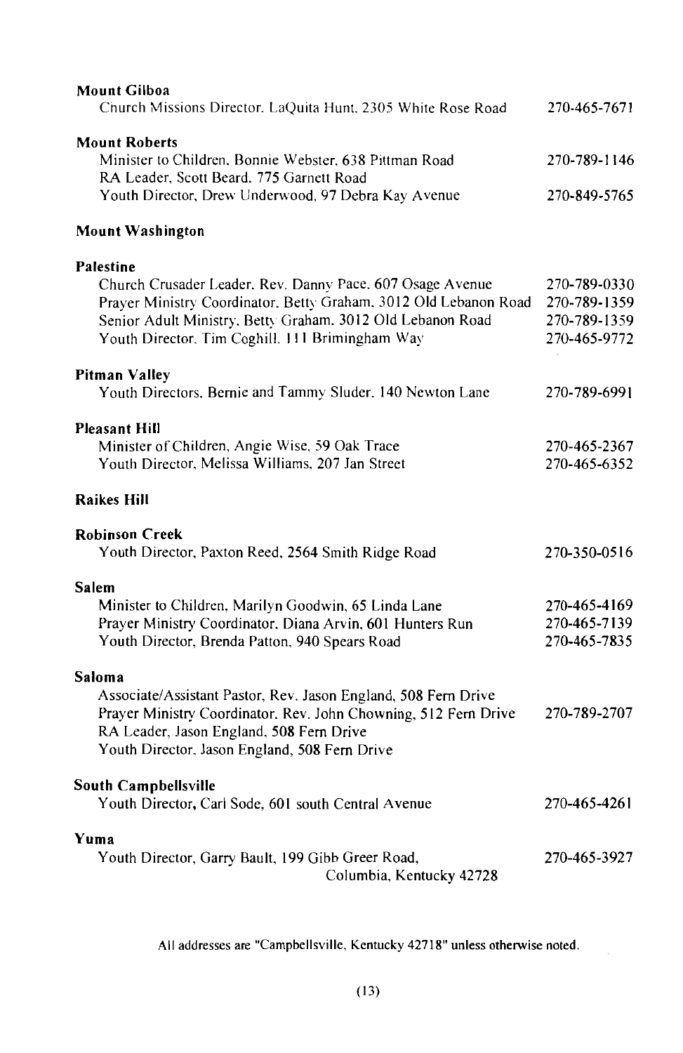**Mount Gilboa**

Church Missions Director, LaQuita Hunt, 2305 White Rose Road 270-465-7671

**Mount Roberts**

Minister to Children, Bonnie Webster, 638 Pittman Road 270-789-1146
RA Leader, Scott Beard, 775 Garnett Road
Youth Director, Drew Underwood, 97 Debra Kay Avenue 270-849-5765

**Mount Washington**

**Palestine**

Church Crusader Leader, Rev. Danny Pace, 607 Osage Avenue 270-789-0330
Prayer Ministry Coordinator, Betty Graham, 3012 Old Lebanon Road 270-789-1359
Senior Adult Ministry, Betty Graham, 3012 Old Lebanon Road 270-789-1359
Youth Director, Tim Coghill, 111 Brimingham Way 270-465-9772

**Pitman Valley**

Youth Directors, Bernie and Tammy Sluder, 140 Newton Lane 270-789-6991

**Pleasant Hill**

Minister of Children, Angie Wise, 59 Oak Trace 270-465-2367
Youth Director, Melissa Williams, 207 Jan Street 270-465-6352

**Raikes Hill**

**Robinson Creek**

Youth Director, Paxton Reed, 2564 Smith Ridge Road 270-350-0516

**Salem**

Minister to Children, Marilyn Goodwin, 65 Linda Lane 270-465-4169
Prayer Ministry Coordinator, Diana Arvin, 601 Hunters Run 270-465-7139
Youth Director, Brenda Patton, 940 Spears Road 270-465-7835

**Saloma**

Associate/Assistant Pastor, Rev. Jason England, 508 Fern Drive
Prayer Ministry Coordinator, Rev. John Chowning, 512 Fern Drive 270-789-2707
RA Leader, Jason England, 508 Fern Drive
Youth Director, Jason England, 508 Fern Drive

**South Campbellsville**

Youth Director, Carl Sode, 601 south Central Avenue 270-465-4261

**Yuma**

Youth Director, Garry Bault, 199 Gibb Greer Road, Columbia, Kentucky 42728 270-465-3927

All addresses are "Campbellsville, Kentucky 42718" unless otherwise noted.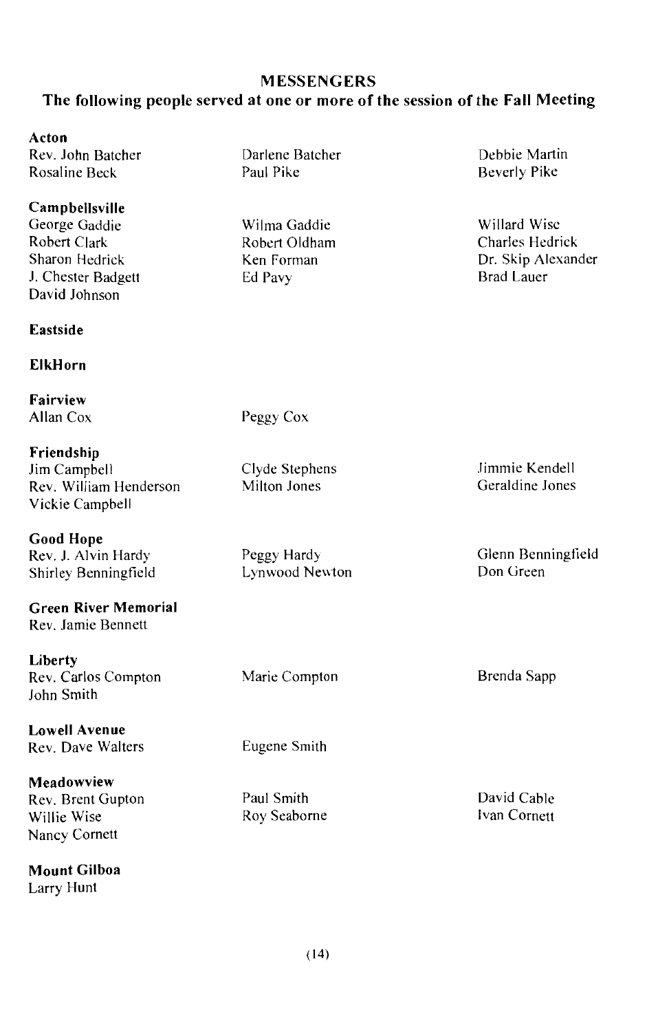## MESSENGERS

### The following people served at one or more of the session of the Fall Meeting

**Acton**
Rev. John Batcher
Darlene Batcher
Debbie Martin
Rosaline Beck
Paul Pike
Beverly Pike

**Campbellsville**
George Gaddie
Wilma Gaddie
Willard Wise
Robert Clark
Robert Oldham
Charles Hedrick
Sharon Hedrick
Ken Forman
Dr. Skip Alexander
J. Chester Badgett
Ed Pavy
Brad Lauer
David Johnson

**Eastside**

**ElkHorn**

**Fairview**
Allan Cox
Peggy Cox

**Friendship**
Jim Campbell
Clyde Stephens
Jimmie Kendell
Rev. William Henderson
Milton Jones
Geraldine Jones
Vickie Campbell

**Good Hope**
Rev. J. Alvin Hardy
Peggy Hardy
Glenn Benningfield
Shirley Benningfield
Lynwood Newton
Don Green

**Green River Memorial**
Rev. Jamie Bennett

**Liberty**
Rev. Carlos Compton
Marie Compton
Brenda Sapp
John Smith

**Lowell Avenue**
Rev. Dave Walters
Eugene Smith

**Meadowview**
Rev. Brent Gupton
Paul Smith
David Cable
Willie Wise
Roy Seaborne
Ivan Cornett
Nancy Cornett

**Mount Gilboa**
Larry Hunt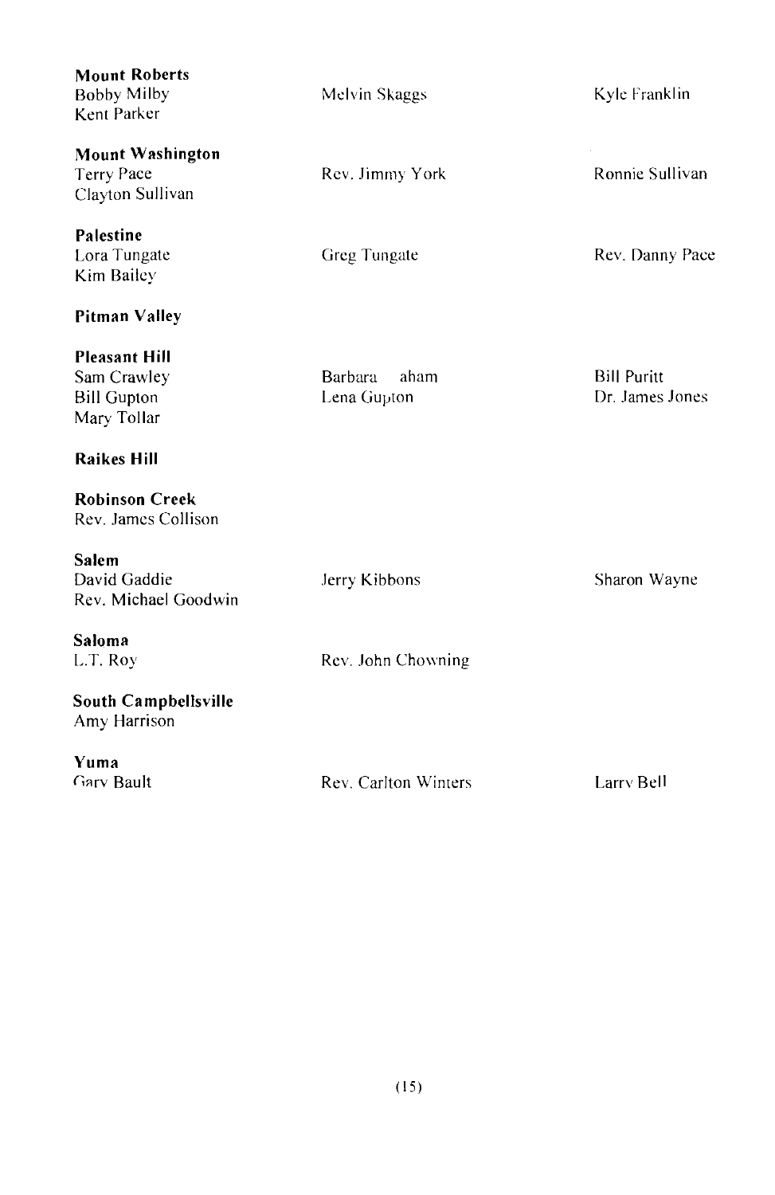**Mount Roberts**
Bobby Milby
Kent Parker

Melvin Skaggs

Kyle Franklin

**Mount Washington**
Terry Pace
Clayton Sullivan

Rev. Jimmy York

Ronnie Sullivan

**Palestine**
Lora Tungate
Kim Bailey

Greg Tungate

Rev. Danny Pace

**Pitman Valley**

**Pleasant Hill**
Sam Crawley
Bill Gupton
Mary Tollar

Barbara aham
Lena Gupton

Bill Puritt
Dr. James Jones

**Raikes Hill**

**Robinson Creek**
Rev. James Collison

**Salem**
David Gaddie
Rev. Michael Goodwin

Jerry Kibbons

Sharon Wayne

**Saloma**
L.T. Roy

Rev. John Chowning

**South Campbellsville**
Amy Harrison

**Yuma**
Gary Bault

Rev. Carlton Winters

Larry Bell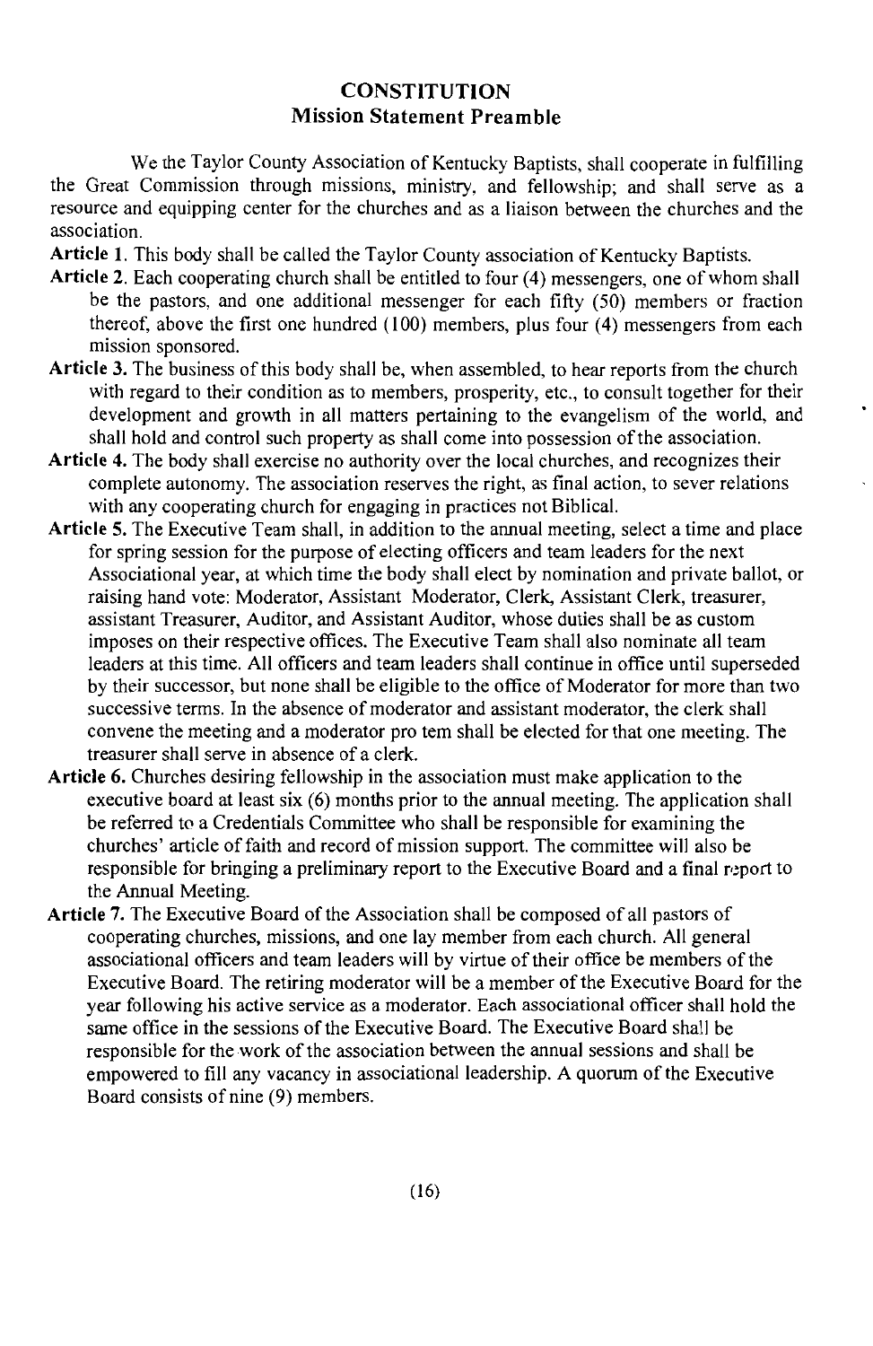## CONSTITUTION

### Mission Statement Preamble

We the Taylor County Association of Kentucky Baptists, shall cooperate in fulfilling the Great Commission through missions, ministry, and fellowship; and shall serve as a resource and equipping center for the churches and as a liaison between the churches and the association.

**Article 1.** This body shall be called the Taylor County association of Kentucky Baptists.

**Article 2.** Each cooperating church shall be entitled to four (4) messengers, one of whom shall be the pastors, and one additional messenger for each fifty (50) members or fraction thereof, above the first one hundred (100) members, plus four (4) messengers from each mission sponsored.

**Article 3.** The business of this body shall be, when assembled, to hear reports from the church with regard to their condition as to members, prosperity, etc., to consult together for their development and growth in all matters pertaining to the evangelism of the world, and shall hold and control such property as shall come into possession of the association.

**Article 4.** The body shall exercise no authority over the local churches, and recognizes their complete autonomy. The association reserves the right, as final action, to sever relations with any cooperating church for engaging in practices not Biblical.

**Article 5.** The Executive Team shall, in addition to the annual meeting, select a time and place for spring session for the purpose of electing officers and team leaders for the next Associational year, at which time the body shall elect by nomination and private ballot, or raising hand vote: Moderator, Assistant Moderator, Clerk, Assistant Clerk, treasurer, assistant Treasurer, Auditor, and Assistant Auditor, whose duties shall be as custom imposes on their respective offices. The Executive Team shall also nominate all team leaders at this time. All officers and team leaders shall continue in office until superseded by their successor, but none shall be eligible to the office of Moderator for more than two successive terms. In the absence of moderator and assistant moderator, the clerk shall convene the meeting and a moderator pro tem shall be elected for that one meeting. The treasurer shall serve in absence of a clerk.

**Article 6.** Churches desiring fellowship in the association must make application to the executive board at least six (6) months prior to the annual meeting. The application shall be referred to a Credentials Committee who shall be responsible for examining the churches' article of faith and record of mission support. The committee will also be responsible for bringing a preliminary report to the Executive Board and a final report to the Annual Meeting.

**Article 7.** The Executive Board of the Association shall be composed of all pastors of cooperating churches, missions, and one lay member from each church. All general associational officers and team leaders will by virtue of their office be members of the Executive Board. The retiring moderator will be a member of the Executive Board for the year following his active service as a moderator. Each associational officer shall hold the same office in the sessions of the Executive Board. The Executive Board shall be responsible for the work of the association between the annual sessions and shall be empowered to fill any vacancy in associational leadership. A quorum of the Executive Board consists of nine (9) members.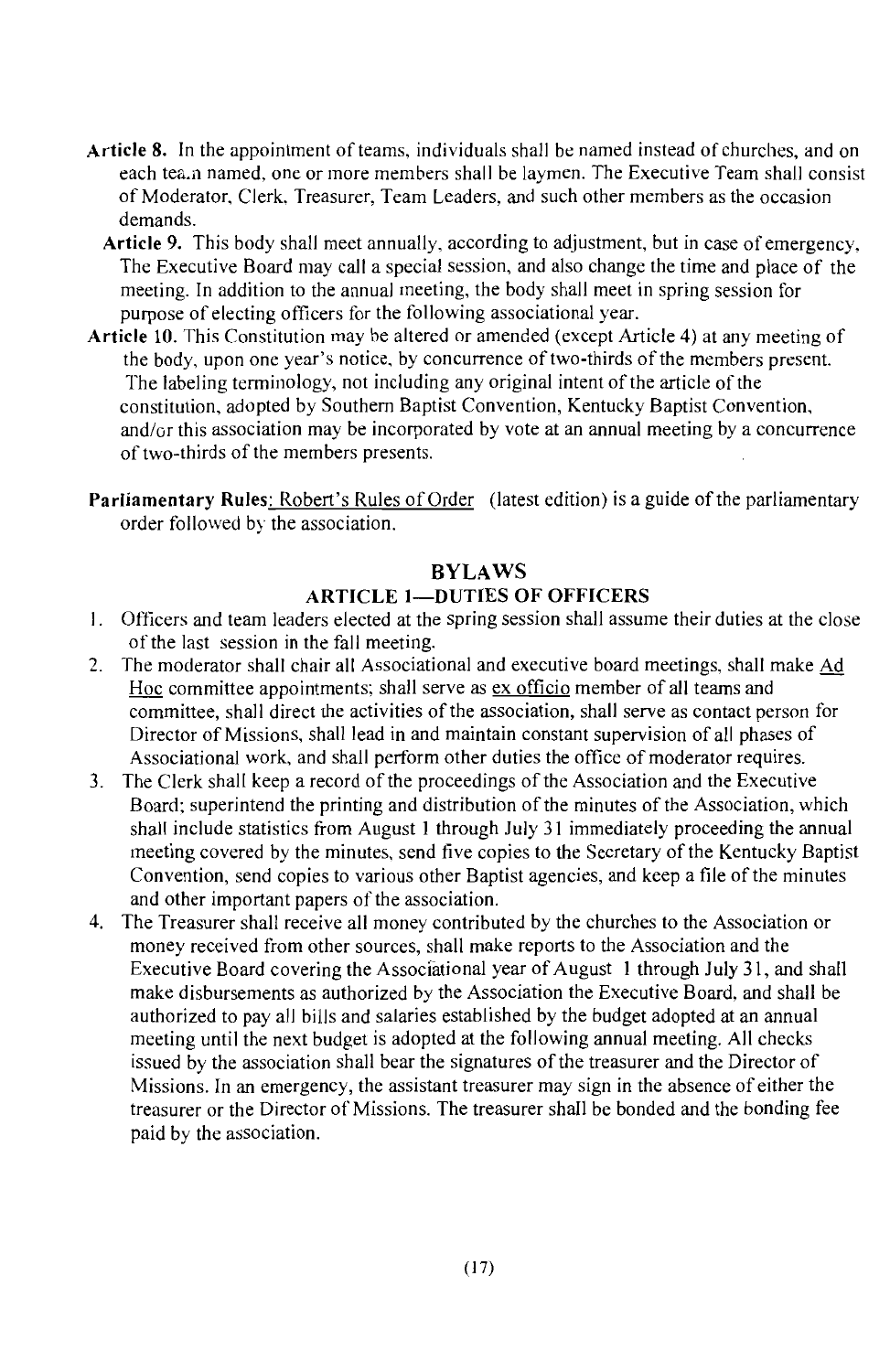**Article 8.** In the appointment of teams, individuals shall be named instead of churches, and on each team named, one or more members shall be laymen. The Executive Team shall consist of Moderator, Clerk, Treasurer, Team Leaders, and such other members as the occasion demands.

**Article 9.** This body shall meet annually, according to adjustment, but in case of emergency, The Executive Board may call a special session, and also change the time and place of the meeting. In addition to the annual meeting, the body shall meet in spring session for purpose of electing officers for the following associational year.

**Article 10.** This Constitution may be altered or amended (except Article 4) at any meeting of the body, upon one year's notice, by concurrence of two-thirds of the members present. The labeling terminology, not including any original intent of the article of the constitution, adopted by Southern Baptist Convention, Kentucky Baptist Convention, and/or this association may be incorporated by vote at an annual meeting by a concurrence of two-thirds of the members presents.

**Parliamentary Rules:** Robert's Rules of Order (latest edition) is a guide of the parliamentary order followed by the association.

## BYLAWS

### ARTICLE 1—DUTIES OF OFFICERS

1. Officers and team leaders elected at the spring session shall assume their duties at the close of the last session in the fall meeting.
2. The moderator shall chair all Associational and executive board meetings, shall make Ad Hoc committee appointments; shall serve as ex officio member of all teams and committee, shall direct the activities of the association, shall serve as contact person for Director of Missions, shall lead in and maintain constant supervision of all phases of Associational work, and shall perform other duties the office of moderator requires.
3. The Clerk shall keep a record of the proceedings of the Association and the Executive Board; superintend the printing and distribution of the minutes of the Association, which shall include statistics from August 1 through July 31 immediately proceeding the annual meeting covered by the minutes, send five copies to the Secretary of the Kentucky Baptist Convention, send copies to various other Baptist agencies, and keep a file of the minutes and other important papers of the association.
4. The Treasurer shall receive all money contributed by the churches to the Association or money received from other sources, shall make reports to the Association and the Executive Board covering the Associational year of August 1 through July 31, and shall make disbursements as authorized by the Association the Executive Board, and shall be authorized to pay all bills and salaries established by the budget adopted at an annual meeting until the next budget is adopted at the following annual meeting. All checks issued by the association shall bear the signatures of the treasurer and the Director of Missions. In an emergency, the assistant treasurer may sign in the absence of either the treasurer or the Director of Missions. The treasurer shall be bonded and the bonding fee paid by the association.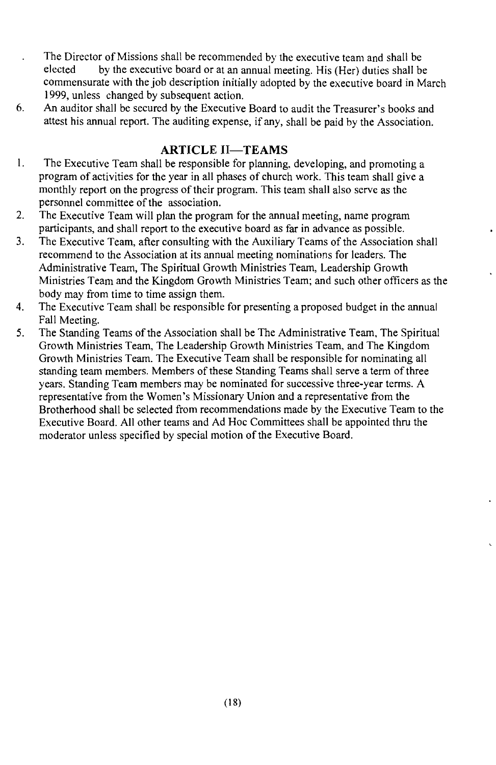. The Director of Missions shall be recommended by the executive team and shall be elected by the executive board or at an annual meeting. His (Her) duties shall be commensurate with the job description initially adopted by the executive board in March 1999, unless changed by subsequent action.

6. An auditor shall be secured by the Executive Board to audit the Treasurer's books and attest his annual report. The auditing expense, if any, shall be paid by the Association.

## ARTICLE II—TEAMS

1. The Executive Team shall be responsible for planning, developing, and promoting a program of activities for the year in all phases of church work. This team shall give a monthly report on the progress of their program. This team shall also serve as the personnel committee of the association.
2. The Executive Team will plan the program for the annual meeting, name program participants, and shall report to the executive board as far in advance as possible.
3. The Executive Team, after consulting with the Auxiliary Teams of the Association shall recommend to the Association at its annual meeting nominations for leaders. The Administrative Team, The Spiritual Growth Ministries Team, Leadership Growth Ministries Team and the Kingdom Growth Ministries Team; and such other officers as the body may from time to time assign them.
4. The Executive Team shall be responsible for presenting a proposed budget in the annual Fall Meeting.
5. The Standing Teams of the Association shall be The Administrative Team, The Spiritual Growth Ministries Team, The Leadership Growth Ministries Team, and The Kingdom Growth Ministries Team. The Executive Team shall be responsible for nominating all standing team members. Members of these Standing Teams shall serve a term of three years. Standing Team members may be nominated for successive three-year terms. A representative from the Women's Missionary Union and a representative from the Brotherhood shall be selected from recommendations made by the Executive Team to the Executive Board. All other teams and Ad Hoc Committees shall be appointed thru the moderator unless specified by special motion of the Executive Board.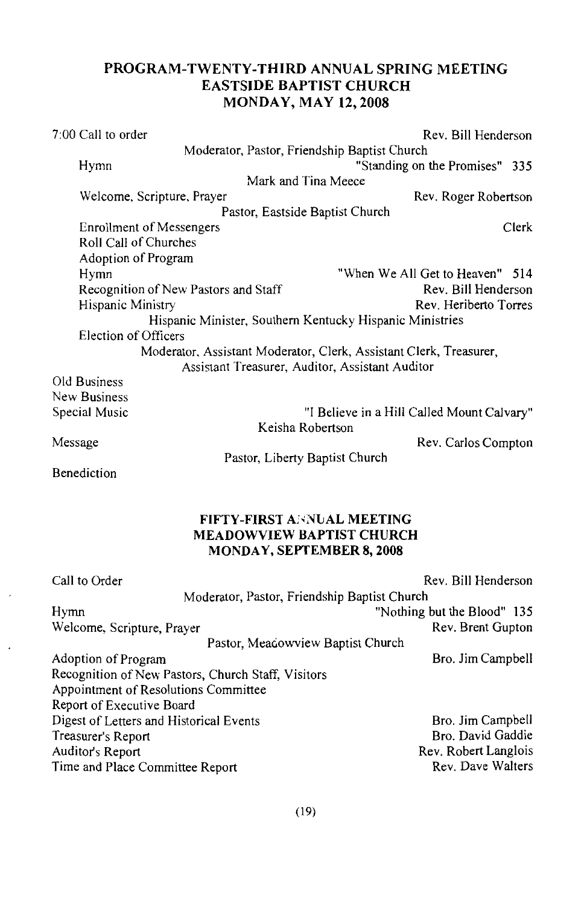## PROGRAM-TWENTY-THIRD ANNUAL SPRING MEETING
## EASTSIDE BAPTIST CHURCH
## MONDAY, MAY 12, 2008

7:00 Call to order — Rev. Bill Henderson
Moderator, Pastor, Friendship Baptist Church

Hymn — "Standing on the Promises" 335
Mark and Tina Meece

Welcome, Scripture, Prayer — Rev. Roger Robertson
Pastor, Eastside Baptist Church

Enrollment of Messengers — Clerk

Roll Call of Churches

Adoption of Program

Hymn — "When We All Get to Heaven" 514

Recognition of New Pastors and Staff — Rev. Bill Henderson

Hispanic Ministry — Rev. Heriberto Torres
Hispanic Minister, Southern Kentucky Hispanic Ministries

Election of Officers
Moderator, Assistant Moderator, Clerk, Assistant Clerk, Treasurer, Assistant Treasurer, Auditor, Assistant Auditor

Old Business

New Business

Special Music — "I Believe in a Hill Called Mount Calvary"
Keisha Robertson

Message — Rev. Carlos Compton
Pastor, Liberty Baptist Church

Benediction

## FIFTY-FIRST ANNUAL MEETING
## MEADOWVIEW BAPTIST CHURCH
## MONDAY, SEPTEMBER 8, 2008

Call to Order — Rev. Bill Henderson
Moderator, Pastor, Friendship Baptist Church

Hymn — "Nothing but the Blood" 135

Welcome, Scripture, Prayer — Rev. Brent Gupton
Pastor, Meadowview Baptist Church

Adoption of Program — Bro. Jim Campbell

Recognition of New Pastors, Church Staff, Visitors

Appointment of Resolutions Committee

Report of Executive Board

Digest of Letters and Historical Events — Bro. Jim Campbell

Treasurer's Report — Bro. David Gaddie

Auditor's Report — Rev. Robert Langlois

Time and Place Committee Report — Rev. Dave Walters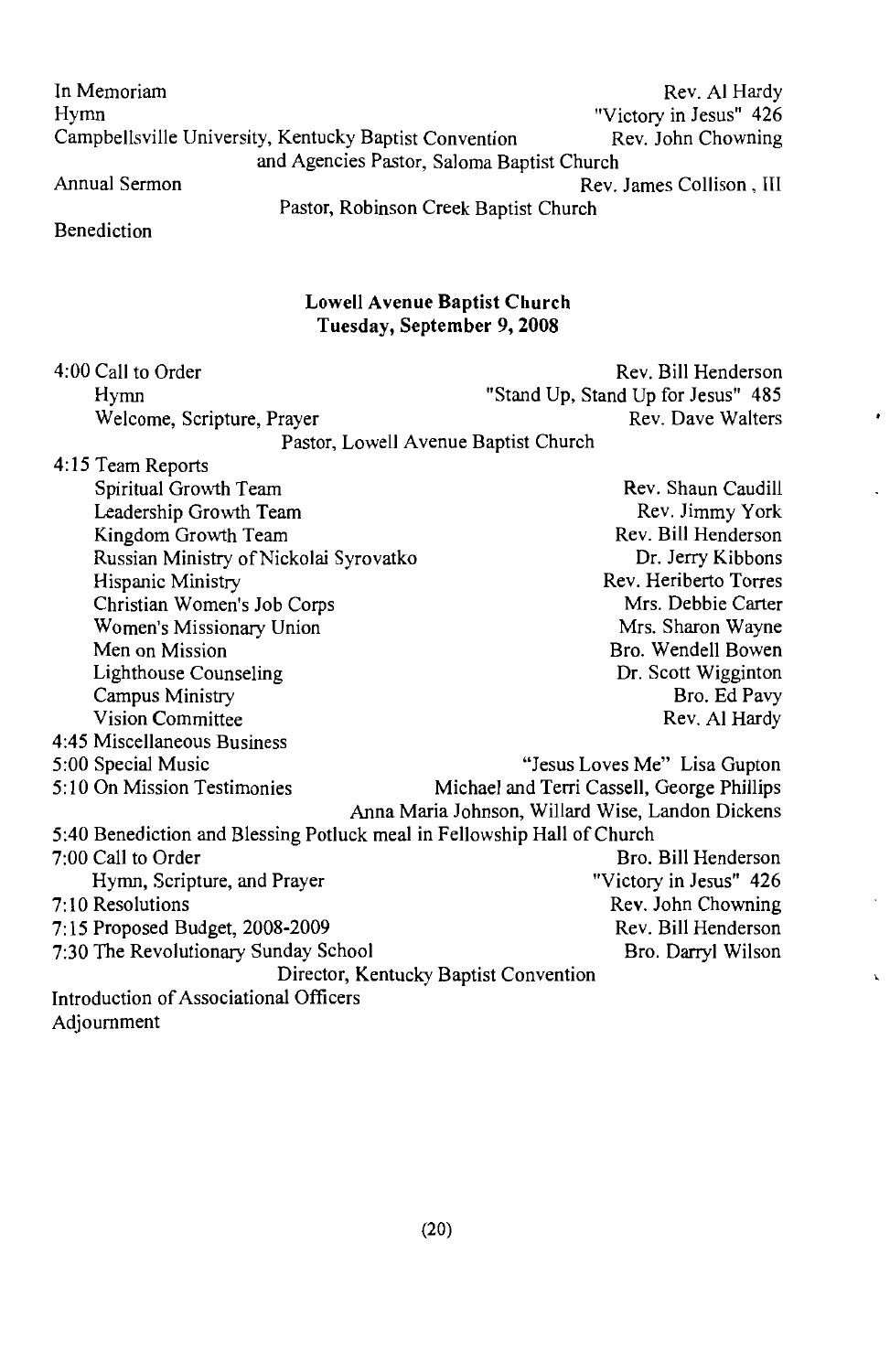In Memoriam — Rev. Al Hardy
Hymn — "Victory in Jesus" 426
Campbellsville University, Kentucky Baptist Convention and Agencies — Rev. John Chowning, Pastor, Saloma Baptist Church
Annual Sermon — Rev. James Collison, III, Pastor, Robinson Creek Baptist Church
Benediction

**Lowell Avenue Baptist Church**
**Tuesday, September 9, 2008**

4:00 Call to Order — Rev. Bill Henderson
- Hymn — "Stand Up, Stand Up for Jesus" 485
- Welcome, Scripture, Prayer — Rev. Dave Walters, Pastor, Lowell Avenue Baptist Church

4:15 Team Reports
- Spiritual Growth Team — Rev. Shaun Caudill
- Leadership Growth Team — Rev. Jimmy York
- Kingdom Growth Team — Rev. Bill Henderson
- Russian Ministry of Nickolai Syrovatko — Dr. Jerry Kibbons
- Hispanic Ministry — Rev. Heriberto Torres
- Christian Women's Job Corps — Mrs. Debbie Carter
- Women's Missionary Union — Mrs. Sharon Wayne
- Men on Mission — Bro. Wendell Bowen
- Lighthouse Counseling — Dr. Scott Wigginton
- Campus Ministry — Bro. Ed Pavy
- Vision Committee — Rev. Al Hardy

4:45 Miscellaneous Business
5:00 Special Music — "Jesus Loves Me" Lisa Gupton
5:10 On Mission Testimonies — Michael and Terri Cassell, George Phillips, Anna Maria Johnson, Willard Wise, Landon Dickens
5:40 Benediction and Blessing Potluck meal in Fellowship Hall of Church
7:00 Call to Order — Bro. Bill Henderson
- Hymn, Scripture, and Prayer — "Victory in Jesus" 426

7:10 Resolutions — Rev. John Chowning
7:15 Proposed Budget, 2008-2009 — Rev. Bill Henderson
7:30 The Revolutionary Sunday School — Bro. Darryl Wilson, Director, Kentucky Baptist Convention
Introduction of Associational Officers
Adjournment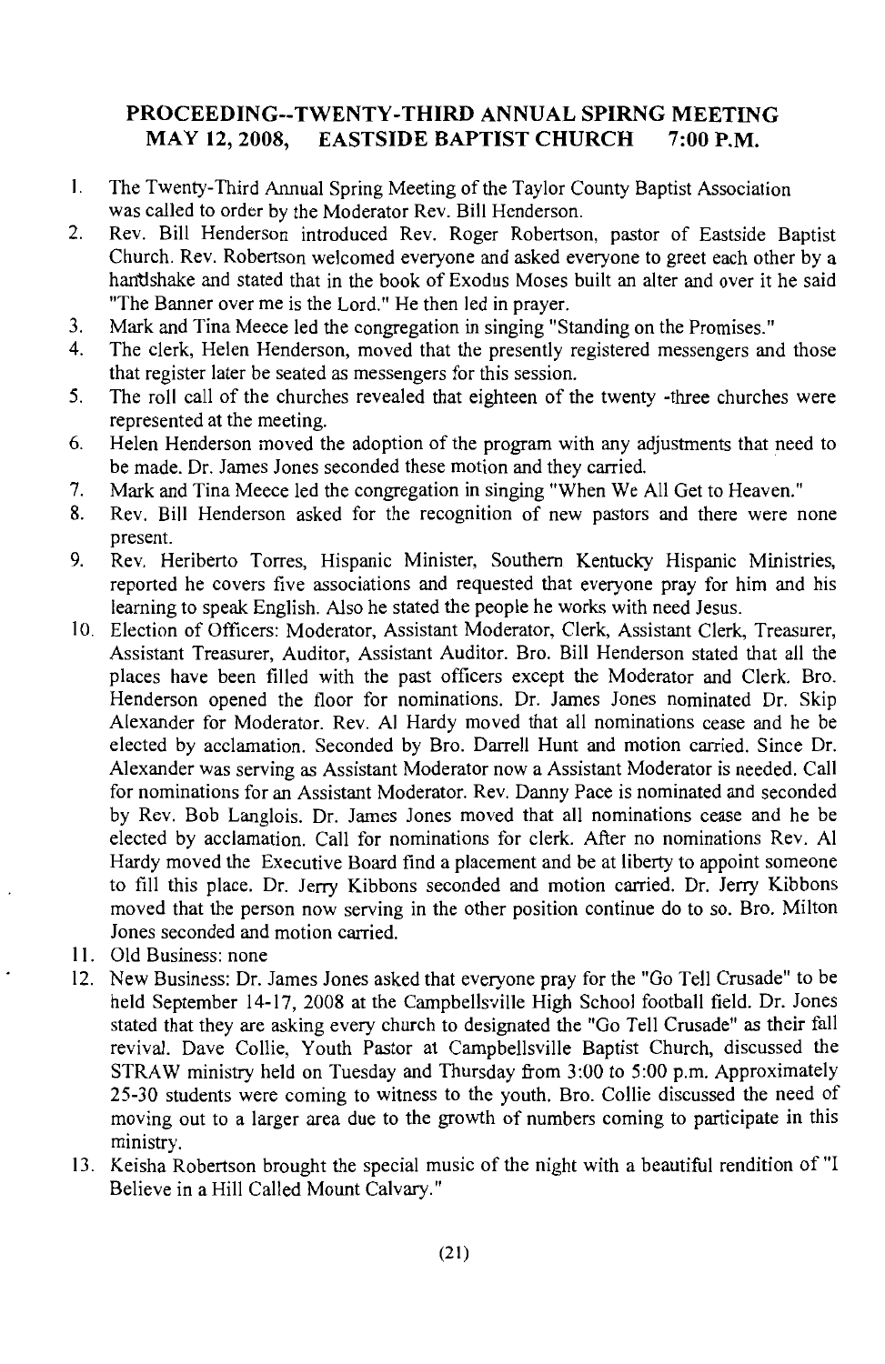## PROCEEDING--TWENTY-THIRD ANNUAL SPIRNG MEETING MAY 12, 2008, EASTSIDE BAPTIST CHURCH 7:00 P.M.

1. The Twenty-Third Annual Spring Meeting of the Taylor County Baptist Association was called to order by the Moderator Rev. Bill Henderson.
2. Rev. Bill Henderson introduced Rev. Roger Robertson, pastor of Eastside Baptist Church. Rev. Robertson welcomed everyone and asked everyone to greet each other by a handshake and stated that in the book of Exodus Moses built an alter and over it he said "The Banner over me is the Lord." He then led in prayer.
3. Mark and Tina Meece led the congregation in singing "Standing on the Promises."
4. The clerk, Helen Henderson, moved that the presently registered messengers and those that register later be seated as messengers for this session.
5. The roll call of the churches revealed that eighteen of the twenty -three churches were represented at the meeting.
6. Helen Henderson moved the adoption of the program with any adjustments that need to be made. Dr. James Jones seconded these motion and they carried.
7. Mark and Tina Meece led the congregation in singing "When We All Get to Heaven."
8. Rev. Bill Henderson asked for the recognition of new pastors and there were none present.
9. Rev. Heriberto Torres, Hispanic Minister, Southern Kentucky Hispanic Ministries, reported he covers five associations and requested that everyone pray for him and his learning to speak English. Also he stated the people he works with need Jesus.
10. Election of Officers: Moderator, Assistant Moderator, Clerk, Assistant Clerk, Treasurer, Assistant Treasurer, Auditor, Assistant Auditor. Bro. Bill Henderson stated that all the places have been filled with the past officers except the Moderator and Clerk. Bro. Henderson opened the floor for nominations. Dr. James Jones nominated Dr. Skip Alexander for Moderator. Rev. Al Hardy moved that all nominations cease and he be elected by acclamation. Seconded by Bro. Darrell Hunt and motion carried. Since Dr. Alexander was serving as Assistant Moderator now a Assistant Moderator is needed. Call for nominations for an Assistant Moderator. Rev. Danny Pace is nominated and seconded by Rev. Bob Langlois. Dr. James Jones moved that all nominations cease and he be elected by acclamation. Call for nominations for clerk. After no nominations Rev. Al Hardy moved the Executive Board find a placement and be at liberty to appoint someone to fill this place. Dr. Jerry Kibbons seconded and motion carried. Dr. Jerry Kibbons moved that the person now serving in the other position continue do to so. Bro. Milton Jones seconded and motion carried.
11. Old Business: none
12. New Business: Dr. James Jones asked that everyone pray for the "Go Tell Crusade" to be held September 14-17, 2008 at the Campbellsville High School football field. Dr. Jones stated that they are asking every church to designated the "Go Tell Crusade" as their fall revival. Dave Collie, Youth Pastor at Campbellsville Baptist Church, discussed the STRAW ministry held on Tuesday and Thursday from 3:00 to 5:00 p.m. Approximately 25-30 students were coming to witness to the youth. Bro. Collie discussed the need of moving out to a larger area due to the growth of numbers coming to participate in this ministry.
13. Keisha Robertson brought the special music of the night with a beautiful rendition of "I Believe in a Hill Called Mount Calvary."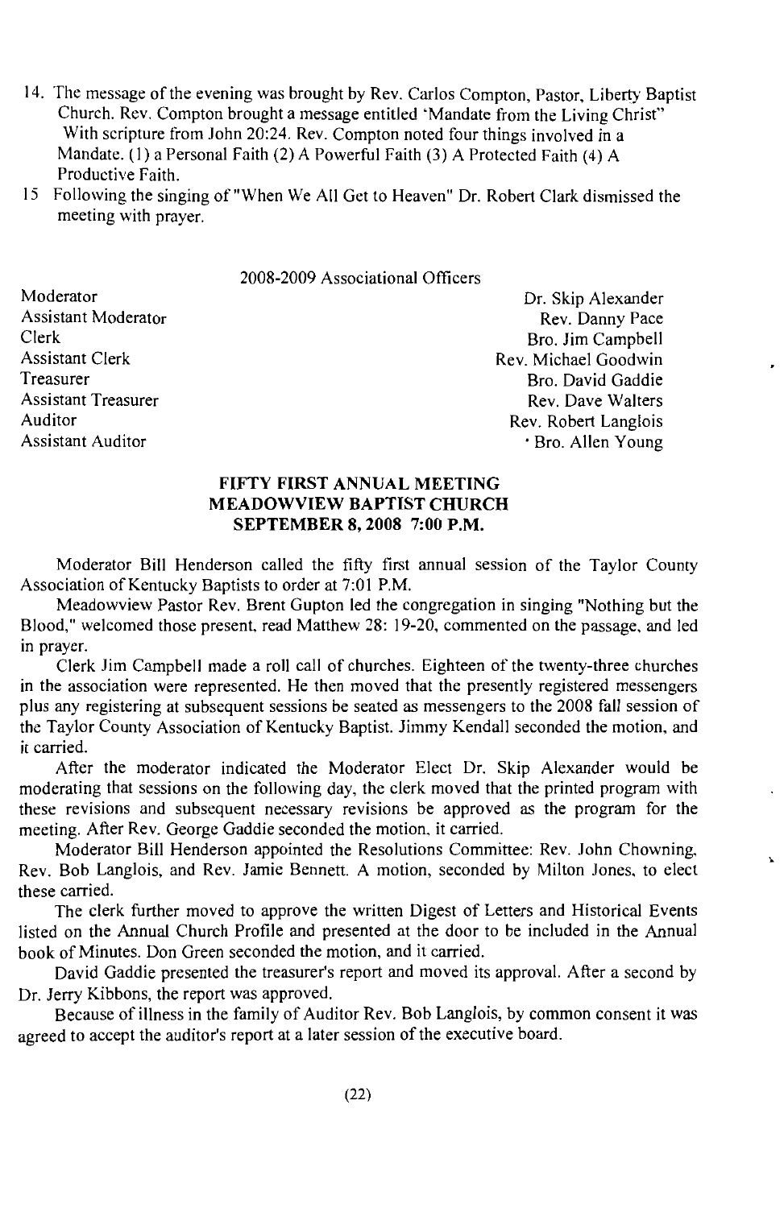14. The message of the evening was brought by Rev. Carlos Compton, Pastor, Liberty Baptist Church. Rev. Compton brought a message entitled 'Mandate from the Living Christ" With scripture from John 20:24. Rev. Compton noted four things involved in a Mandate. (1) a Personal Faith (2) A Powerful Faith (3) A Protected Faith (4) A Productive Faith.
15. Following the singing of "When We All Get to Heaven" Dr. Robert Clark dismissed the meeting with prayer.

2008-2009 Associational Officers

| | |
|---|---|
| Moderator | Dr. Skip Alexander |
| Assistant Moderator | Rev. Danny Pace |
| Clerk | Bro. Jim Campbell |
| Assistant Clerk | Rev. Michael Goodwin |
| Treasurer | Bro. David Gaddie |
| Assistant Treasurer | Rev. Dave Walters |
| Auditor | Rev. Robert Langlois |
| Assistant Auditor | Bro. Allen Young |

**FIFTY FIRST ANNUAL MEETING**
**MEADOWVIEW BAPTIST CHURCH**
**SEPTEMBER 8, 2008 7:00 P.M.**

Moderator Bill Henderson called the fifty first annual session of the Taylor County Association of Kentucky Baptists to order at 7:01 P.M.

Meadowview Pastor Rev. Brent Gupton led the congregation in singing "Nothing but the Blood," welcomed those present, read Matthew 28: 19-20, commented on the passage, and led in prayer.

Clerk Jim Campbell made a roll call of churches. Eighteen of the twenty-three churches in the association were represented. He then moved that the presently registered messengers plus any registering at subsequent sessions be seated as messengers to the 2008 fall session of the Taylor County Association of Kentucky Baptist. Jimmy Kendall seconded the motion, and it carried.

After the moderator indicated the Moderator Elect Dr. Skip Alexander would be moderating that sessions on the following day, the clerk moved that the printed program with these revisions and subsequent necessary revisions be approved as the program for the meeting. After Rev. George Gaddie seconded the motion, it carried.

Moderator Bill Henderson appointed the Resolutions Committee: Rev. John Chowning, Rev. Bob Langlois, and Rev. Jamie Bennett. A motion, seconded by Milton Jones, to elect these carried.

The clerk further moved to approve the written Digest of Letters and Historical Events listed on the Annual Church Profile and presented at the door to be included in the Annual book of Minutes. Don Green seconded the motion, and it carried.

David Gaddie presented the treasurer's report and moved its approval. After a second by Dr. Jerry Kibbons, the report was approved.

Because of illness in the family of Auditor Rev. Bob Langlois, by common consent it was agreed to accept the auditor's report at a later session of the executive board.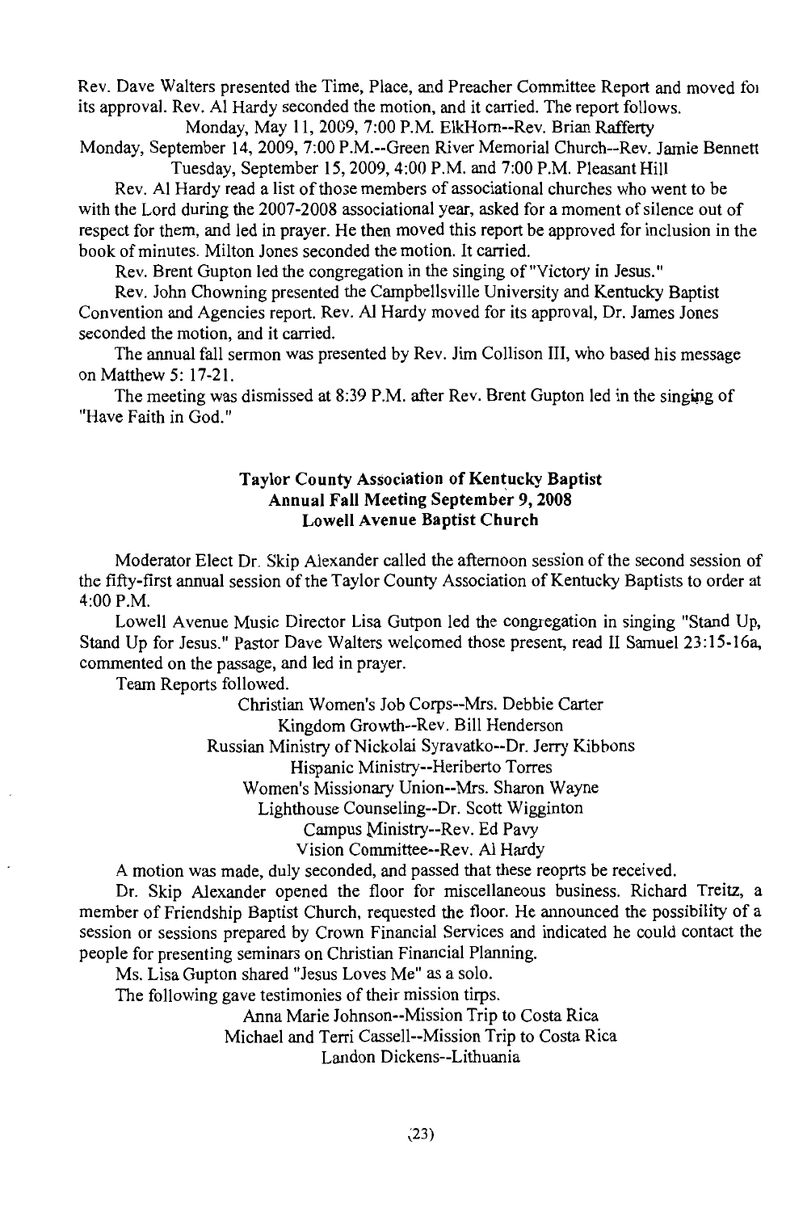Rev. Dave Walters presented the Time, Place, and Preacher Committee Report and moved foı its approval. Rev. Al Hardy seconded the motion, and it carried. The report follows.

Monday, May 11, 2009, 7:00 P.M. ElkHorn--Rev. Brian Rafferty

Monday, September 14, 2009, 7:00 P.M.--Green River Memorial Church--Rev. Jamie Bennett

Tuesday, September 15, 2009, 4:00 P.M. and 7:00 P.M. Pleasant Hill

Rev. Al Hardy read a list of those members of associational churches who went to be with the Lord during the 2007-2008 associational year, asked for a moment of silence out of respect for them, and led in prayer. He then moved this report be approved for inclusion in the book of minutes. Milton Jones seconded the motion. It carried.

Rev. Brent Gupton led the congregation in the singing of "Victory in Jesus."

Rev. John Chowning presented the Campbellsville University and Kentucky Baptist Convention and Agencies report. Rev. Al Hardy moved for its approval, Dr. James Jones seconded the motion, and it carried.

The annual fall sermon was presented by Rev. Jim Collison III, who based his message on Matthew 5: 17-21.

The meeting was dismissed at 8:39 P.M. after Rev. Brent Gupton led in the singing of "Have Faith in God."

### Taylor County Association of Kentucky Baptist
### Annual Fall Meeting September 9, 2008
### Lowell Avenue Baptist Church

Moderator Elect Dr. Skip Alexander called the afternoon session of the second session of the fifty-first annual session of the Taylor County Association of Kentucky Baptists to order at 4:00 P.M.

Lowell Avenue Music Director Lisa Gutpon led the congregation in singing "Stand Up, Stand Up for Jesus." Pastor Dave Walters welcomed those present, read II Samuel 23:15-16a, commented on the passage, and led in prayer.

Team Reports followed.

Christian Women's Job Corps--Mrs. Debbie Carter

Kingdom Growth--Rev. Bill Henderson

Russian Ministry of Nickolai Syravatko--Dr. Jerry Kibbons

Hispanic Ministry--Heriberto Torres

Women's Missionary Union--Mrs. Sharon Wayne

Lighthouse Counseling--Dr. Scott Wigginton

Campus Ministry--Rev. Ed Pavy

Vision Committee--Rev. Al Hardy

A motion was made, duly seconded, and passed that these reoprts be received.

Dr. Skip Alexander opened the floor for miscellaneous business. Richard Treitz, a member of Friendship Baptist Church, requested the floor. He announced the possibility of a session or sessions prepared by Crown Financial Services and indicated he could contact the people for presenting seminars on Christian Financial Planning.

Ms. Lisa Gupton shared "Jesus Loves Me" as a solo.

The following gave testimonies of their mission tirps.

Anna Marie Johnson--Mission Trip to Costa Rica

Michael and Terri Cassell--Mission Trip to Costa Rica

Landon Dickens--Lithuania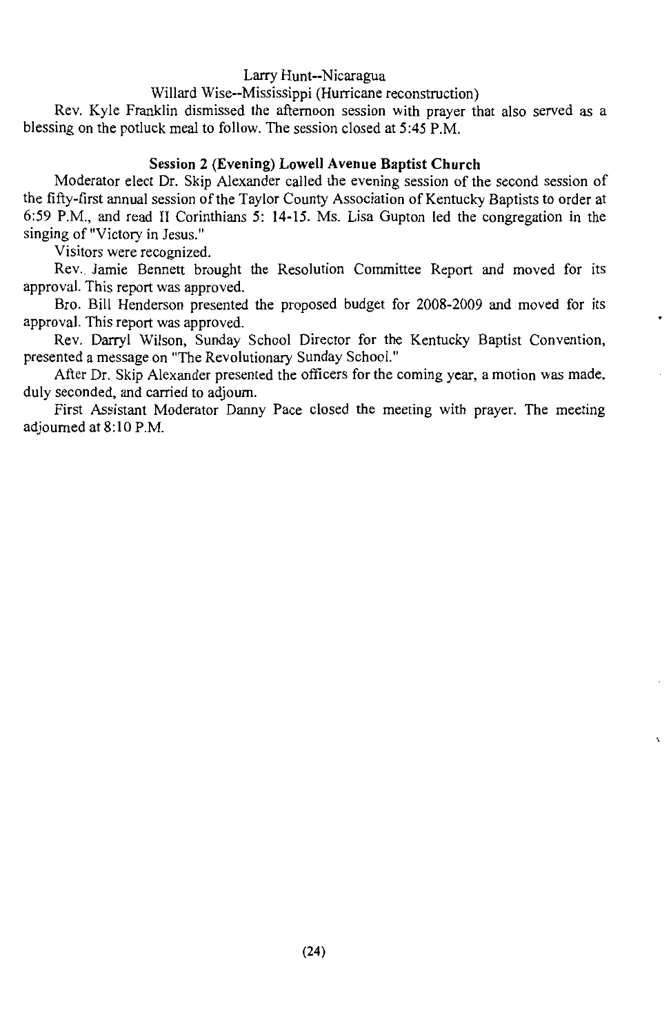Larry Hunt--Nicaragua

Willard Wise--Mississippi (Hurricane reconstruction)

Rev. Kyle Franklin dismissed the afternoon session with prayer that also served as a blessing on the potluck meal to follow. The session closed at 5:45 P.M.

**Session 2 (Evening) Lowell Avenue Baptist Church**

Moderator elect Dr. Skip Alexander called the evening session of the second session of the fifty-first annual session of the Taylor County Association of Kentucky Baptists to order at 6:59 P.M., and read II Corinthians 5: 14-15. Ms. Lisa Gupton led the congregation in the singing of "Victory in Jesus."

Visitors were recognized.

Rev. Jamie Bennett brought the Resolution Committee Report and moved for its approval. This report was approved.

Bro. Bill Henderson presented the proposed budget for 2008-2009 and moved for its approval. This report was approved.

Rev. Darryl Wilson, Sunday School Director for the Kentucky Baptist Convention, presented a message on "The Revolutionary Sunday School."

After Dr. Skip Alexander presented the officers for the coming year, a motion was made, duly seconded, and carried to adjourn.

First Assistant Moderator Danny Pace closed the meeting with prayer. The meeting adjourned at 8:10 P.M.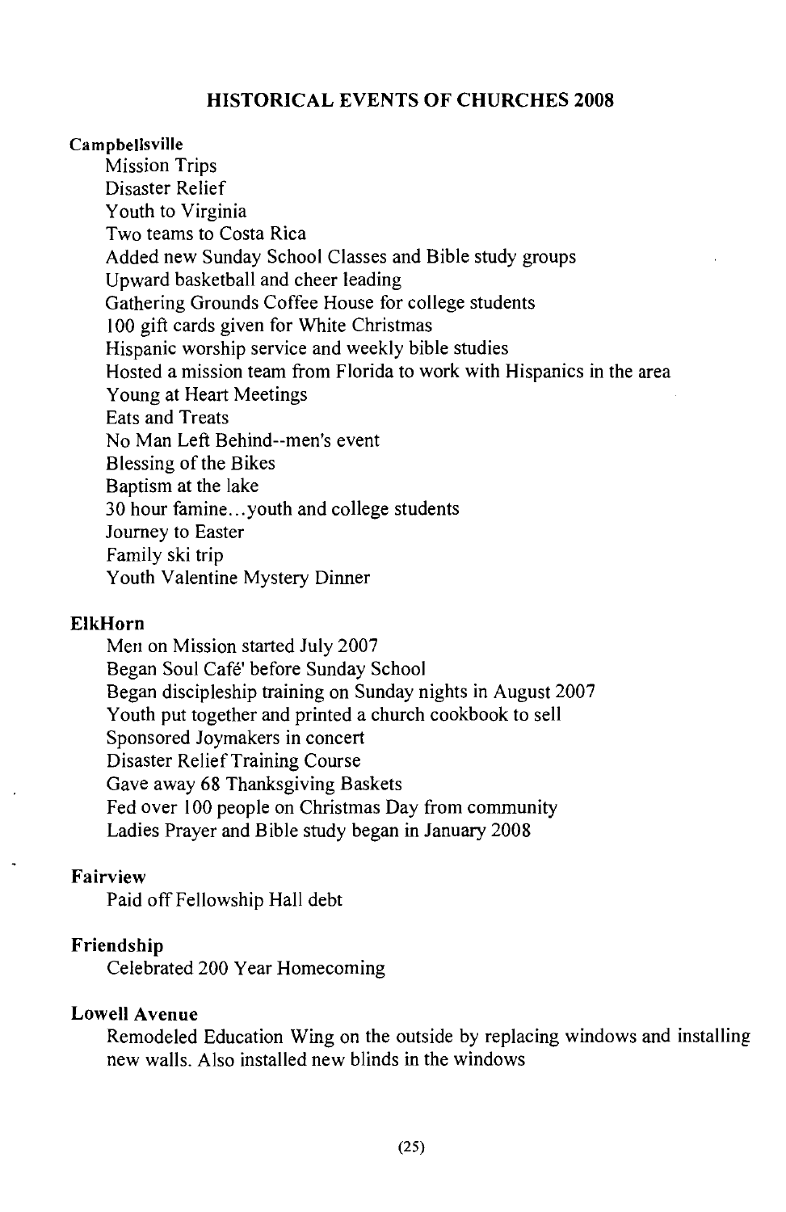## HISTORICAL EVENTS OF CHURCHES 2008

**Campbellsville**

- Mission Trips
- Disaster Relief
- Youth to Virginia
- Two teams to Costa Rica
- Added new Sunday School Classes and Bible study groups
- Upward basketball and cheer leading
- Gathering Grounds Coffee House for college students
- 100 gift cards given for White Christmas
- Hispanic worship service and weekly bible studies
- Hosted a mission team from Florida to work with Hispanics in the area
- Young at Heart Meetings
- Eats and Treats
- No Man Left Behind--men's event
- Blessing of the Bikes
- Baptism at the lake
- 30 hour famine...youth and college students
- Journey to Easter
- Family ski trip
- Youth Valentine Mystery Dinner

**ElkHorn**

- Men on Mission started July 2007
- Began Soul Café' before Sunday School
- Began discipleship training on Sunday nights in August 2007
- Youth put together and printed a church cookbook to sell
- Sponsored Joymakers in concert
- Disaster Relief Training Course
- Gave away 68 Thanksgiving Baskets
- Fed over 100 people on Christmas Day from community
- Ladies Prayer and Bible study began in January 2008

**Fairview**

- Paid off Fellowship Hall debt

**Friendship**

- Celebrated 200 Year Homecoming

**Lowell Avenue**

- Remodeled Education Wing on the outside by replacing windows and installing new walls. Also installed new blinds in the windows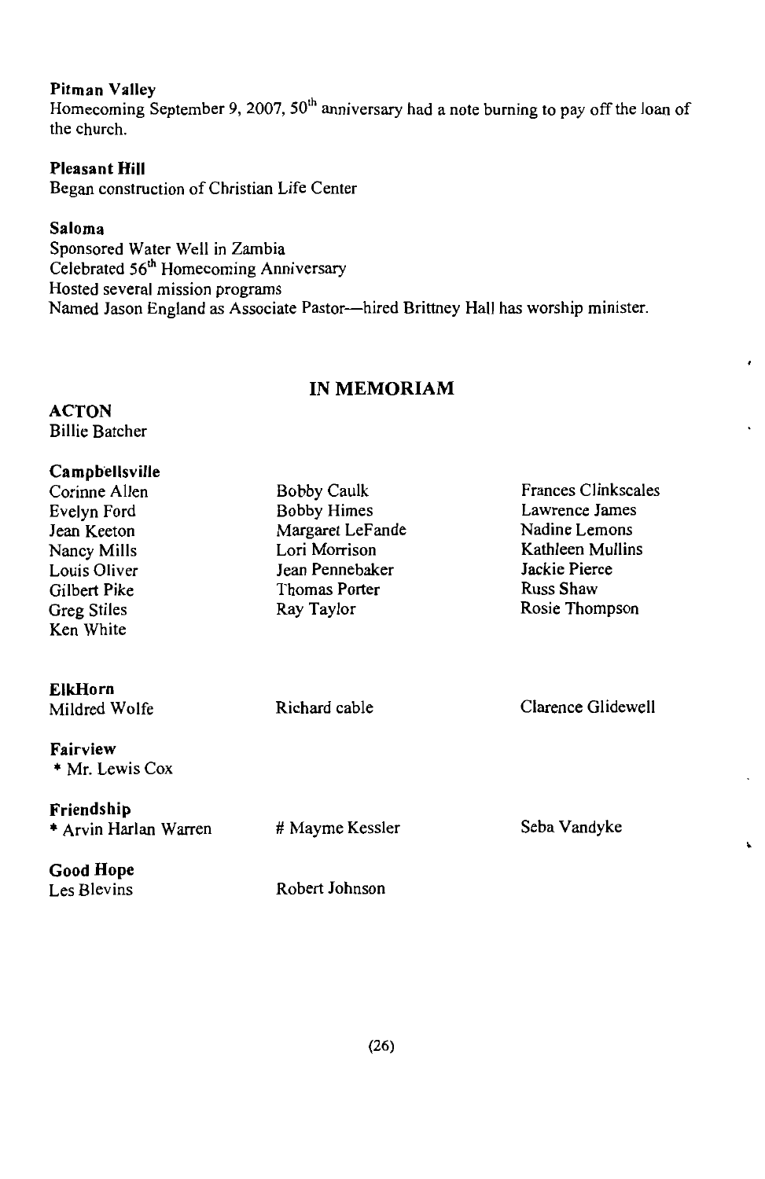**Pitman Valley**
Homecoming September 9, 2007, 50th anniversary had a note burning to pay off the loan of the church.

**Pleasant Hill**
Began construction of Christian Life Center

**Saloma**
Sponsored Water Well in Zambia
Celebrated 56th Homecoming Anniversary
Hosted several mission programs
Named Jason England as Associate Pastor—hired Brittney Hall has worship minister.

## IN MEMORIAM

**ACTON**
Billie Batcher

**Campbellsville**
Corinne Allen
Bobby Caulk
Frances Clinkscales
Evelyn Ford
Bobby Himes
Lawrence James
Jean Keeton
Margaret LeFande
Nadine Lemons
Nancy Mills
Lori Morrison
Kathleen Mullins
Louis Oliver
Jean Pennebaker
Jackie Pierce
Gilbert Pike
Thomas Porter
Russ Shaw
Greg Stiles
Ray Taylor
Rosie Thompson
Ken White

**ElkHorn**
Mildred Wolfe
Richard cable
Clarence Glidewell

**Fairview**
* Mr. Lewis Cox

**Friendship**
* Arvin Harlan Warren
# Mayme Kessler
Seba Vandyke

**Good Hope**
Les Blevins
Robert Johnson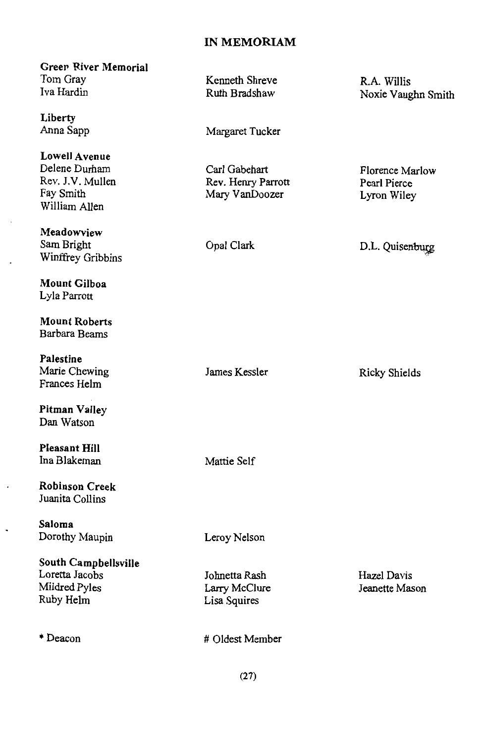# IN MEMORIAM

**Green River Memorial**
Tom Gray
Iva Hardin
Kenneth Shreve
Ruth Bradshaw
R.A. Willis
Noxie Vaughn Smith

**Liberty**
Anna Sapp
Margaret Tucker

**Lowell Avenue**
Delene Durham
Rev. J.V. Mullen
Fay Smith
William Allen
Carl Gabehart
Rev. Henry Parrott
Mary VanDoozer
Florence Marlow
Pearl Pierce
Lyron Wiley

**Meadowview**
Sam Bright
Winffrey Gribbins
Opal Clark
D.L. Quisenburg

**Mount Gilboa**
Lyla Parrott

**Mount Roberts**
Barbara Beams

**Palestine**
Marie Chewing
Frances Helm
James Kessler
Ricky Shields

**Pitman Valley**
Dan Watson

**Pleasant Hill**
Ina Blakeman
Mattie Self

**Robinson Creek**
Juanita Collins

**Saloma**
Dorothy Maupin
Leroy Nelson

**South Campbellsville**
Loretta Jacobs
Mildred Pyles
Ruby Helm
Johnetta Rash
Larry McClure
Lisa Squires
Hazel Davis
Jeanette Mason

* Deacon
# Oldest Member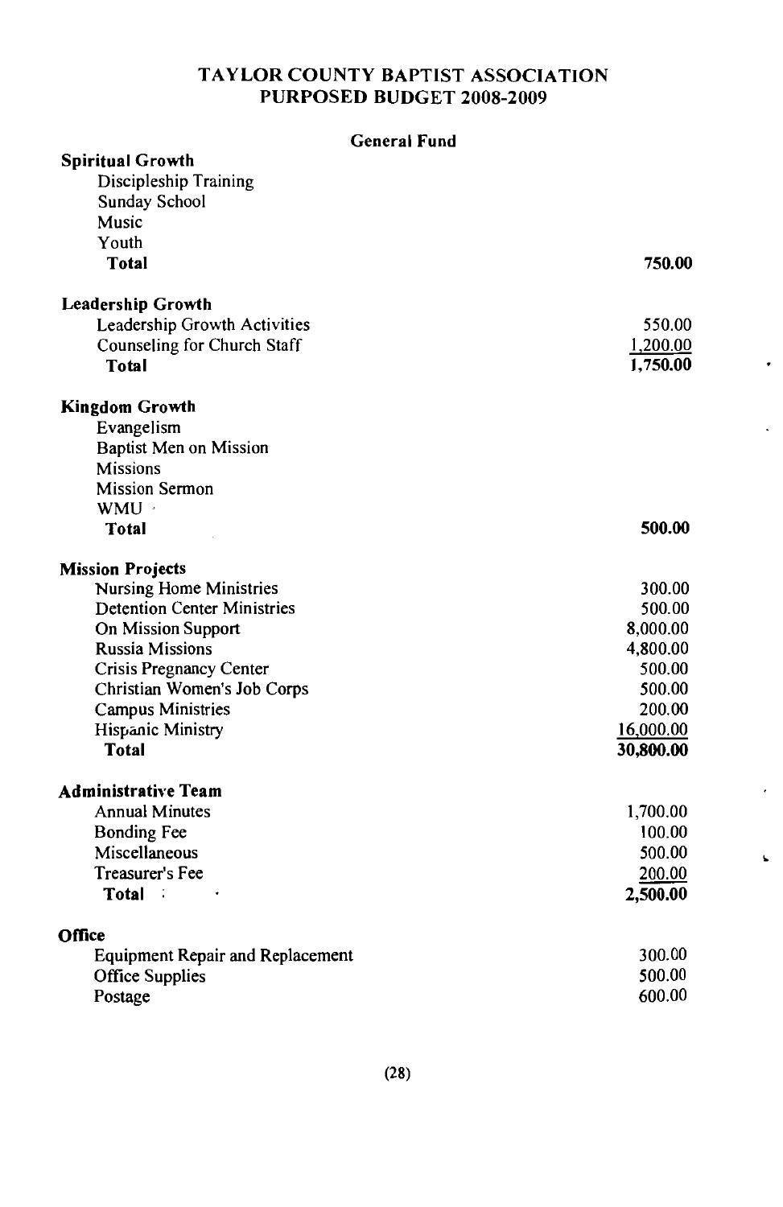# TAYLOR COUNTY BAPTIST ASSOCIATION
## PURPOSED BUDGET 2008-2009

### General Fund

| | |
|---|---|
| **Spiritual Growth** | |
| Discipleship Training | |
| Sunday School | |
| Music | |
| Youth | |
| **Total** | **750.00** |
| | |
| **Leadership Growth** | |
| Leadership Growth Activities | 550.00 |
| Counseling for Church Staff | 1,200.00 |
| **Total** | **1,750.00** |
| | |
| **Kingdom Growth** | |
| Evangelism | |
| Baptist Men on Mission | |
| Missions | |
| Mission Sermon | |
| WMU | |
| **Total** | **500.00** |
| | |
| **Mission Projects** | |
| Nursing Home Ministries | 300.00 |
| Detention Center Ministries | 500.00 |
| On Mission Support | 8,000.00 |
| Russia Missions | 4,800.00 |
| Crisis Pregnancy Center | 500.00 |
| Christian Women's Job Corps | 500.00 |
| Campus Ministries | 200.00 |
| Hispanic Ministry | 16,000.00 |
| **Total** | **30,800.00** |
| | |
| **Administrative Team** | |
| Annual Minutes | 1,700.00 |
| Bonding Fee | 100.00 |
| Miscellaneous | 500.00 |
| Treasurer's Fee | 200.00 |
| **Total** | **2,500.00** |
| | |
| **Office** | |
| Equipment Repair and Replacement | 300.00 |
| Office Supplies | 500.00 |
| Postage | 600.00 |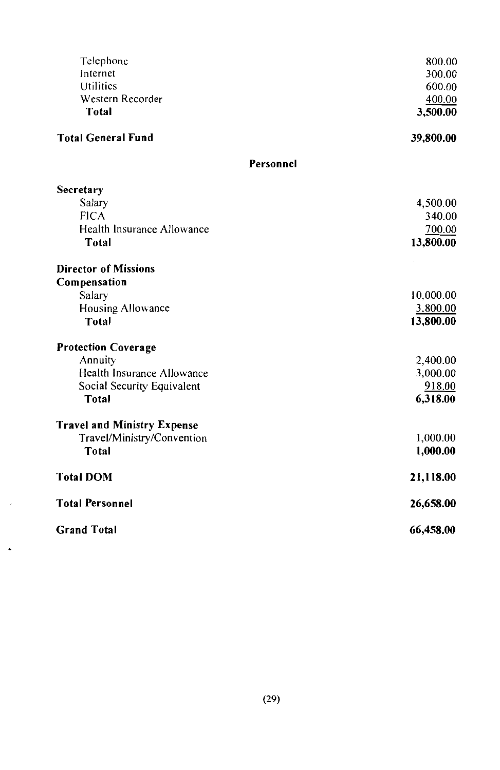| | |
|---|---|
| Telephone | 800.00 |
| Internet | 300.00 |
| Utilities | 600.00 |
| Western Recorder | 400.00 |
| **Total** | **3,500.00** |
| | |
| **Total General Fund** | **39,800.00** |

## Personnel

| | |
|---|---|
| **Secretary** | |
| Salary | 4,500.00 |
| FICA | 340.00 |
| Health Insurance Allowance | 700.00 |
| **Total** | **13,800.00** |
| | |
| **Director of Missions** | |
| **Compensation** | |
| Salary | 10,000.00 |
| Housing Allowance | 3,800.00 |
| **Total** | **13,800.00** |
| | |
| **Protection Coverage** | |
| Annuity | 2,400.00 |
| Health Insurance Allowance | 3,000.00 |
| Social Security Equivalent | 918.00 |
| **Total** | **6,318.00** |
| | |
| **Travel and Ministry Expense** | |
| Travel/Ministry/Convention | 1,000.00 |
| **Total** | **1,000.00** |
| | |
| **Total DOM** | **21,118.00** |
| | |
| **Total Personnel** | **26,658.00** |
| | |
| **Grand Total** | **66,458.00** |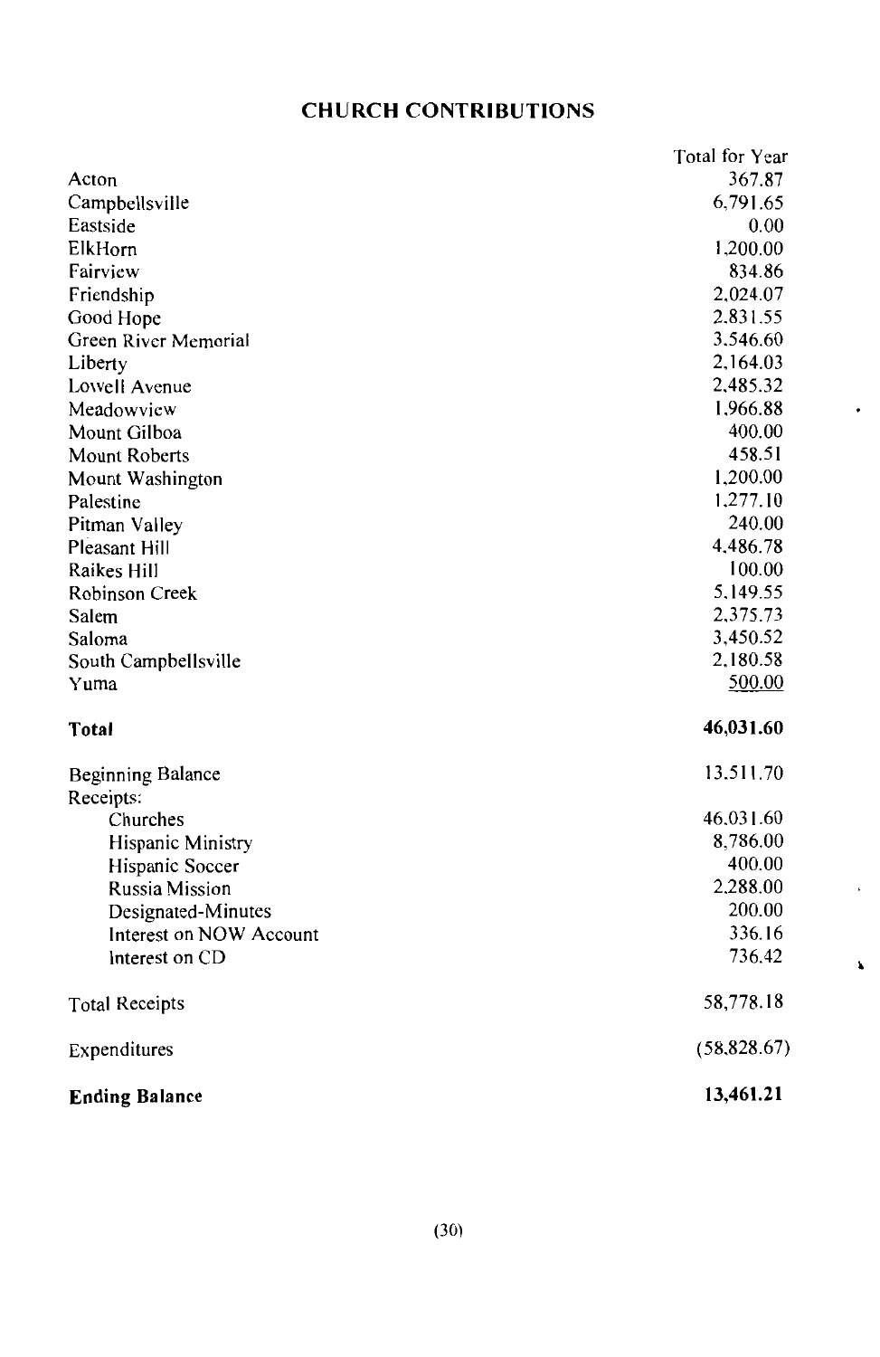## CHURCH CONTRIBUTIONS

| | Total for Year |
|---|---|
| Acton | 367.87 |
| Campbellsville | 6,791.65 |
| Eastside | 0.00 |
| ElkHorn | 1,200.00 |
| Fairview | 834.86 |
| Friendship | 2,024.07 |
| Good Hope | 2,831.55 |
| Green River Memorial | 3,546.60 |
| Liberty | 2,164.03 |
| Lowell Avenue | 2,485.32 |
| Meadowview | 1,966.88 |
| Mount Gilboa | 400.00 |
| Mount Roberts | 458.51 |
| Mount Washington | 1,200.00 |
| Palestine | 1,277.10 |
| Pitman Valley | 240.00 |
| Pleasant Hill | 4,486.78 |
| Raikes Hill | 100.00 |
| Robinson Creek | 5,149.55 |
| Salem | 2,375.73 |
| Saloma | 3,450.52 |
| South Campbellsville | 2,180.58 |
| Yuma | 500.00 |
| **Total** | **46,031.60** |
| Beginning Balance | 13,511.70 |
| Receipts: | |
| Churches | 46,031.60 |
| Hispanic Ministry | 8,786.00 |
| Hispanic Soccer | 400.00 |
| Russia Mission | 2,288.00 |
| Designated-Minutes | 200.00 |
| Interest on NOW Account | 336.16 |
| Interest on CD | 736.42 |
| Total Receipts | 58,778.18 |
| Expenditures | (58,828.67) |
| **Ending Balance** | **13,461.21** |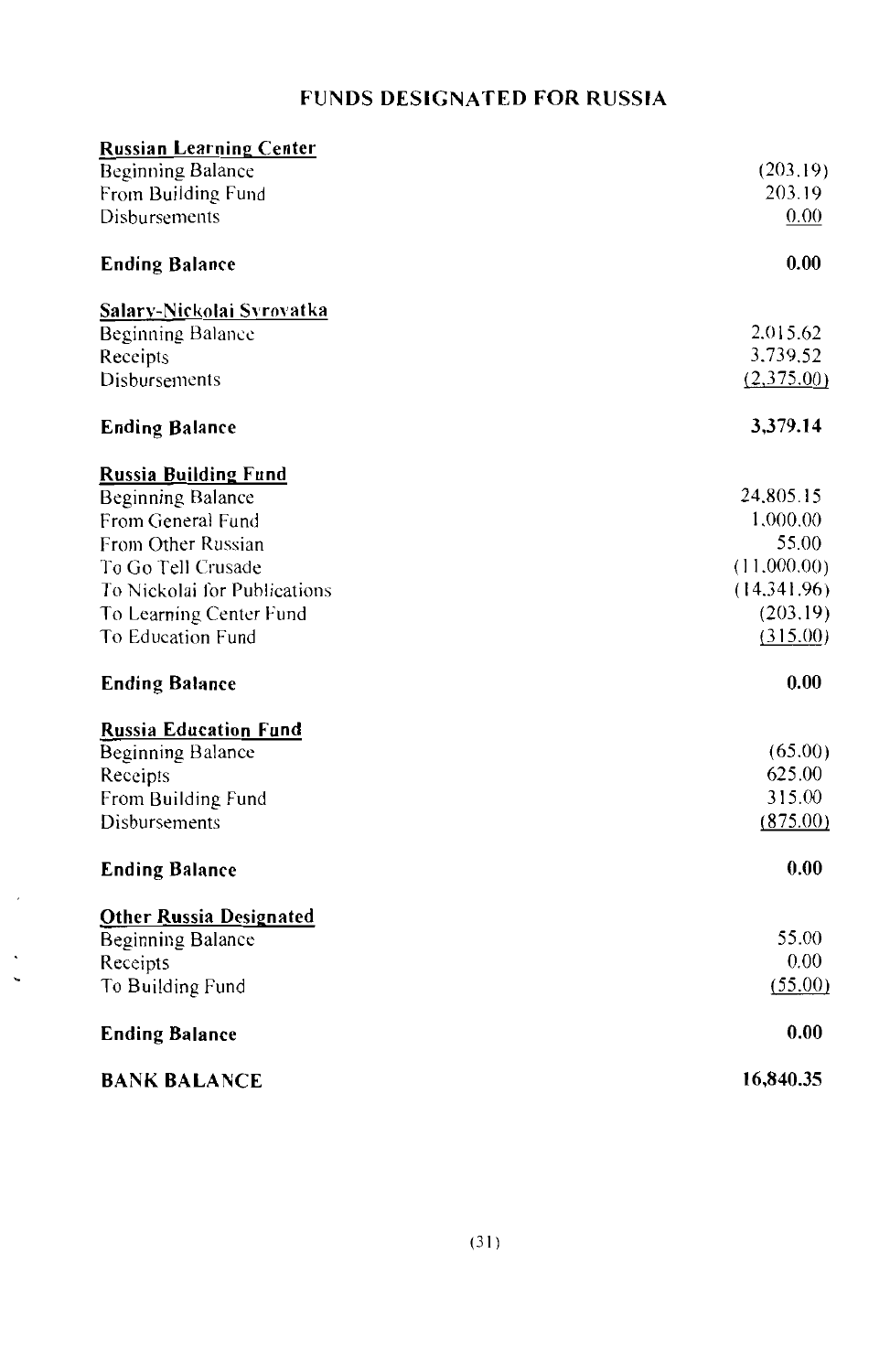# FUNDS DESIGNATED FOR RUSSIA

**Russian Learning Center**

| | |
|---|---|
| Beginning Balance | (203.19) |
| From Building Fund | 203.19 |
| Disbursements | 0.00 |
| **Ending Balance** | **0.00** |

**Salary-Nickolai Syrovatka**

| | |
|---|---|
| Beginning Balance | 2,015.62 |
| Receipts | 3,739.52 |
| Disbursements | (2,375.00) |
| **Ending Balance** | **3,379.14** |

**Russia Building Fund**

| | |
|---|---|
| Beginning Balance | 24,805.15 |
| From General Fund | 1,000.00 |
| From Other Russian | 55.00 |
| To Go Tell Crusade | (11,000.00) |
| To Nickolai for Publications | (14,341.96) |
| To Learning Center Fund | (203.19) |
| To Education Fund | (315.00) |
| **Ending Balance** | **0.00** |

**Russia Education Fund**

| | |
|---|---|
| Beginning Balance | (65.00) |
| Receipts | 625.00 |
| From Building Fund | 315.00 |
| Disbursements | (875.00) |
| **Ending Balance** | **0.00** |

**Other Russia Designated**

| | |
|---|---|
| Beginning Balance | 55.00 |
| Receipts | 0.00 |
| To Building Fund | (55.00) |
| **Ending Balance** | **0.00** |

| | |
|---|---|
| **BANK BALANCE** | **16,840.35** |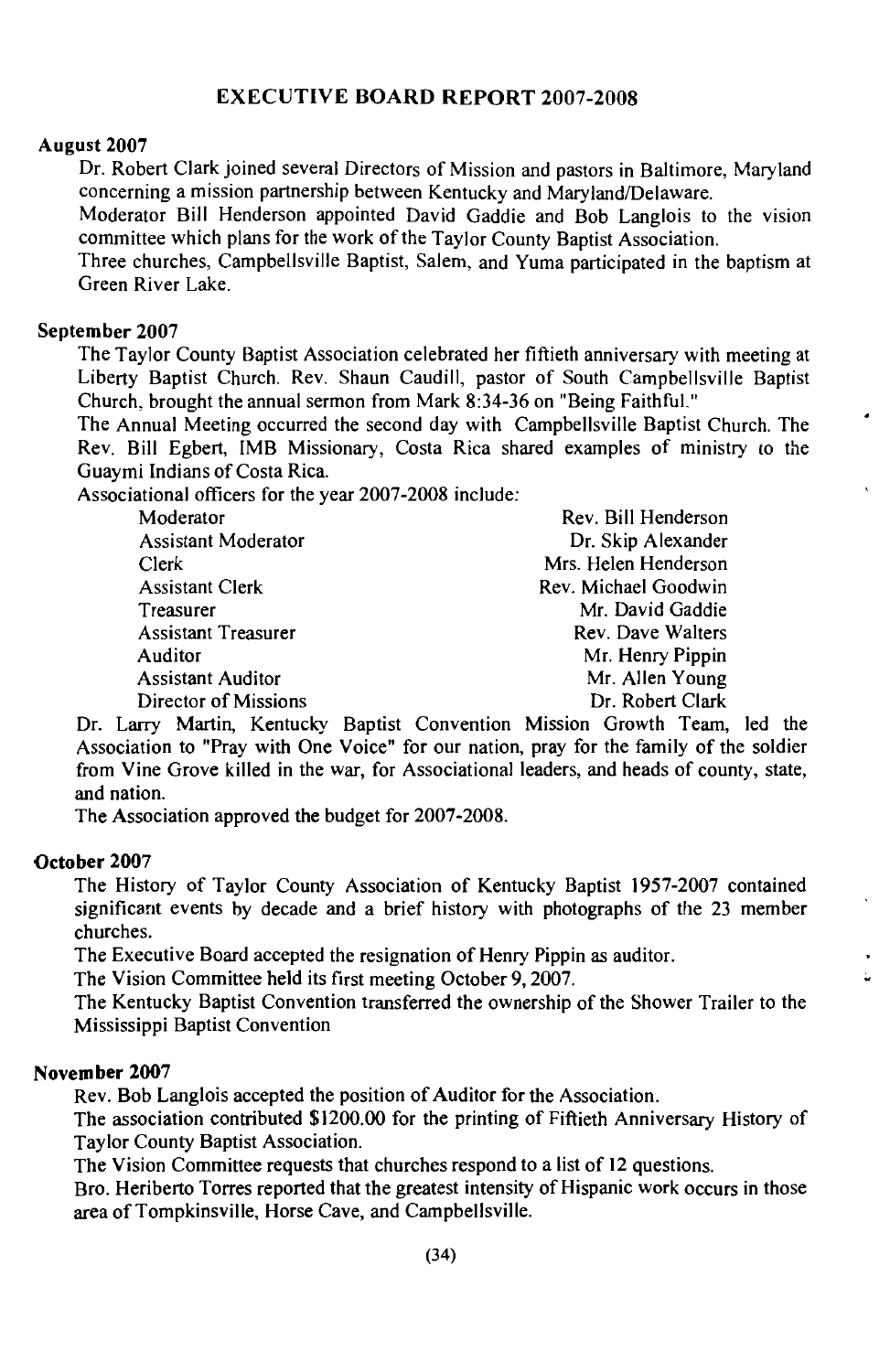# EXECUTIVE BOARD REPORT 2007-2008

## August 2007

Dr. Robert Clark joined several Directors of Mission and pastors in Baltimore, Maryland concerning a mission partnership between Kentucky and Maryland/Delaware.

Moderator Bill Henderson appointed David Gaddie and Bob Langlois to the vision committee which plans for the work of the Taylor County Baptist Association.

Three churches, Campbellsville Baptist, Salem, and Yuma participated in the baptism at Green River Lake.

## September 2007

The Taylor County Baptist Association celebrated her fiftieth anniversary with meeting at Liberty Baptist Church. Rev. Shaun Caudill, pastor of South Campbellsville Baptist Church, brought the annual sermon from Mark 8:34-36 on "Being Faithful."

The Annual Meeting occurred the second day with Campbellsville Baptist Church. The Rev. Bill Egbert, IMB Missionary, Costa Rica shared examples of ministry to the Guaymi Indians of Costa Rica.

Associational officers for the year 2007-2008 include:

| | |
|---|---|
| Moderator | Rev. Bill Henderson |
| Assistant Moderator | Dr. Skip Alexander |
| Clerk | Mrs. Helen Henderson |
| Assistant Clerk | Rev. Michael Goodwin |
| Treasurer | Mr. David Gaddie |
| Assistant Treasurer | Rev. Dave Walters |
| Auditor | Mr. Henry Pippin |
| Assistant Auditor | Mr. Allen Young |
| Director of Missions | Dr. Robert Clark |

Dr. Larry Martin, Kentucky Baptist Convention Mission Growth Team, led the Association to "Pray with One Voice" for our nation, pray for the family of the soldier from Vine Grove killed in the war, for Associational leaders, and heads of county, state, and nation.

The Association approved the budget for 2007-2008.

## October 2007

The History of Taylor County Association of Kentucky Baptist 1957-2007 contained significant events by decade and a brief history with photographs of the 23 member churches.

The Executive Board accepted the resignation of Henry Pippin as auditor.

The Vision Committee held its first meeting October 9, 2007.

The Kentucky Baptist Convention transferred the ownership of the Shower Trailer to the Mississippi Baptist Convention

## November 2007

Rev. Bob Langlois accepted the position of Auditor for the Association.

The association contributed $1200.00 for the printing of Fiftieth Anniversary History of Taylor County Baptist Association.

The Vision Committee requests that churches respond to a list of 12 questions.

Bro. Heriberto Torres reported that the greatest intensity of Hispanic work occurs in those area of Tompkinsville, Horse Cave, and Campbellsville.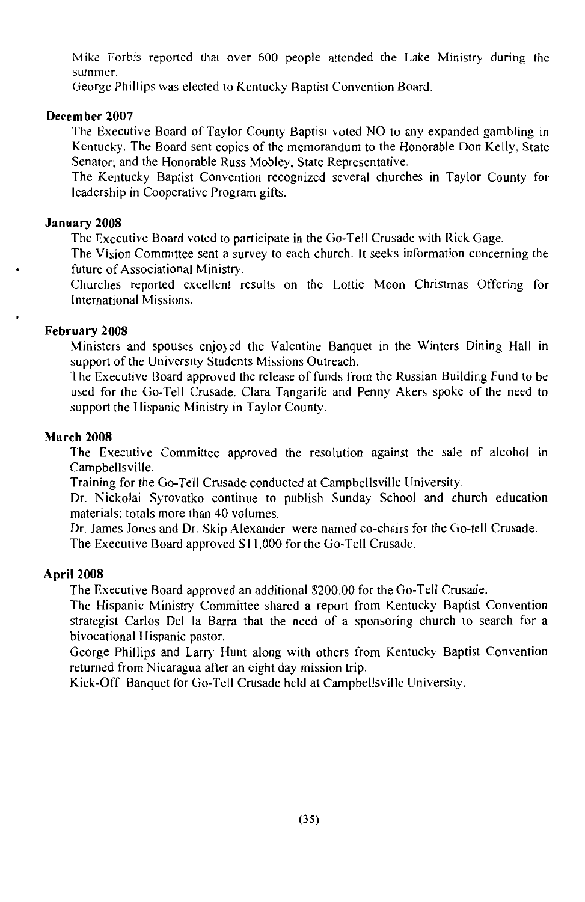Mike Forbis reported that over 600 people attended the Lake Ministry during the summer.

George Phillips was elected to Kentucky Baptist Convention Board.

**December 2007**

The Executive Board of Taylor County Baptist voted NO to any expanded gambling in Kentucky. The Board sent copies of the memorandum to the Honorable Don Kelly, State Senator; and the Honorable Russ Mobley, State Representative.

The Kentucky Baptist Convention recognized several churches in Taylor County for leadership in Cooperative Program gifts.

**January 2008**

The Executive Board voted to participate in the Go-Tell Crusade with Rick Gage.

The Vision Committee sent a survey to each church. It seeks information concerning the future of Associational Ministry.

Churches reported excellent results on the Lottie Moon Christmas Offering for International Missions.

**February 2008**

Ministers and spouses enjoyed the Valentine Banquet in the Winters Dining Hall in support of the University Students Missions Outreach.

The Executive Board approved the release of funds from the Russian Building Fund to be used for the Go-Tell Crusade. Clara Tangarife and Penny Akers spoke of the need to support the Hispanic Ministry in Taylor County.

**March 2008**

The Executive Committee approved the resolution against the sale of alcohol in Campbellsville.

Training for the Go-Tell Crusade conducted at Campbellsville University.

Dr. Nickolai Syrovatko continue to publish Sunday School and church education materials; totals more than 40 volumes.

Dr. James Jones and Dr. Skip Alexander were named co-chairs for the Go-tell Crusade.

The Executive Board approved $11,000 for the Go-Tell Crusade.

**April 2008**

The Executive Board approved an additional $200.00 for the Go-Tell Crusade.

The Hispanic Ministry Committee shared a report from Kentucky Baptist Convention strategist Carlos Del la Barra that the need of a sponsoring church to search for a bivocational Hispanic pastor.

George Phillips and Larry Hunt along with others from Kentucky Baptist Convention returned from Nicaragua after an eight day mission trip.

Kick-Off Banquet for Go-Tell Crusade held at Campbellsville University.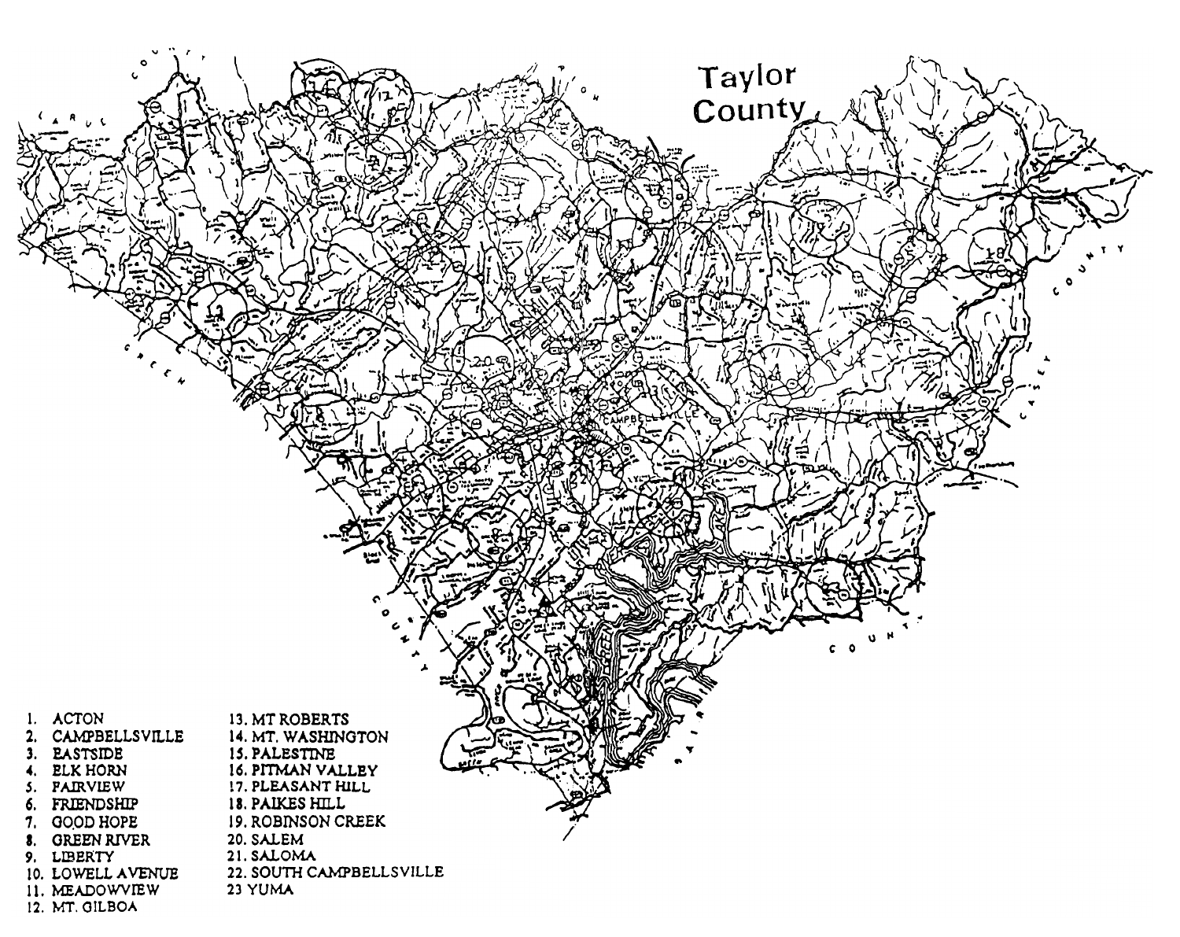# Taylor County

1. ACTON
2. CAMPBELLSVILLE
3. EASTSIDE
4. ELK HORN
5. FAIRVIEW
6. FRIENDSHIP
7. GOOD HOPE
8. GREEN RIVER
9. LIBERTY
10. LOWELL AVENUE
11. MEADOWVIEW
12. MT. GILBOA
13. MT ROBERTS
14. MT. WASHINGTON
15. PALESTINE
16. PITMAN VALLEY
17. PLEASANT HILL
18. PAIKES HILL
19. ROBINSON CREEK
20. SALEM
21. SALOMA
22. SOUTH CAMPBELLSVILLE
23. YUMA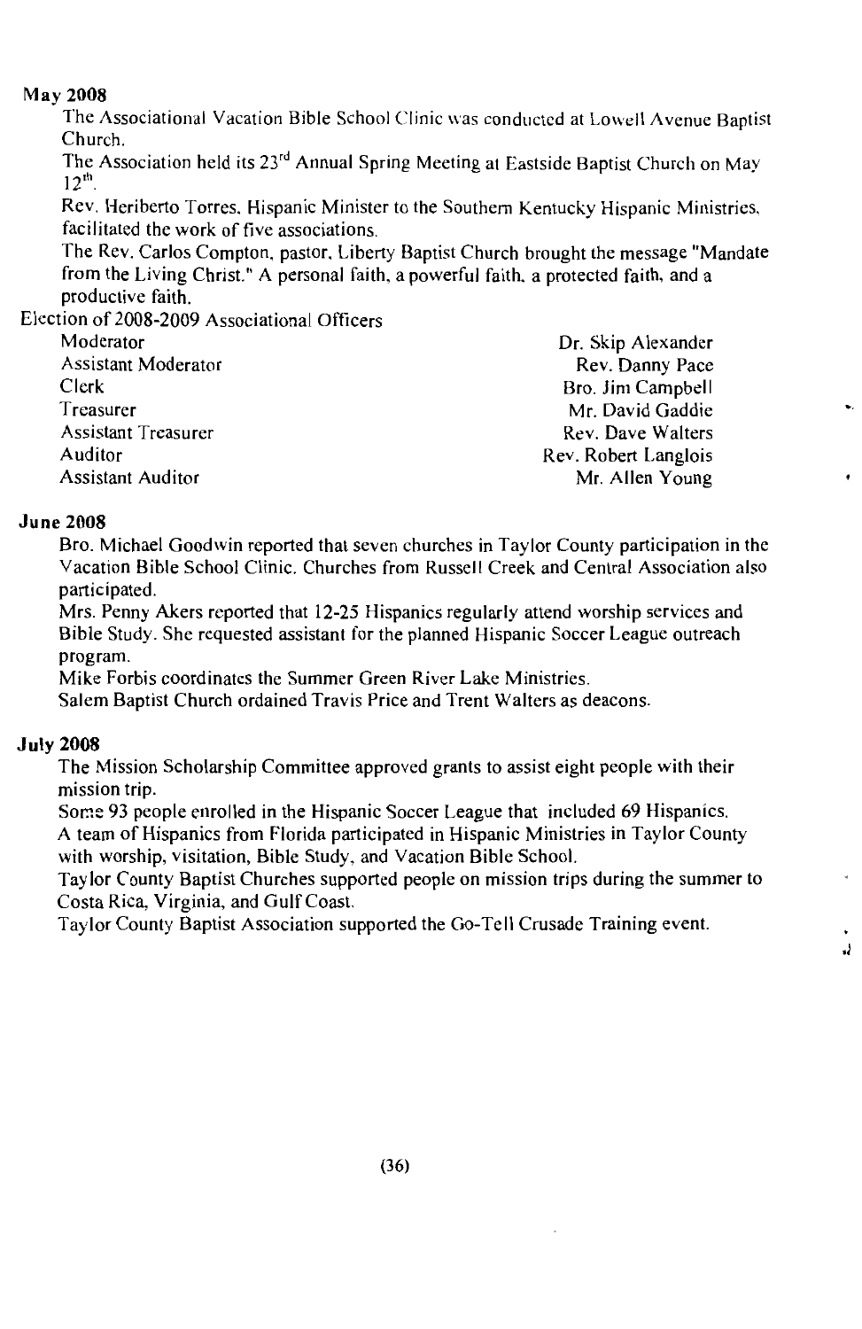**May 2008**

The Associational Vacation Bible School Clinic was conducted at Lowell Avenue Baptist Church.

The Association held its 23rd Annual Spring Meeting at Eastside Baptist Church on May 12th.

Rev. Heriberto Torres, Hispanic Minister to the Southern Kentucky Hispanic Ministries, facilitated the work of five associations.

The Rev. Carlos Compton, pastor, Liberty Baptist Church brought the message "Mandate from the Living Christ." A personal faith, a powerful faith, a protected faith, and a productive faith.

Election of 2008-2009 Associational Officers

| Office | Name |
|---|---|
| Moderator | Dr. Skip Alexander |
| Assistant Moderator | Rev. Danny Pace |
| Clerk | Bro. Jim Campbell |
| Treasurer | Mr. David Gaddie |
| Assistant Treasurer | Rev. Dave Walters |
| Auditor | Rev. Robert Langlois |
| Assistant Auditor | Mr. Allen Young |

**June 2008**

Bro. Michael Goodwin reported that seven churches in Taylor County participation in the Vacation Bible School Clinic. Churches from Russell Creek and Central Association also participated.

Mrs. Penny Akers reported that 12-25 Hispanics regularly attend worship services and Bible Study. She requested assistant for the planned Hispanic Soccer League outreach program.

Mike Forbis coordinates the Summer Green River Lake Ministries.

Salem Baptist Church ordained Travis Price and Trent Walters as deacons.

**July 2008**

The Mission Scholarship Committee approved grants to assist eight people with their mission trip.

Some 93 people enrolled in the Hispanic Soccer League that included 69 Hispanics.

A team of Hispanics from Florida participated in Hispanic Ministries in Taylor County with worship, visitation, Bible Study, and Vacation Bible School.

Taylor County Baptist Churches supported people on mission trips during the summer to Costa Rica, Virginia, and Gulf Coast.

Taylor County Baptist Association supported the Go-Tell Crusade Training event.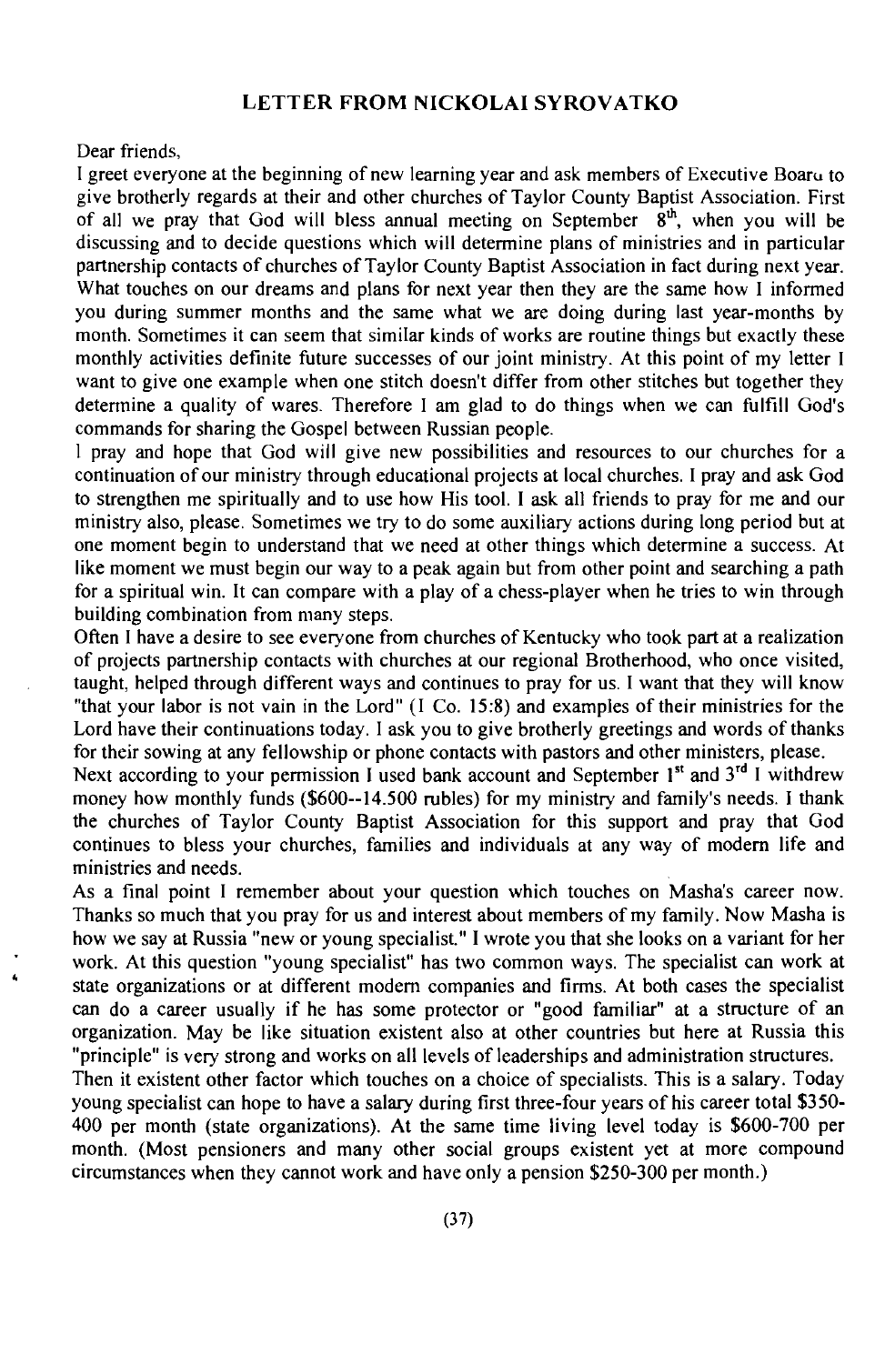## LETTER FROM NICKOLAI SYROVATKO

Dear friends,

I greet everyone at the beginning of new learning year and ask members of Executive Board to give brotherly regards at their and other churches of Taylor County Baptist Association. First of all we pray that God will bless annual meeting on September 8th, when you will be discussing and to decide questions which will determine plans of ministries and in particular partnership contacts of churches of Taylor County Baptist Association in fact during next year. What touches on our dreams and plans for next year then they are the same how I informed you during summer months and the same what we are doing during last year-months by month. Sometimes it can seem that similar kinds of works are routine things but exactly these monthly activities definite future successes of our joint ministry. At this point of my letter I want to give one example when one stitch doesn't differ from other stitches but together they determine a quality of wares. Therefore I am glad to do things when we can fulfill God's commands for sharing the Gospel between Russian people.

I pray and hope that God will give new possibilities and resources to our churches for a continuation of our ministry through educational projects at local churches. I pray and ask God to strengthen me spiritually and to use how His tool. I ask all friends to pray for me and our ministry also, please. Sometimes we try to do some auxiliary actions during long period but at one moment begin to understand that we need at other things which determine a success. At like moment we must begin our way to a peak again but from other point and searching a path for a spiritual win. It can compare with a play of a chess-player when he tries to win through building combination from many steps.

Often I have a desire to see everyone from churches of Kentucky who took part at a realization of projects partnership contacts with churches at our regional Brotherhood, who once visited, taught, helped through different ways and continues to pray for us. I want that they will know "that your labor is not vain in the Lord" (I Co. 15:8) and examples of their ministries for the Lord have their continuations today. I ask you to give brotherly greetings and words of thanks for their sowing at any fellowship or phone contacts with pastors and other ministers, please.

Next according to your permission I used bank account and September 1st and 3rd I withdrew money how monthly funds ($600--14.500 rubles) for my ministry and family's needs. I thank the churches of Taylor County Baptist Association for this support and pray that God continues to bless your churches, families and individuals at any way of modern life and ministries and needs.

As a final point I remember about your question which touches on Masha's career now. Thanks so much that you pray for us and interest about members of my family. Now Masha is how we say at Russia "new or young specialist." I wrote you that she looks on a variant for her work. At this question "young specialist" has two common ways. The specialist can work at state organizations or at different modern companies and firms. At both cases the specialist can do a career usually if he has some protector or "good familiar" at a structure of an organization. May be like situation existent also at other countries but here at Russia this "principle" is very strong and works on all levels of leaderships and administration structures.

Then it existent other factor which touches on a choice of specialists. This is a salary. Today young specialist can hope to have a salary during first three-four years of his career total $350-400 per month (state organizations). At the same time living level today is $600-700 per month. (Most pensioners and many other social groups existent yet at more compound circumstances when they cannot work and have only a pension $250-300 per month.)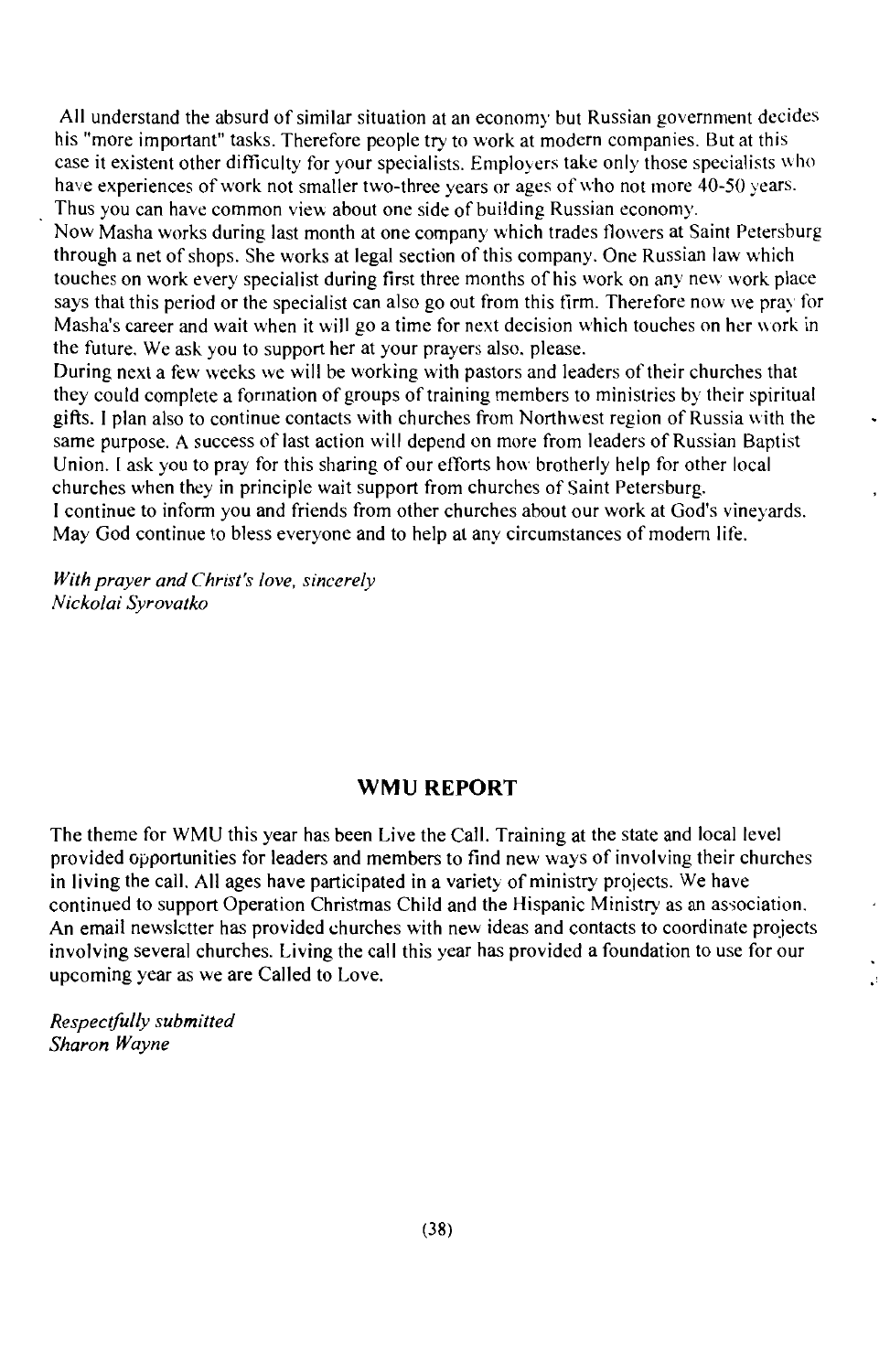All understand the absurd of similar situation at an economy but Russian government decides his "more important" tasks. Therefore people try to work at modern companies. But at this case it existent other difficulty for your specialists. Employers take only those specialists who have experiences of work not smaller two-three years or ages of who not more 40-50 years. Thus you can have common view about one side of building Russian economy.

Now Masha works during last month at one company which trades flowers at Saint Petersburg through a net of shops. She works at legal section of this company. One Russian law which touches on work every specialist during first three months of his work on any new work place says that this period or the specialist can also go out from this firm. Therefore now we pray for Masha's career and wait when it will go a time for next decision which touches on her work in the future. We ask you to support her at your prayers also, please.

During next a few weeks we will be working with pastors and leaders of their churches that they could complete a formation of groups of training members to ministries by their spiritual gifts. I plan also to continue contacts with churches from Northwest region of Russia with the same purpose. A success of last action will depend on more from leaders of Russian Baptist Union. I ask you to pray for this sharing of our efforts how brotherly help for other local churches when they in principle wait support from churches of Saint Petersburg.

I continue to inform you and friends from other churches about our work at God's vineyards. May God continue to bless everyone and to help at any circumstances of modern life.

*With prayer and Christ's love, sincerely*
*Nickolai Syrovatko*

## WMU REPORT

The theme for WMU this year has been Live the Call. Training at the state and local level provided opportunities for leaders and members to find new ways of involving their churches in living the call. All ages have participated in a variety of ministry projects. We have continued to support Operation Christmas Child and the Hispanic Ministry as an association. An email newsletter has provided churches with new ideas and contacts to coordinate projects involving several churches. Living the call this year has provided a foundation to use for our upcoming year as we are Called to Love.

*Respectfully submitted*
*Sharon Wayne*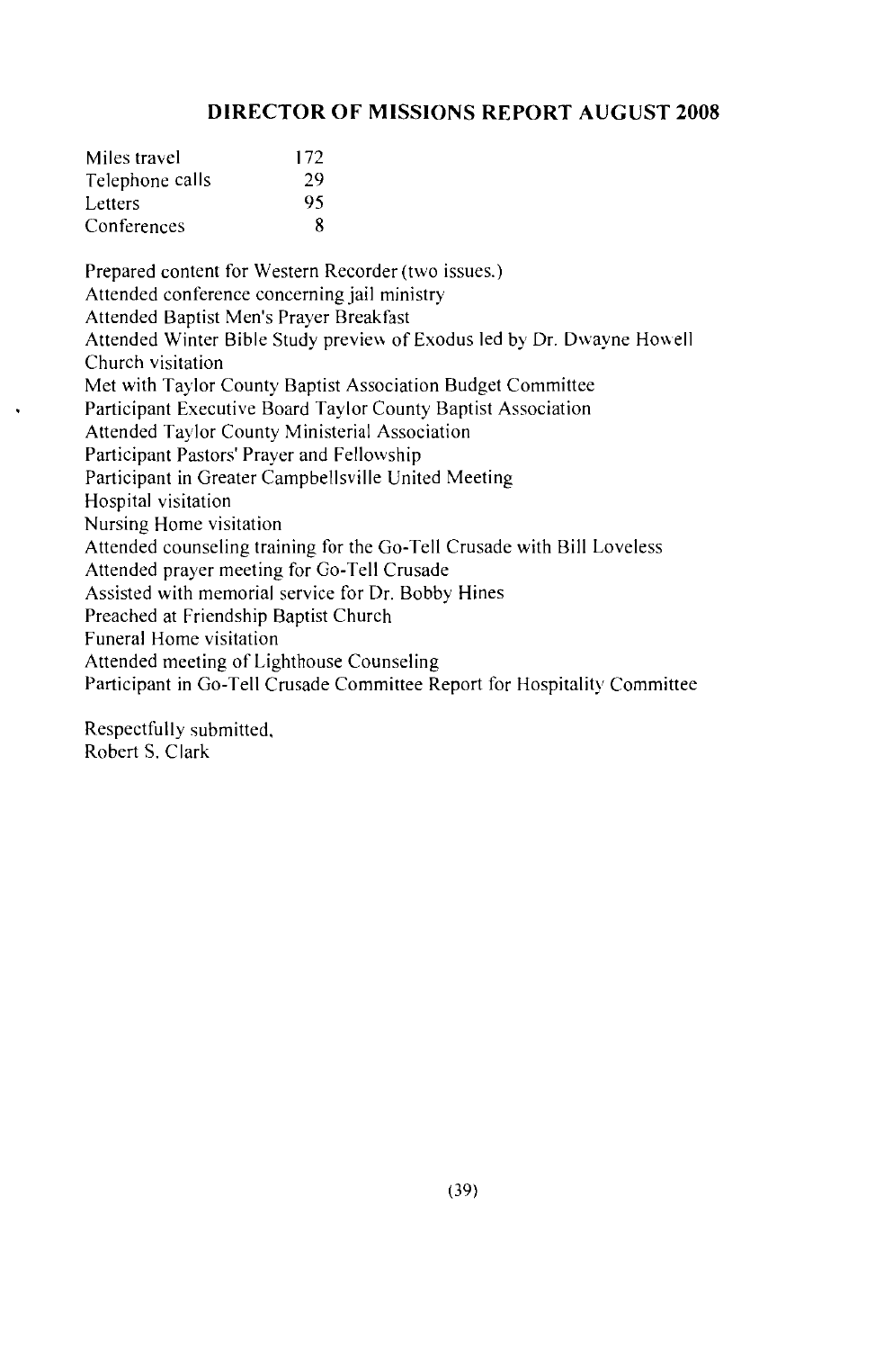## DIRECTOR OF MISSIONS REPORT AUGUST 2008

| Miles travel | 172 |
|---|---|
| Telephone calls | 29 |
| Letters | 95 |
| Conferences | 8 |

Prepared content for Western Recorder (two issues.)
Attended conference concerning jail ministry
Attended Baptist Men's Prayer Breakfast
Attended Winter Bible Study preview of Exodus led by Dr. Dwayne Howell
Church visitation
Met with Taylor County Baptist Association Budget Committee
Participant Executive Board Taylor County Baptist Association
Attended Taylor County Ministerial Association
Participant Pastors' Prayer and Fellowship
Participant in Greater Campbellsville United Meeting
Hospital visitation
Nursing Home visitation
Attended counseling training for the Go-Tell Crusade with Bill Loveless
Attended prayer meeting for Go-Tell Crusade
Assisted with memorial service for Dr. Bobby Hines
Preached at Friendship Baptist Church
Funeral Home visitation
Attended meeting of Lighthouse Counseling
Participant in Go-Tell Crusade Committee Report for Hospitality Committee

Respectfully submitted,
Robert S. Clark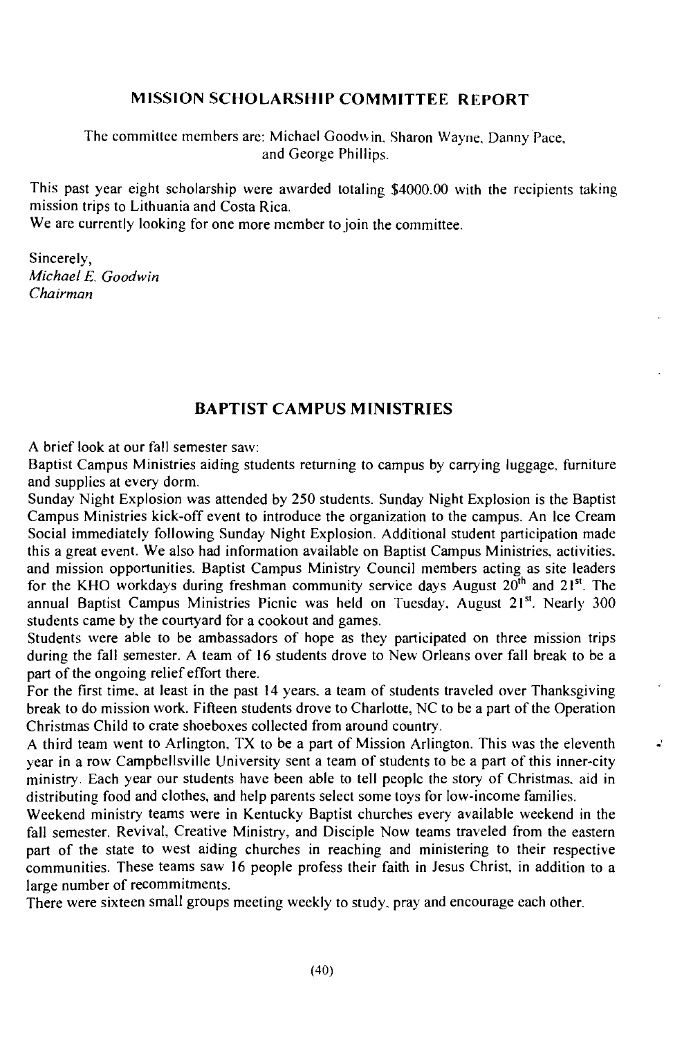## MISSION SCHOLARSHIP COMMITTEE REPORT

The committee members are: Michael Goodwin, Sharon Wayne, Danny Pace, and George Phillips.

This past year eight scholarship were awarded totaling $4000.00 with the recipients taking mission trips to Lithuania and Costa Rica.
We are currently looking for one more member to join the committee.

Sincerely,
*Michael E. Goodwin*
*Chairman*

## BAPTIST CAMPUS MINISTRIES

A brief look at our fall semester saw:
Baptist Campus Ministries aiding students returning to campus by carrying luggage, furniture and supplies at every dorm.
Sunday Night Explosion was attended by 250 students. Sunday Night Explosion is the Baptist Campus Ministries kick-off event to introduce the organization to the campus. An Ice Cream Social immediately following Sunday Night Explosion. Additional student participation made this a great event. We also had information available on Baptist Campus Ministries, activities, and mission opportunities. Baptist Campus Ministry Council members acting as site leaders for the KHO workdays during freshman community service days August 20th and 21st. The annual Baptist Campus Ministries Picnic was held on Tuesday, August 21st. Nearly 300 students came by the courtyard for a cookout and games.
Students were able to be ambassadors of hope as they participated on three mission trips during the fall semester. A team of 16 students drove to New Orleans over fall break to be a part of the ongoing relief effort there.
For the first time, at least in the past 14 years, a team of students traveled over Thanksgiving break to do mission work. Fifteen students drove to Charlotte, NC to be a part of the Operation Christmas Child to crate shoeboxes collected from around country.
A third team went to Arlington, TX to be a part of Mission Arlington. This was the eleventh year in a row Campbellsville University sent a team of students to be a part of this inner-city ministry. Each year our students have been able to tell people the story of Christmas, aid in distributing food and clothes, and help parents select some toys for low-income families.
Weekend ministry teams were in Kentucky Baptist churches every available weekend in the fall semester. Revival, Creative Ministry, and Disciple Now teams traveled from the eastern part of the state to west aiding churches in reaching and ministering to their respective communities. These teams saw 16 people profess their faith in Jesus Christ, in addition to a large number of recommitments.
There were sixteen small groups meeting weekly to study, pray and encourage each other.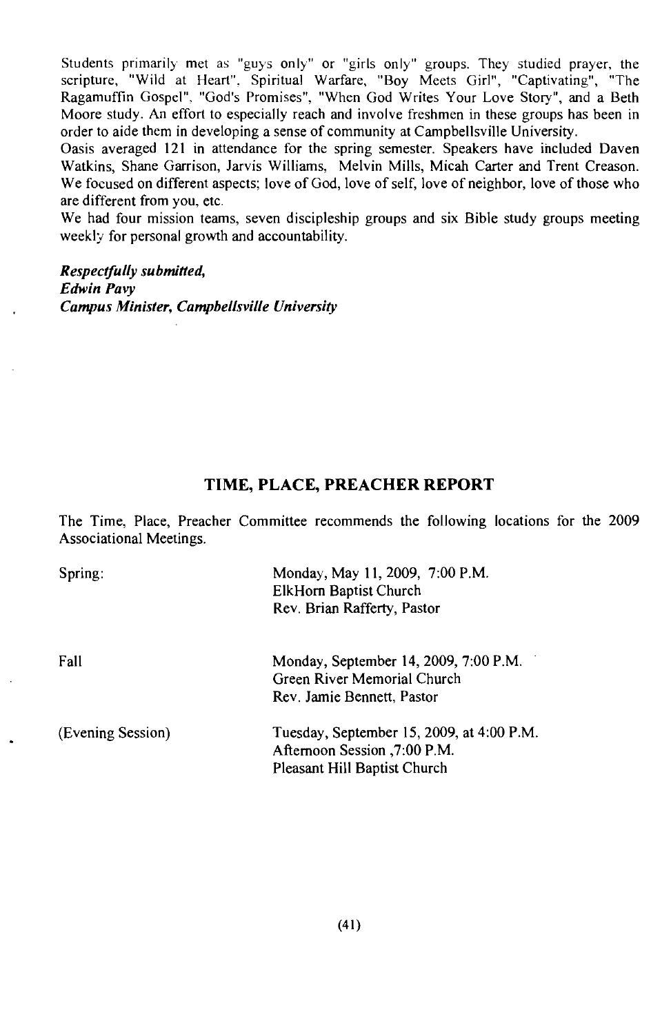Students primarily met as "guys only" or "girls only" groups. They studied prayer, the scripture, "Wild at Heart", Spiritual Warfare, "Boy Meets Girl", "Captivating", "The Ragamuffin Gospel", "God's Promises", "When God Writes Your Love Story", and a Beth Moore study. An effort to especially reach and involve freshmen in these groups has been in order to aide them in developing a sense of community at Campbellsville University.

Oasis averaged 121 in attendance for the spring semester. Speakers have included Daven Watkins, Shane Garrison, Jarvis Williams, Melvin Mills, Micah Carter and Trent Creason. We focused on different aspects; love of God, love of self, love of neighbor, love of those who are different from you, etc.

We had four mission teams, seven discipleship groups and six Bible study groups meeting weekly for personal growth and accountability.

***Respectfully submitted,***
***Edwin Pavy***
***Campus Minister, Campbellsville University***

## TIME, PLACE, PREACHER REPORT

The Time, Place, Preacher Committee recommends the following locations for the 2009 Associational Meetings.

| | |
|---|---|
| Spring: | Monday, May 11, 2009, 7:00 P.M.<br>ElkHorn Baptist Church<br>Rev. Brian Rafferty, Pastor |
| Fall | Monday, September 14, 2009, 7:00 P.M.<br>Green River Memorial Church<br>Rev. Jamie Bennett, Pastor |
| (Evening Session) | Tuesday, September 15, 2009, at 4:00 P.M.<br>Afternoon Session ,7:00 P.M.<br>Pleasant Hill Baptist Church |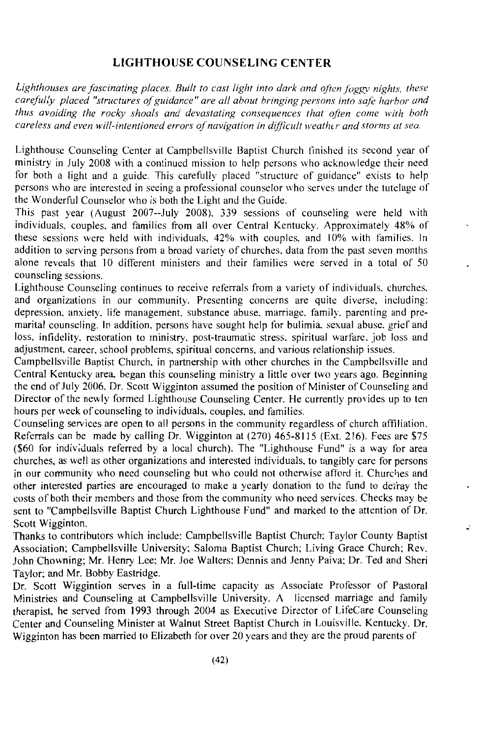## LIGHTHOUSE COUNSELING CENTER

*Lighthouses are fascinating places. Built to cast light into dark and often foggy nights, these carefully placed "structures of guidance" are all about bringing persons into safe harbor and thus avoiding the rocky shoals and devastating consequences that often come with both careless and even will-intentioned errors of navigation in difficult weather and storms at sea.*

Lighthouse Counseling Center at Campbellsville Baptist Church finished its second year of ministry in July 2008 with a continued mission to help persons who acknowledge their need for both a light and a guide. This carefully placed "structure of guidance" exists to help persons who are interested in seeing a professional counselor who serves under the tutelage of the Wonderful Counselor who is both the Light and the Guide.

This past year (August 2007--July 2008), 339 sessions of counseling were held with individuals, couples, and families from all over Central Kentucky. Approximately 48% of these sessions were held with individuals, 42% with couples, and 10% with families. In addition to serving persons from a broad variety of churches, data from the past seven months alone reveals that 10 different ministers and their families were served in a total of 50 counseling sessions.

Lighthouse Counseling continues to receive referrals from a variety of individuals, churches, and organizations in our community. Presenting concerns are quite diverse, including: depression, anxiety, life management, substance abuse, marriage, family, parenting and pre-marital counseling. In addition, persons have sought help for bulimia, sexual abuse, grief and loss, infidelity, restoration to ministry, post-traumatic stress, spiritual warfare, job loss and adjustment, career, school problems, spiritual concerns, and various relationship issues.

Campbellsville Baptist Church, in partnership with other churches in the Campbellsville and Central Kentucky area, began this counseling ministry a little over two years ago. Beginning the end of July 2006, Dr. Scott Wigginton assumed the position of Minister of Counseling and Director of the newly formed Lighthouse Counseling Center. He currently provides up to ten hours per week of counseling to individuals, couples, and families.

Counseling services are open to all persons in the community regardless of church affiliation. Referrals can be made by calling Dr. Wigginton at (270) 465-8115 (Ext. 216). Fees are $75 ($60 for individuals referred by a local church). The "Lighthouse Fund" is a way for area churches, as well as other organizations and interested individuals, to tangibly care for persons in our community who need counseling but who could not otherwise afford it. Churches and other interested parties are encouraged to make a yearly donation to the fund to defray the costs of both their members and those from the community who need services. Checks may be sent to "Campbellsville Baptist Church Lighthouse Fund" and marked to the attention of Dr. Scott Wigginton.

Thanks to contributors which include: Campbellsville Baptist Church; Taylor County Baptist Association; Campbellsville University; Saloma Baptist Church; Living Grace Church; Rev. John Chowning; Mr. Henry Lee; Mr. Joe Walters; Dennis and Jenny Paiva; Dr. Ted and Sheri Taylor; and Mr. Bobby Eastridge.

Dr. Scott Wiggintion serves in a full-time capacity as Associate Professor of Pastoral Ministries and Counseling at Campbellsville University. A licensed marriage and family therapist, he served from 1993 through 2004 as Executive Director of LifeCare Counseling Center and Counseling Minister at Walnut Street Baptist Church in Louisville, Kentucky. Dr. Wigginton has been married to Elizabeth for over 20 years and they are the proud parents of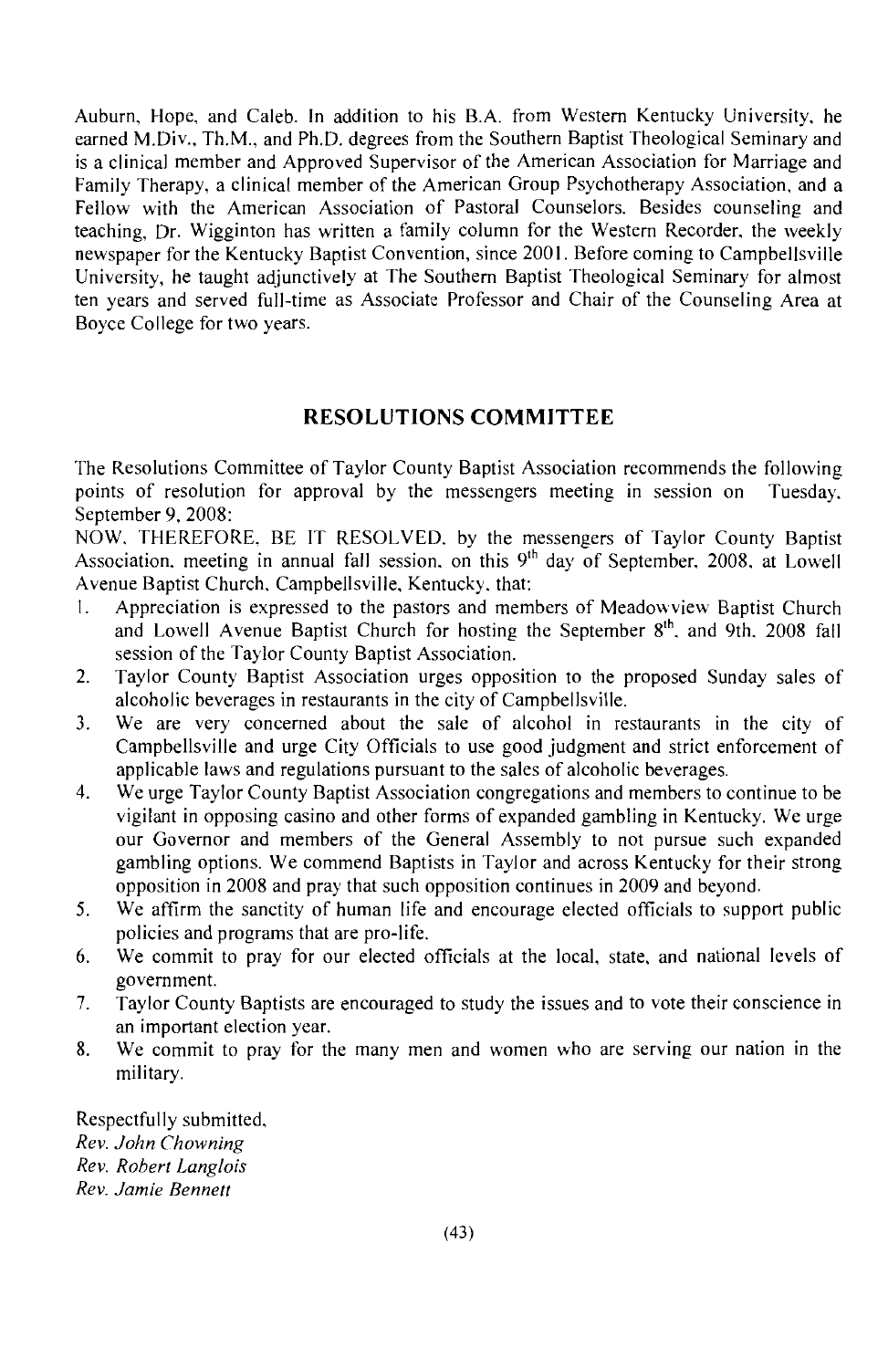Auburn, Hope, and Caleb. In addition to his B.A. from Western Kentucky University, he earned M.Div., Th.M., and Ph.D. degrees from the Southern Baptist Theological Seminary and is a clinical member and Approved Supervisor of the American Association for Marriage and Family Therapy, a clinical member of the American Group Psychotherapy Association, and a Fellow with the American Association of Pastoral Counselors. Besides counseling and teaching, Dr. Wigginton has written a family column for the Western Recorder, the weekly newspaper for the Kentucky Baptist Convention, since 2001. Before coming to Campbellsville University, he taught adjunctively at The Southern Baptist Theological Seminary for almost ten years and served full-time as Associate Professor and Chair of the Counseling Area at Boyce College for two years.

## RESOLUTIONS COMMITTEE

The Resolutions Committee of Taylor County Baptist Association recommends the following points of resolution for approval by the messengers meeting in session on Tuesday, September 9, 2008:

NOW, THEREFORE, BE IT RESOLVED, by the messengers of Taylor County Baptist Association, meeting in annual fall session, on this 9th day of September, 2008, at Lowell Avenue Baptist Church, Campbellsville, Kentucky, that:

1. Appreciation is expressed to the pastors and members of Meadowview Baptist Church and Lowell Avenue Baptist Church for hosting the September 8th, and 9th, 2008 fall session of the Taylor County Baptist Association.
2. Taylor County Baptist Association urges opposition to the proposed Sunday sales of alcoholic beverages in restaurants in the city of Campbellsville.
3. We are very concerned about the sale of alcohol in restaurants in the city of Campbellsville and urge City Officials to use good judgment and strict enforcement of applicable laws and regulations pursuant to the sales of alcoholic beverages.
4. We urge Taylor County Baptist Association congregations and members to continue to be vigilant in opposing casino and other forms of expanded gambling in Kentucky. We urge our Governor and members of the General Assembly to not pursue such expanded gambling options. We commend Baptists in Taylor and across Kentucky for their strong opposition in 2008 and pray that such opposition continues in 2009 and beyond.
5. We affirm the sanctity of human life and encourage elected officials to support public policies and programs that are pro-life.
6. We commit to pray for our elected officials at the local, state, and national levels of government.
7. Taylor County Baptists are encouraged to study the issues and to vote their conscience in an important election year.
8. We commit to pray for the many men and women who are serving our nation in the military.

Respectfully submitted,
*Rev. John Chowning*
*Rev. Robert Langlois*
*Rev. Jamie Bennett*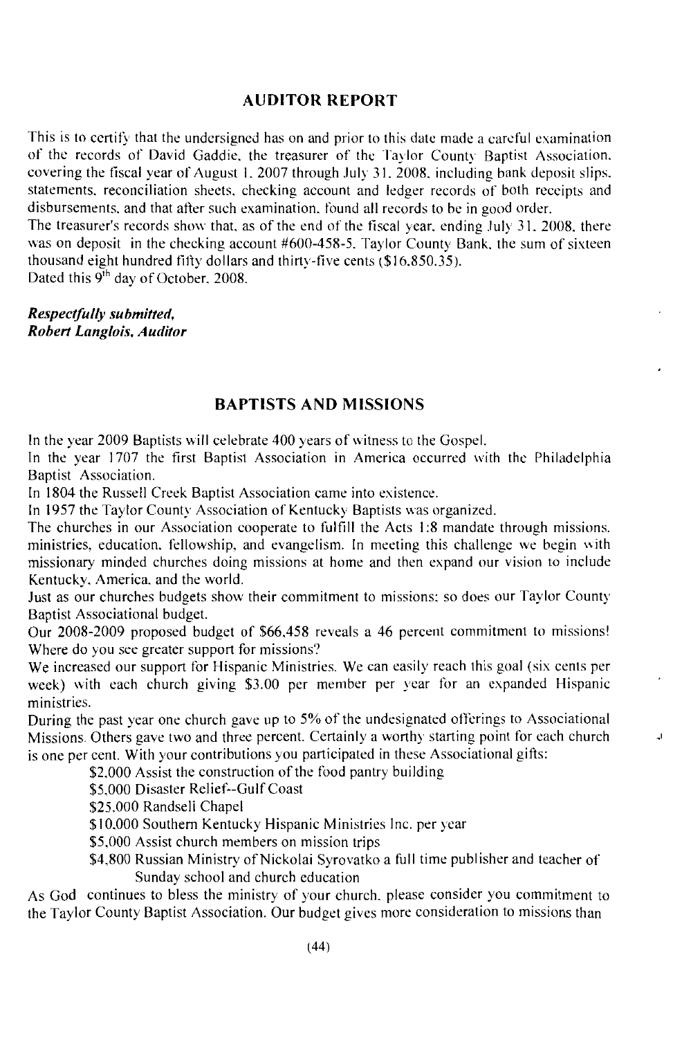## AUDITOR REPORT

This is to certify that the undersigned has on and prior to this date made a careful examination of the records of David Gaddie, the treasurer of the Taylor County Baptist Association, covering the fiscal year of August 1, 2007 through July 31, 2008, including bank deposit slips, statements, reconciliation sheets, checking account and ledger records of both receipts and disbursements, and that after such examination, found all records to be in good order.

The treasurer's records show that, as of the end of the fiscal year, ending July 31, 2008, there was on deposit in the checking account #600-458-5, Taylor County Bank, the sum of sixteen thousand eight hundred fifty dollars and thirty-five cents ($16,850.35).

Dated this 9th day of October, 2008.

***Respectfully submitted,***
***Robert Langlois, Auditor***

## BAPTISTS AND MISSIONS

In the year 2009 Baptists will celebrate 400 years of witness to the Gospel.

In the year 1707 the first Baptist Association in America occurred with the Philadelphia Baptist Association.

In 1804 the Russell Creek Baptist Association came into existence.

In 1957 the Taylor County Association of Kentucky Baptists was organized.

The churches in our Association cooperate to fulfill the Acts 1:8 mandate through missions, ministries, education, fellowship, and evangelism. In meeting this challenge we begin with missionary minded churches doing missions at home and then expand our vision to include Kentucky, America, and the world.

Just as our churches budgets show their commitment to missions; so does our Taylor County Baptist Associational budget.

Our 2008-2009 proposed budget of $66,458 reveals a 46 percent commitment to missions! Where do you see greater support for missions?

We increased our support for Hispanic Ministries. We can easily reach this goal (six cents per week) with each church giving $3.00 per member per year for an expanded Hispanic ministries.

During the past year one church gave up to 5% of the undesignated offerings to Associational Missions. Others gave two and three percent. Certainly a worthy starting point for each church is one per cent. With your contributions you participated in these Associational gifts:

- $2,000 Assist the construction of the food pantry building
- $5,000 Disaster Relief--Gulf Coast
- $25,000 Randseli Chapel
- $10,000 Southern Kentucky Hispanic Ministries Inc. per year
- $5,000 Assist church members on mission trips
- $4,800 Russian Ministry of Nickolai Syrovatko a full time publisher and teacher of Sunday school and church education

As God continues to bless the ministry of your church, please consider you commitment to the Taylor County Baptist Association. Our budget gives more consideration to missions than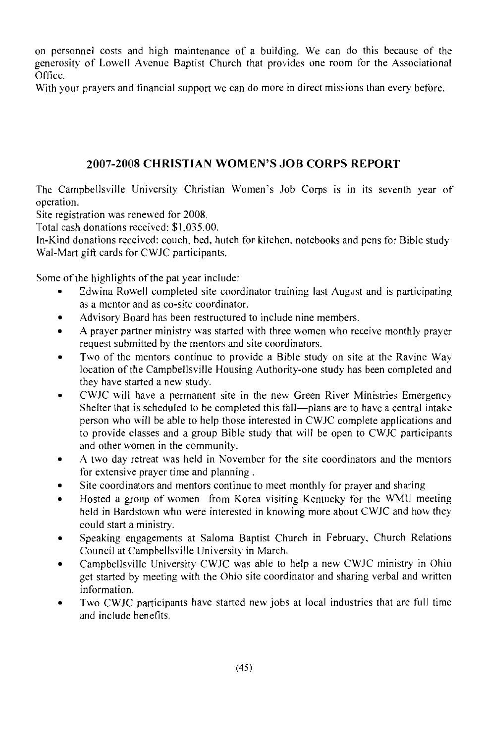on personnel costs and high maintenance of a building. We can do this because of the generosity of Lowell Avenue Baptist Church that provides one room for the Associational Office.

With your prayers and financial support we can do more in direct missions than every before.

## 2007-2008 CHRISTIAN WOMEN'S JOB CORPS REPORT

The Campbellsville University Christian Women's Job Corps is in its seventh year of operation.

Site registration was renewed for 2008.

Total cash donations received: $1,035.00.

In-Kind donations received: couch, bed, hutch for kitchen, notebooks and pens for Bible study Wal-Mart gift cards for CWJC participants.

Some of the highlights of the pat year include:

- Edwina Rowell completed site coordinator training last August and is participating as a mentor and as co-site coordinator.
- Advisory Board has been restructured to include nine members.
- A prayer partner ministry was started with three women who receive monthly prayer request submitted by the mentors and site coordinators.
- Two of the mentors continue to provide a Bible study on site at the Ravine Way location of the Campbellsville Housing Authority-one study has been completed and they have started a new study.
- CWJC will have a permanent site in the new Green River Ministries Emergency Shelter that is scheduled to be completed this fall—plans are to have a central intake person who will be able to help those interested in CWJC complete applications and to provide classes and a group Bible study that will be open to CWJC participants and other women in the community.
- A two day retreat was held in November for the site coordinators and the mentors for extensive prayer time and planning .
- Site coordinators and mentors continue to meet monthly for prayer and sharing
- Hosted a group of women from Korea visiting Kentucky for the WMU meeting held in Bardstown who were interested in knowing more about CWJC and how they could start a ministry.
- Speaking engagements at Saloma Baptist Church in February, Church Relations Council at Campbellsville University in March.
- Campbellsville University CWJC was able to help a new CWJC ministry in Ohio get started by meeting with the Ohio site coordinator and sharing verbal and written information.
- Two CWJC participants have started new jobs at local industries that are full time and include benefits.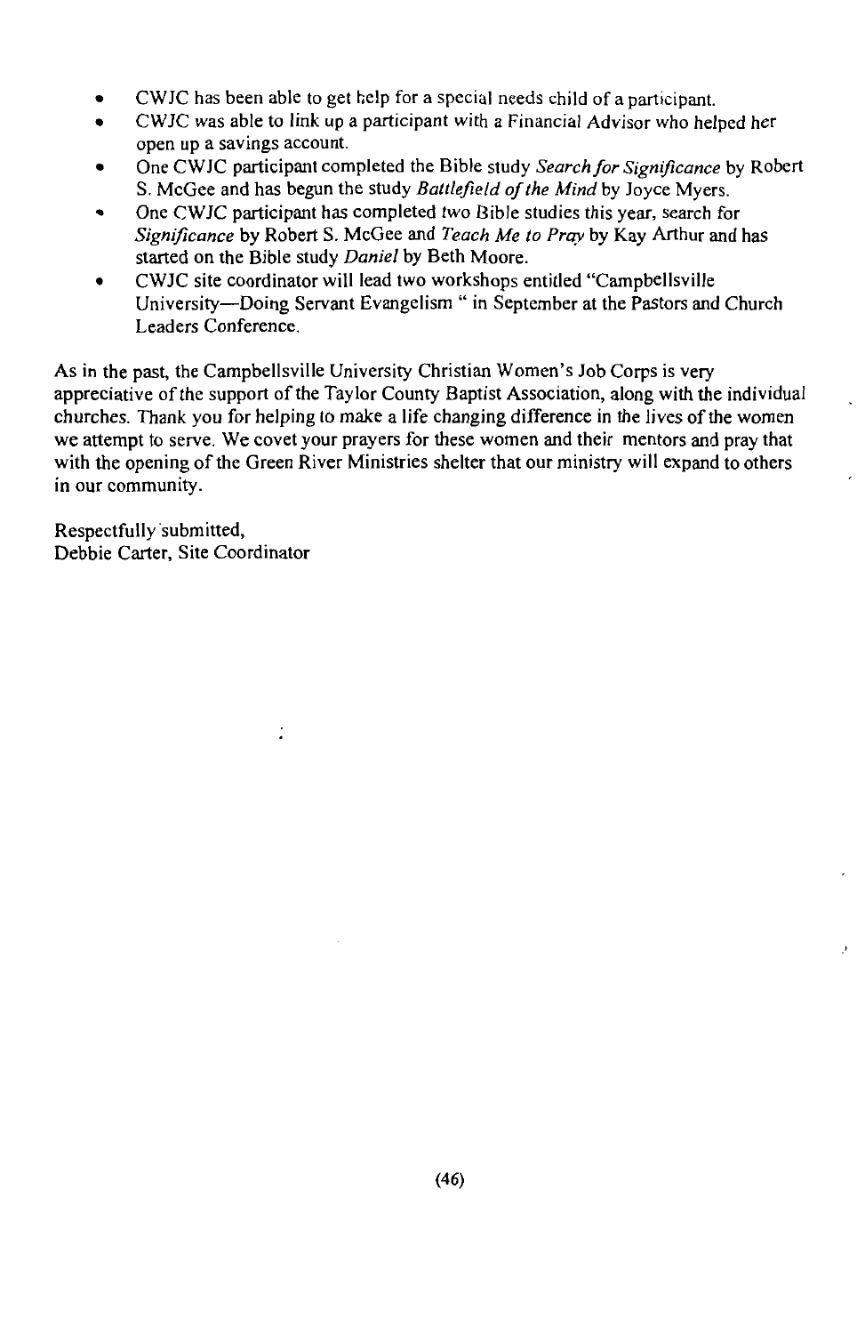- CWJC has been able to get help for a special needs child of a participant.
- CWJC was able to link up a participant with a Financial Advisor who helped her open up a savings account.
- One CWJC participant completed the Bible study *Search for Significance* by Robert S. McGee and has begun the study *Battlefield of the Mind* by Joyce Myers.
- One CWJC participant has completed two Bible studies this year, search for *Significance* by Robert S. McGee and *Teach Me to Pray* by Kay Arthur and has started on the Bible study *Daniel* by Beth Moore.
- CWJC site coordinator will lead two workshops entitled "Campbellsville University—Doing Servant Evangelism " in September at the Pastors and Church Leaders Conference.

As in the past, the Campbellsville University Christian Women's Job Corps is very appreciative of the support of the Taylor County Baptist Association, along with the individual churches. Thank you for helping to make a life changing difference in the lives of the women we attempt to serve. We covet your prayers for these women and their mentors and pray that with the opening of the Green River Ministries shelter that our ministry will expand to others in our community.

Respectfully submitted,
Debbie Carter, Site Coordinator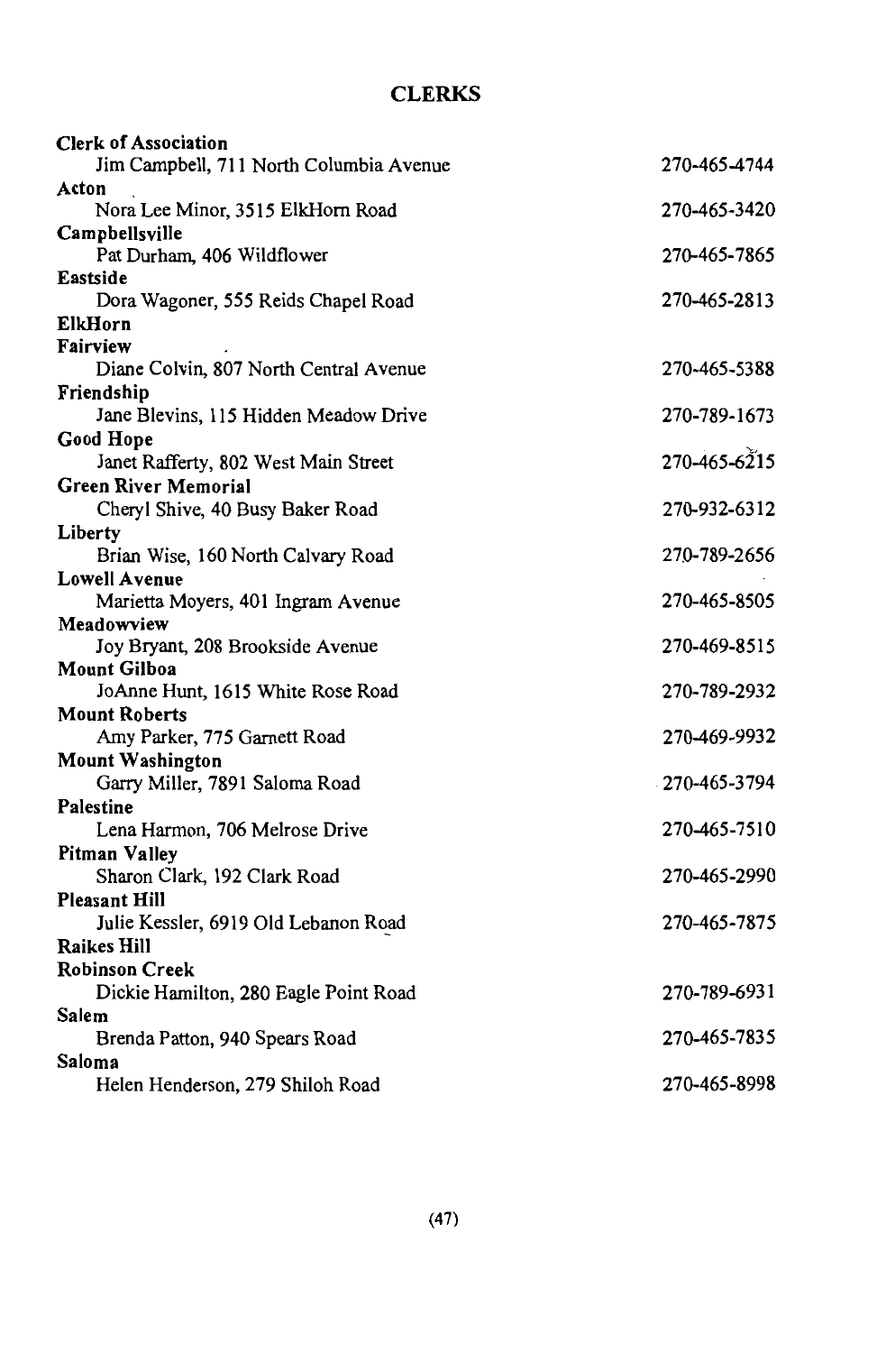## CLERKS

**Clerk of Association**
Jim Campbell, 711 North Columbia Avenue — 270-465-4744

**Acton**
Nora Lee Minor, 3515 ElkHorn Road — 270-465-3420

**Campbellsville**
Pat Durham, 406 Wildflower — 270-465-7865

**Eastside**
Dora Wagoner, 555 Reids Chapel Road — 270-465-2813

**ElkHorn**

**Fairview**
Diane Colvin, 807 North Central Avenue — 270-465-5388

**Friendship**
Jane Blevins, 115 Hidden Meadow Drive — 270-789-1673

**Good Hope**
Janet Rafferty, 802 West Main Street — 270-465-6215

**Green River Memorial**
Cheryl Shive, 40 Busy Baker Road — 270-932-6312

**Liberty**
Brian Wise, 160 North Calvary Road — 270-789-2656

**Lowell Avenue**
Marietta Moyers, 401 Ingram Avenue — 270-465-8505

**Meadowview**
Joy Bryant, 208 Brookside Avenue — 270-469-8515

**Mount Gilboa**
JoAnne Hunt, 1615 White Rose Road — 270-789-2932

**Mount Roberts**
Amy Parker, 775 Garnett Road — 270-469-9932

**Mount Washington**
Garry Miller, 7891 Saloma Road — 270-465-3794

**Palestine**
Lena Harmon, 706 Melrose Drive — 270-465-7510

**Pitman Valley**
Sharon Clark, 192 Clark Road — 270-465-2990

**Pleasant Hill**
Julie Kessler, 6919 Old Lebanon Road — 270-465-7875

**Raikes Hill**

**Robinson Creek**
Dickie Hamilton, 280 Eagle Point Road — 270-789-6931

**Salem**
Brenda Patton, 940 Spears Road — 270-465-7835

**Saloma**
Helen Henderson, 279 Shiloh Road — 270-465-8998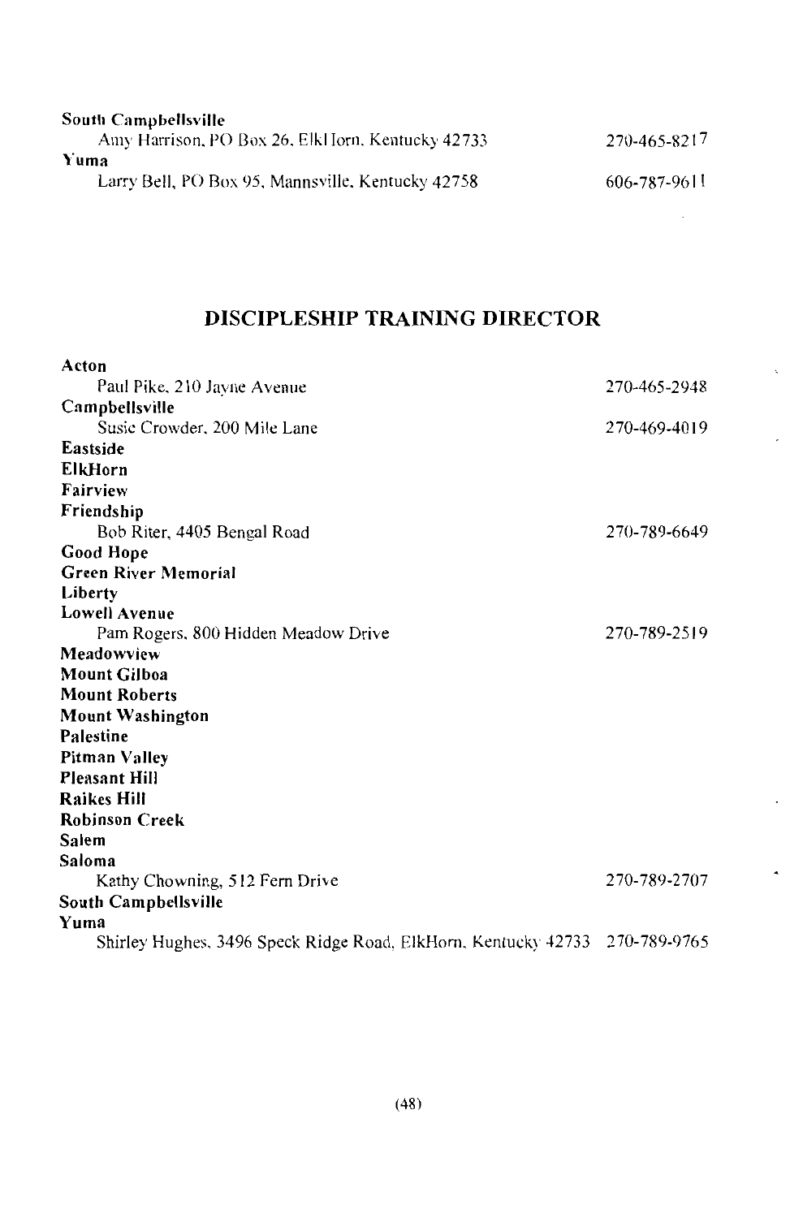**South Campbellsville**
Amy Harrison, PO Box 26, ElkHorn, Kentucky 42733 — 270-465-8217

**Yuma**
Larry Bell, PO Box 95, Mannsville, Kentucky 42758 — 606-787-9611

## DISCIPLESHIP TRAINING DIRECTOR

**Acton**
Paul Pike, 210 Jayne Avenue — 270-465-2948

**Campbellsville**
Susie Crowder, 200 Mile Lane — 270-469-4019

**Eastside**

**ElkHorn**

**Fairview**

**Friendship**
Bob Riter, 4405 Bengal Road — 270-789-6649

**Good Hope**

**Green River Memorial**

**Liberty**

**Lowell Avenue**
Pam Rogers, 800 Hidden Meadow Drive — 270-789-2519

**Meadowview**

**Mount Gilboa**

**Mount Roberts**

**Mount Washington**

**Palestine**

**Pitman Valley**

**Pleasant Hill**

**Raikes Hill**

**Robinson Creek**

**Salem**

**Saloma**
Kathy Chowning, 512 Fern Drive — 270-789-2707

**South Campbellsville**

**Yuma**
Shirley Hughes, 3496 Speck Ridge Road, ElkHorn, Kentucky 42733 — 270-789-9765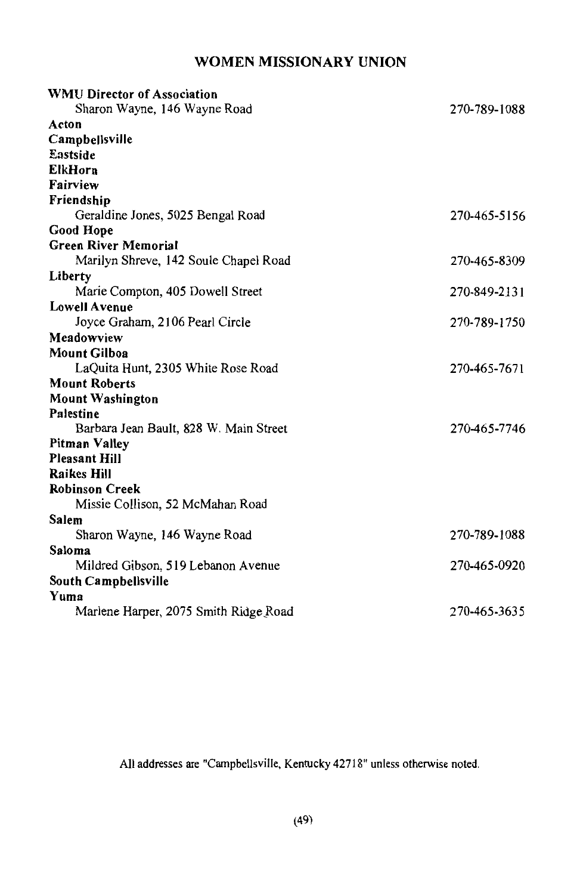## WOMEN MISSIONARY UNION

**WMU Director of Association**
Sharon Wayne, 146 Wayne Road — 270-789-1088

**Acton**

**Campbellsville**

**Eastside**

**ElkHorn**

**Fairview**

**Friendship**
Geraldine Jones, 5025 Bengal Road — 270-465-5156

**Good Hope**

**Green River Memorial**
Marilyn Shreve, 142 Soule Chapel Road — 270-465-8309

**Liberty**
Marie Compton, 405 Dowell Street — 270-849-2131

**Lowell Avenue**
Joyce Graham, 2106 Pearl Circle — 270-789-1750

**Meadowview**

**Mount Gilboa**
LaQuita Hunt, 2305 White Rose Road — 270-465-7671

**Mount Roberts**

**Mount Washington**

**Palestine**
Barbara Jean Bault, 828 W. Main Street — 270-465-7746

**Pitman Valley**

**Pleasant Hill**

**Raikes Hill**

**Robinson Creek**
Missie Collison, 52 McMahan Road

**Salem**
Sharon Wayne, 146 Wayne Road — 270-789-1088

**Saloma**
Mildred Gibson, 519 Lebanon Avenue — 270-465-0920

**South Campbellsville**

**Yuma**
Marlene Harper, 2075 Smith Ridge Road — 270-465-3635

All addresses are "Campbellsville, Kentucky 42718" unless otherwise noted.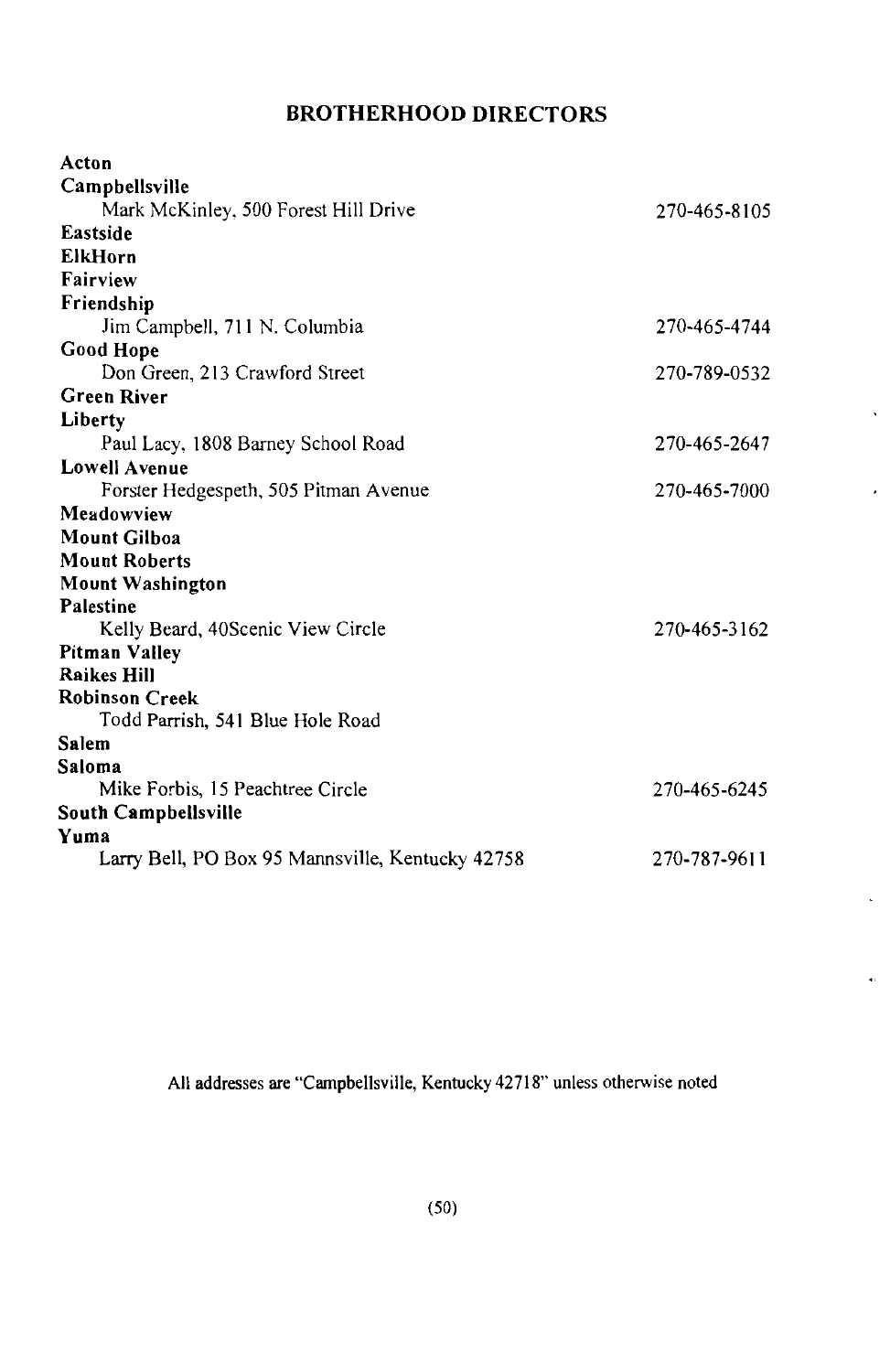## BROTHERHOOD DIRECTORS

**Acton**

**Campbellsville**
Mark McKinley, 500 Forest Hill Drive — 270-465-8105

**Eastside**

**ElkHorn**

**Fairview**

**Friendship**
Jim Campbell, 711 N. Columbia — 270-465-4744

**Good Hope**
Don Green, 213 Crawford Street — 270-789-0532

**Green River**

**Liberty**
Paul Lacy, 1808 Barney School Road — 270-465-2647

**Lowell Avenue**
Forster Hedgespeth, 505 Pitman Avenue — 270-465-7000

**Meadowview**

**Mount Gilboa**

**Mount Roberts**

**Mount Washington**

**Palestine**
Kelly Beard, 40Scenic View Circle — 270-465-3162

**Pitman Valley**

**Raikes Hill**

**Robinson Creek**
Todd Parrish, 541 Blue Hole Road

**Salem**

**Saloma**
Mike Forbis, 15 Peachtree Circle — 270-465-6245

**South Campbellsville**

**Yuma**
Larry Bell, PO Box 95 Mannsville, Kentucky 42758 — 270-787-9611

All addresses are "Campbellsville, Kentucky 42718" unless otherwise noted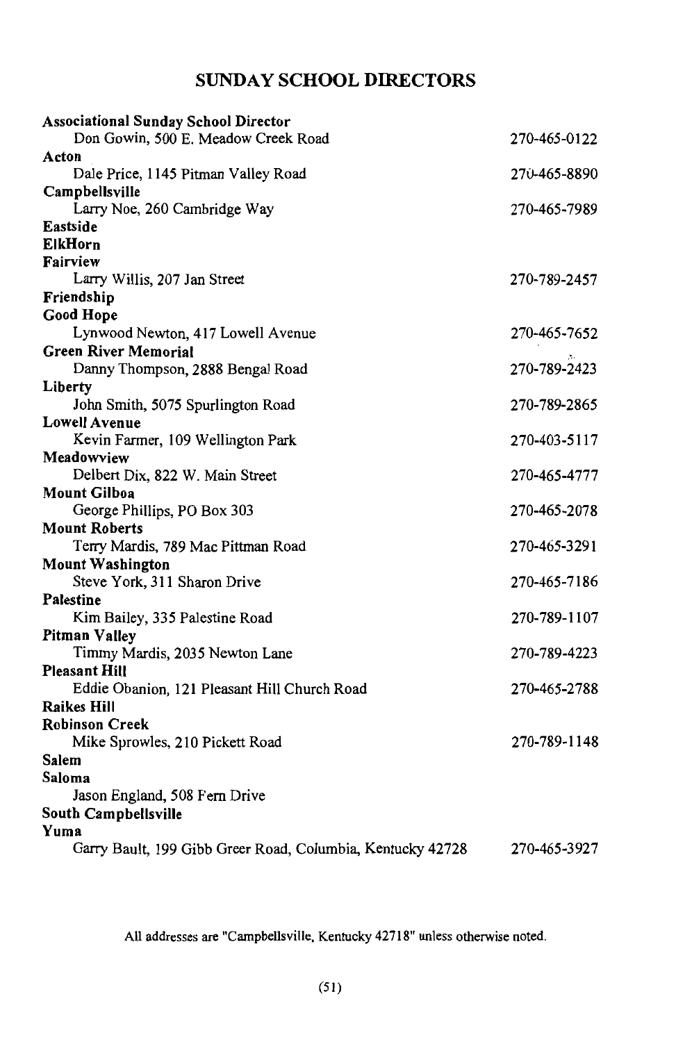# SUNDAY SCHOOL DIRECTORS

**Associational Sunday School Director**
Don Gowin, 500 E. Meadow Creek Road — 270-465-0122

**Acton**
Dale Price, 1145 Pitman Valley Road — 270-465-8890

**Campbellsville**
Larry Noe, 260 Cambridge Way — 270-465-7989

**Eastside**

**ElkHorn**

**Fairview**
Larry Willis, 207 Jan Street — 270-789-2457

**Friendship**

**Good Hope**
Lynwood Newton, 417 Lowell Avenue — 270-465-7652

**Green River Memorial**
Danny Thompson, 2888 Bengal Road — 270-789-2423

**Liberty**
John Smith, 5075 Spurlington Road — 270-789-2865

**Lowell Avenue**
Kevin Farmer, 109 Wellington Park — 270-403-5117

**Meadowview**
Delbert Dix, 822 W. Main Street — 270-465-4777

**Mount Gilboa**
George Phillips, PO Box 303 — 270-465-2078

**Mount Roberts**
Terry Mardis, 789 Mac Pittman Road — 270-465-3291

**Mount Washington**
Steve York, 311 Sharon Drive — 270-465-7186

**Palestine**
Kim Bailey, 335 Palestine Road — 270-789-1107

**Pitman Valley**
Timmy Mardis, 2035 Newton Lane — 270-789-4223

**Pleasant Hill**
Eddie Obanion, 121 Pleasant Hill Church Road — 270-465-2788

**Raikes Hill**

**Robinson Creek**
Mike Sprowles, 210 Pickett Road — 270-789-1148

**Salem**

**Saloma**
Jason England, 508 Fern Drive

**South Campbellsville**

**Yuma**
Garry Bault, 199 Gibb Greer Road, Columbia, Kentucky 42728 — 270-465-3927

All addresses are "Campbellsville, Kentucky 42718" unless otherwise noted.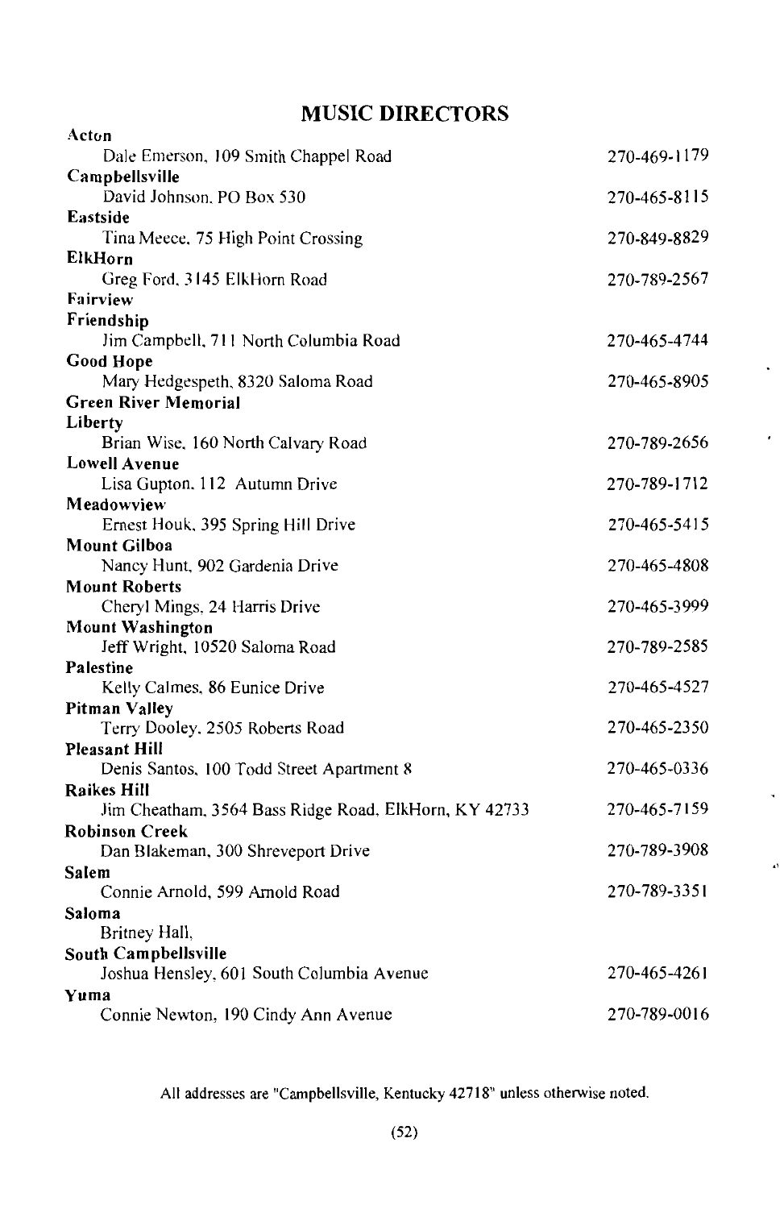# MUSIC DIRECTORS

**Acton**
Dale Emerson, 109 Smith Chappel Road — 270-469-1179

**Campbellsville**
David Johnson, PO Box 530 — 270-465-8115

**Eastside**
Tina Meece, 75 High Point Crossing — 270-849-8829

**ElkHorn**
Greg Ford, 3145 ElkHorn Road — 270-789-2567

**Fairview**

**Friendship**
Jim Campbell, 711 North Columbia Road — 270-465-4744

**Good Hope**
Mary Hedgespeth, 8320 Saloma Road — 270-465-8905

**Green River Memorial**

**Liberty**
Brian Wise, 160 North Calvary Road — 270-789-2656

**Lowell Avenue**
Lisa Gupton, 112 Autumn Drive — 270-789-1712

**Meadowview**
Ernest Houk, 395 Spring Hill Drive — 270-465-5415

**Mount Gilboa**
Nancy Hunt, 902 Gardenia Drive — 270-465-4808

**Mount Roberts**
Cheryl Mings, 24 Harris Drive — 270-465-3999

**Mount Washington**
Jeff Wright, 10520 Saloma Road — 270-789-2585

**Palestine**
Kelly Calmes, 86 Eunice Drive — 270-465-4527

**Pitman Valley**
Terry Dooley, 2505 Roberts Road — 270-465-2350

**Pleasant Hill**
Denis Santos, 100 Todd Street Apartment 8 — 270-465-0336

**Raikes Hill**
Jim Cheatham, 3564 Bass Ridge Road, ElkHorn, KY 42733 — 270-465-7159

**Robinson Creek**
Dan Blakeman, 300 Shreveport Drive — 270-789-3908

**Salem**
Connie Arnold, 599 Arnold Road — 270-789-3351

**Saloma**
Britney Hall,

**South Campbellsville**
Joshua Hensley, 601 South Columbia Avenue — 270-465-4261

**Yuma**
Connie Newton, 190 Cindy Ann Avenue — 270-789-0016

All addresses are "Campbellsville, Kentucky 42718" unless otherwise noted.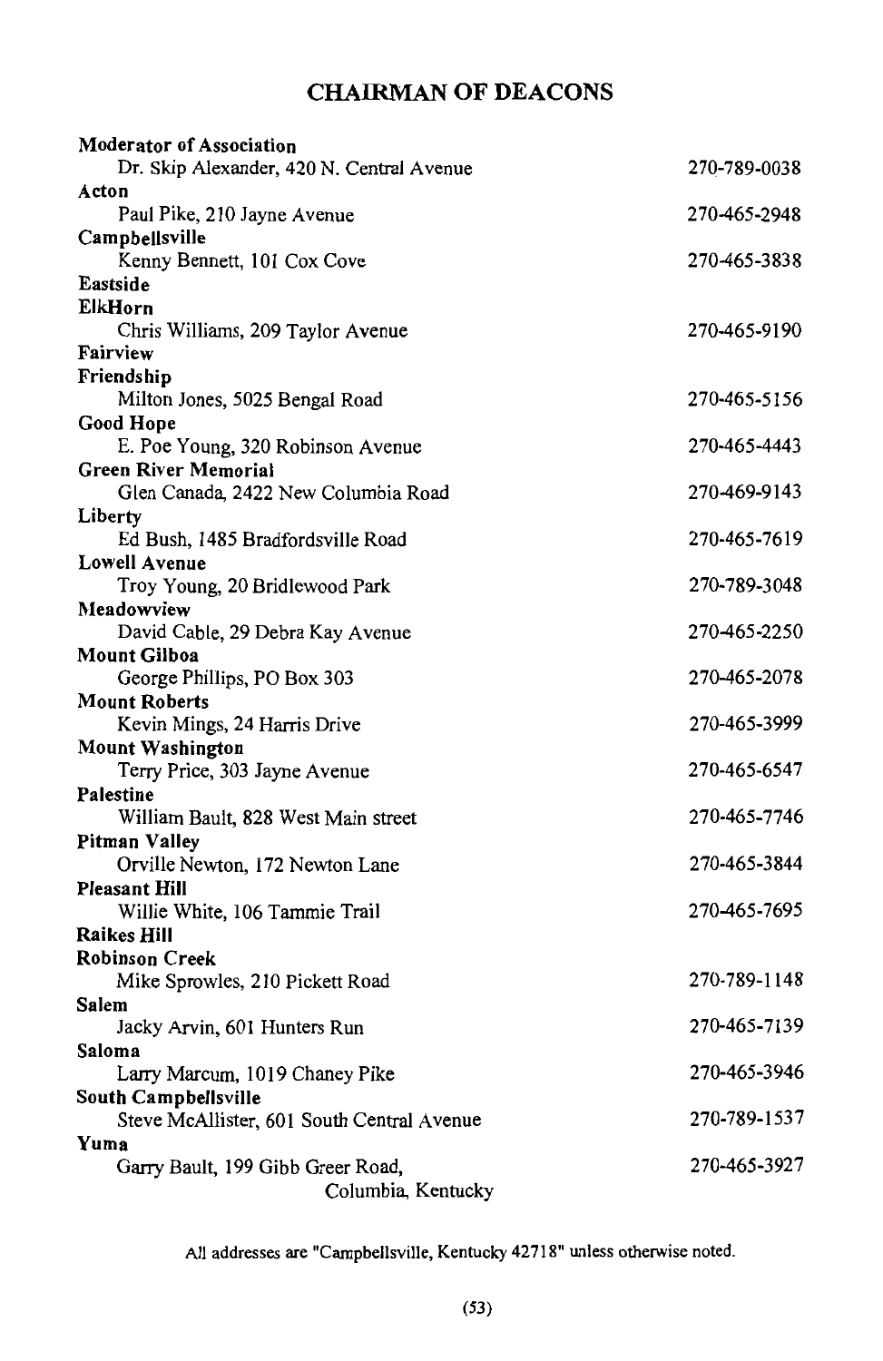# CHAIRMAN OF DEACONS

**Moderator of Association**
Dr. Skip Alexander, 420 N. Central Avenue — 270-789-0038

**Acton**
Paul Pike, 210 Jayne Avenue — 270-465-2948

**Campbellsville**
Kenny Bennett, 101 Cox Cove — 270-465-3838

**Eastside**

**ElkHorn**
Chris Williams, 209 Taylor Avenue — 270-465-9190

**Fairview**

**Friendship**
Milton Jones, 5025 Bengal Road — 270-465-5156

**Good Hope**
E. Poe Young, 320 Robinson Avenue — 270-465-4443

**Green River Memorial**
Glen Canada, 2422 New Columbia Road — 270-469-9143

**Liberty**
Ed Bush, 1485 Bradfordsville Road — 270-465-7619

**Lowell Avenue**
Troy Young, 20 Bridlewood Park — 270-789-3048

**Meadowview**
David Cable, 29 Debra Kay Avenue — 270-465-2250

**Mount Gilboa**
George Phillips, PO Box 303 — 270-465-2078

**Mount Roberts**
Kevin Mings, 24 Harris Drive — 270-465-3999

**Mount Washington**
Terry Price, 303 Jayne Avenue — 270-465-6547

**Palestine**
William Bault, 828 West Main street — 270-465-7746

**Pitman Valley**
Orville Newton, 172 Newton Lane — 270-465-3844

**Pleasant Hill**
Willie White, 106 Tammie Trail — 270-465-7695

**Raikes Hill**

**Robinson Creek**
Mike Sprowles, 210 Pickett Road — 270-789-1148

**Salem**
Jacky Arvin, 601 Hunters Run — 270-465-7139

**Saloma**
Larry Marcum, 1019 Chaney Pike — 270-465-3946

**South Campbellsville**
Steve McAllister, 601 South Central Avenue — 270-789-1537

**Yuma**
Garry Bault, 199 Gibb Greer Road, Columbia, Kentucky — 270-465-3927

All addresses are "Campbellsville, Kentucky 42718" unless otherwise noted.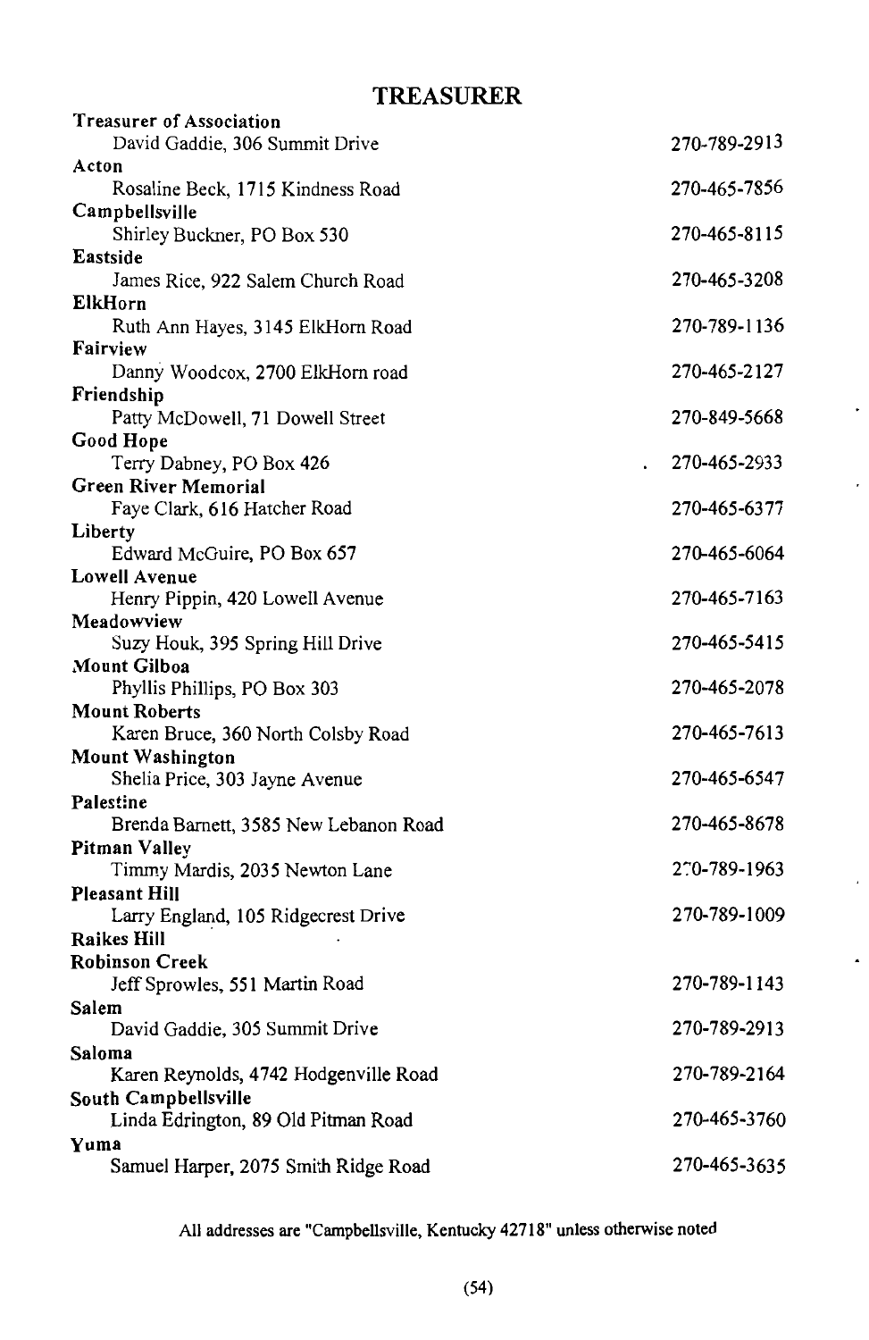# TREASURER

**Treasurer of Association**
David Gaddie, 306 Summit Drive — 270-789-2913

**Acton**
Rosaline Beck, 1715 Kindness Road — 270-465-7856

**Campbellsville**
Shirley Buckner, PO Box 530 — 270-465-8115

**Eastside**
James Rice, 922 Salem Church Road — 270-465-3208

**ElkHorn**
Ruth Ann Hayes, 3145 ElkHorn Road — 270-789-1136

**Fairview**
Danny Woodcox, 2700 ElkHorn road — 270-465-2127

**Friendship**
Patty McDowell, 71 Dowell Street — 270-849-5668

**Good Hope**
Terry Dabney, PO Box 426 — 270-465-2933

**Green River Memorial**
Faye Clark, 616 Hatcher Road — 270-465-6377

**Liberty**
Edward McGuire, PO Box 657 — 270-465-6064

**Lowell Avenue**
Henry Pippin, 420 Lowell Avenue — 270-465-7163

**Meadowview**
Suzy Houk, 395 Spring Hill Drive — 270-465-5415

**Mount Gilboa**
Phyllis Phillips, PO Box 303 — 270-465-2078

**Mount Roberts**
Karen Bruce, 360 North Colsby Road — 270-465-7613

**Mount Washington**
Shelia Price, 303 Jayne Avenue — 270-465-6547

**Palestine**
Brenda Barnett, 3585 New Lebanon Road — 270-465-8678

**Pitman Valley**
Timmy Mardis, 2035 Newton Lane — 270-789-1963

**Pleasant Hill**
Larry England, 105 Ridgecrest Drive — 270-789-1009

**Raikes Hill**

**Robinson Creek**
Jeff Sprowles, 551 Martin Road — 270-789-1143

**Salem**
David Gaddie, 305 Summit Drive — 270-789-2913

**Saloma**
Karen Reynolds, 4742 Hodgenville Road — 270-789-2164

**South Campbellsville**
Linda Edrington, 89 Old Pitman Road — 270-465-3760

**Yuma**
Samuel Harper, 2075 Smith Ridge Road — 270-465-3635

All addresses are "Campbellsville, Kentucky 42718" unless otherwise noted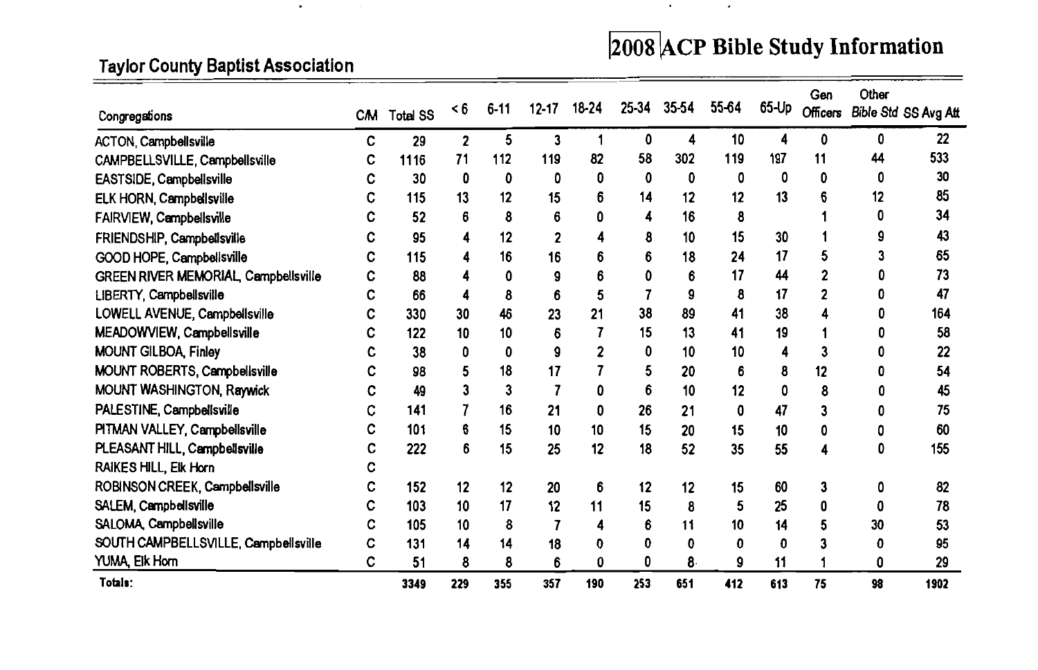# 2008 ACP Bible Study Information

## Taylor County Baptist Association

| Congregations | C/M | Total SS | < 6 | 6-11 | 12-17 | 18-24 | 25-34 | 35-54 | 55-64 | 65-Up | Gen Officers | Other Bible Std | SS Avg Att |
|---|---|---|---|---|---|---|---|---|---|---|---|---|---|
| ACTON, Campbellsville | C | 29 | 2 | 5 | 3 | 1 | 0 | 4 | 10 | 4 | 0 | 0 | 22 |
| CAMPBELLSVILLE, Campbellsville | C | 1116 | 71 | 112 | 119 | 82 | 58 | 302 | 119 | 187 | 11 | 44 | 533 |
| EASTSIDE, Campbellsville | C | 30 | 0 | 0 | 0 | 0 | 0 | 0 | 0 | 0 | 0 | 0 | 30 |
| ELK HORN, Campbellsville | C | 115 | 13 | 12 | 15 | 6 | 14 | 12 | 12 | 13 | 6 | 12 | 85 |
| FAIRVIEW, Campbellsville | C | 52 | 6 | 8 | 6 | 0 | 4 | 16 | 8 | | 1 | 0 | 34 |
| FRIENDSHIP, Campbellsville | C | 95 | 4 | 12 | 2 | 4 | 8 | 10 | 15 | 30 | 1 | 9 | 43 |
| GOOD HOPE, Campbellsville | C | 115 | 4 | 16 | 16 | 6 | 6 | 18 | 24 | 17 | 5 | 3 | 65 |
| GREEN RIVER MEMORIAL, Campbellsville | C | 88 | 4 | 0 | 9 | 6 | 0 | 6 | 17 | 44 | 2 | 0 | 73 |
| LIBERTY, Campbellsville | C | 66 | 4 | 8 | 6 | 5 | 7 | 9 | 8 | 17 | 2 | 0 | 47 |
| LOWELL AVENUE, Campbellsville | C | 330 | 30 | 46 | 23 | 21 | 38 | 89 | 41 | 38 | 4 | 0 | 164 |
| MEADOWVIEW, Campbellsville | C | 122 | 10 | 10 | 6 | 7 | 15 | 13 | 41 | 19 | 1 | 0 | 58 |
| MOUNT GILBOA, Finley | C | 38 | 0 | 0 | 9 | 2 | 0 | 10 | 10 | 4 | 3 | 0 | 22 |
| MOUNT ROBERTS, Campbellsville | C | 98 | 5 | 18 | 17 | 7 | 5 | 20 | 6 | 8 | 12 | 0 | 54 |
| MOUNT WASHINGTON, Raywick | C | 49 | 3 | 3 | 7 | 0 | 6 | 10 | 12 | 0 | 8 | 0 | 45 |
| PALESTINE, Campbellsville | C | 141 | 7 | 16 | 21 | 0 | 26 | 21 | 0 | 47 | 3 | 0 | 75 |
| PITMAN VALLEY, Campbellsville | C | 101 | 6 | 15 | 10 | 10 | 15 | 20 | 15 | 10 | 0 | 0 | 60 |
| PLEASANT HILL, Campbellsville | C | 222 | 6 | 15 | 25 | 12 | 18 | 52 | 35 | 55 | 4 | 0 | 155 |
| RAIKES HILL, Elk Horn | C | | | | | | | | | | | | |
| ROBINSON CREEK, Campbellsville | C | 152 | 12 | 12 | 20 | 6 | 12 | 12 | 15 | 60 | 3 | 0 | 82 |
| SALEM, Campbellsville | C | 103 | 10 | 17 | 12 | 11 | 15 | 8 | 5 | 25 | 0 | 0 | 78 |
| SALOMA, Campbellsville | C | 105 | 10 | 8 | 7 | 4 | 6 | 11 | 10 | 14 | 5 | 30 | 53 |
| SOUTH CAMPBELLSVILLE, Campbellsville | C | 131 | 14 | 14 | 18 | 0 | 0 | 0 | 0 | 0 | 3 | 0 | 95 |
| YUMA, Elk Horn | C | 51 | 8 | 8 | 6 | 0 | 0 | 8 | 9 | 11 | 1 | 0 | 29 |
| **Totals:** | | **3349** | **229** | **355** | **357** | **190** | **253** | **651** | **412** | **613** | **75** | **98** | **1902** |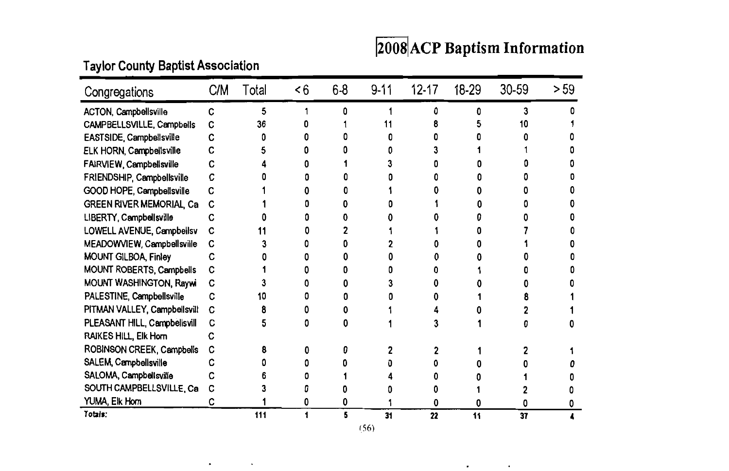# 2008 ACP Baptism Information

## Taylor County Baptist Association

| Congregations | C/M | Total | < 6 | 6-8 | 9-11 | 12-17 | 18-29 | 30-59 | > 59 |
|---|---|---|---|---|---|---|---|---|---|
| ACTON, Campbellsville | C | 5 | 1 | 0 | 1 | 0 | 0 | 3 | 0 |
| CAMPBELLSVILLE, Campbells | C | 36 | 0 | 1 | 11 | 8 | 5 | 10 | 1 |
| EASTSIDE, Campbellsville | C | 0 | 0 | 0 | 0 | 0 | 0 | 0 | 0 |
| ELK HORN, Campbellsville | C | 5 | 0 | 0 | 0 | 3 | 1 | 1 | 0 |
| FAIRVIEW, Campbellsville | C | 4 | 0 | 1 | 3 | 0 | 0 | 0 | 0 |
| FRIENDSHIP, Campbellsville | C | 0 | 0 | 0 | 0 | 0 | 0 | 0 | 0 |
| GOOD HOPE, Campbellsville | C | 1 | 0 | 0 | 1 | 0 | 0 | 0 | 0 |
| GREEN RIVER MEMORIAL, Ca | C | 1 | 0 | 0 | 0 | 1 | 0 | 0 | 0 |
| LIBERTY, Campbellsville | C | 0 | 0 | 0 | 0 | 0 | 0 | 0 | 0 |
| LOWELL AVENUE, Campbellsv | C | 11 | 0 | 2 | 1 | 1 | 0 | 7 | 0 |
| MEADOWVIEW, Campbellsville | C | 3 | 0 | 0 | 2 | 0 | 0 | 1 | 0 |
| MOUNT GILBOA, Finley | C | 0 | 0 | 0 | 0 | 0 | 0 | 0 | 0 |
| MOUNT ROBERTS, Campbells | C | 1 | 0 | 0 | 0 | 0 | 1 | 0 | 0 |
| MOUNT WASHINGTON, Raywi | C | 3 | 0 | 0 | 3 | 0 | 0 | 0 | 0 |
| PALESTINE, Campbellsville | C | 10 | 0 | 0 | 0 | 0 | 1 | 8 | 1 |
| PITMAN VALLEY, Campbellsvill | C | 8 | 0 | 0 | 1 | 4 | 0 | 2 | 1 |
| PLEASANT HILL, Campbellsvill | C | 5 | 0 | 0 | 1 | 3 | 1 | 0 | 0 |
| RAIKES HILL, Elk Horn | C | | | | | | | | |
| ROBINSON CREEK, Campbells | C | 8 | 0 | 0 | 2 | 2 | 1 | 2 | 1 |
| SALEM, Campbellsville | C | 0 | 0 | 0 | 0 | 0 | 0 | 0 | 0 |
| SALOMA, Campbellsville | C | 6 | 0 | 1 | 4 | 0 | 0 | 1 | 0 |
| SOUTH CAMPBELLSVILLE, Ca | C | 3 | 0 | 0 | 0 | 0 | 1 | 2 | 0 |
| YUMA, Elk Horn | C | 1 | 0 | 0 | 1 | 0 | 0 | 0 | 0 |
| **Totals:** | | **111** | **1** | **5** | **31** | **22** | **11** | **37** | **4** |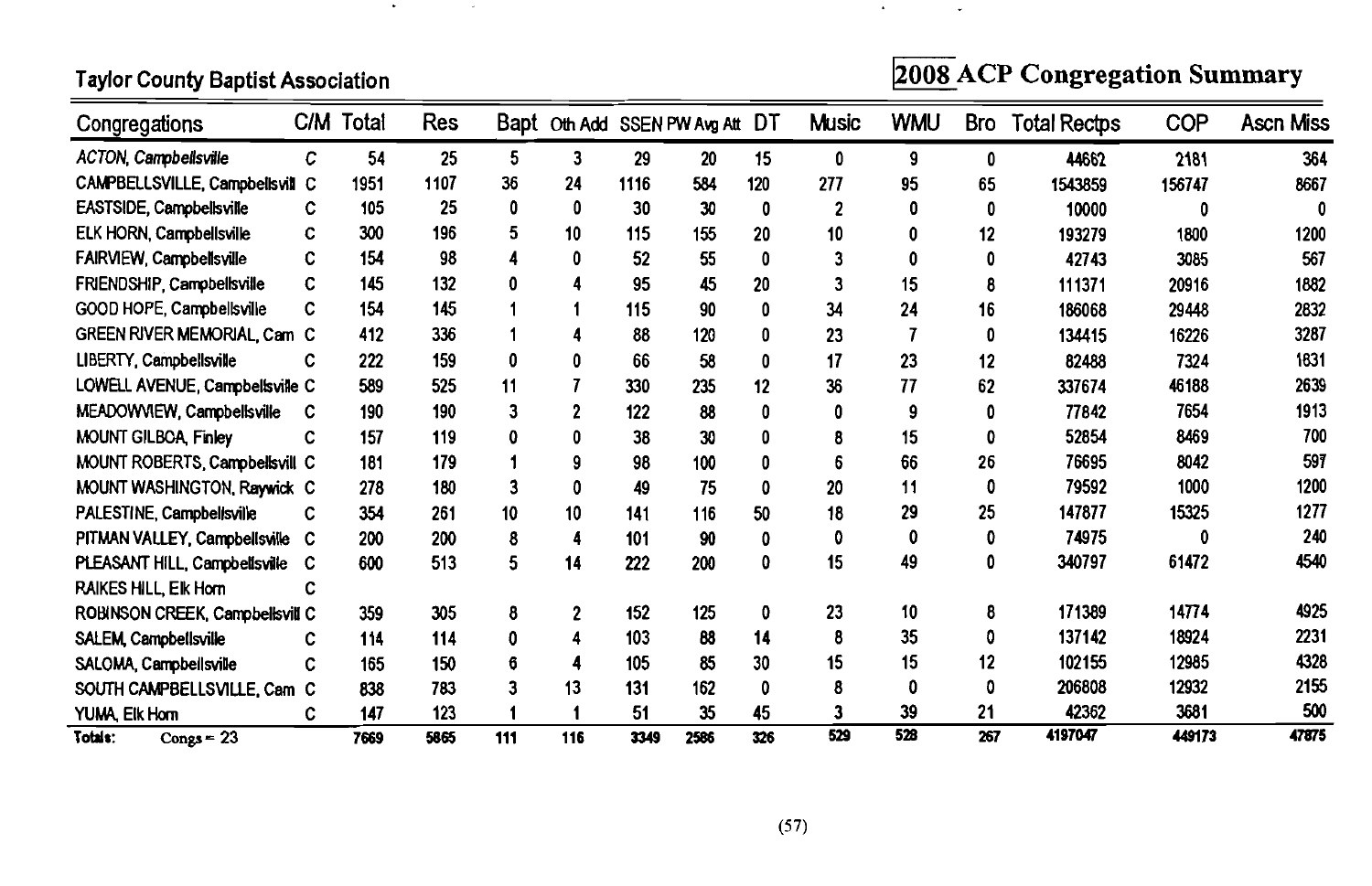Taylor County Baptist Association

# 2008 ACP Congregation Summary

| Congregations | C/M | Total | Res | Bapt | Oth Add | SSEN | PW Avg Att | DT | Music | WMU | Bro | Total Rectps | COP | Ascn Miss |
|---|---|---|---|---|---|---|---|---|---|---|---|---|---|---|
| *ACTON, Campbellsville* | C | 54 | 25 | 5 | 3 | 29 | 20 | 15 | 0 | 9 | 0 | 44662 | 2181 | 364 |
| CAMPBELLSVILLE, Campbellsvill | C | 1951 | 1107 | 36 | 24 | 1116 | 584 | 120 | 277 | 95 | 65 | 1543859 | 156747 | 8667 |
| EASTSIDE, Campbellsville | C | 105 | 25 | 0 | 0 | 30 | 30 | 0 | 2 | 0 | 0 | 10000 | 0 | 0 |
| ELK HORN, Campbellsville | C | 300 | 196 | 5 | 10 | 115 | 155 | 20 | 10 | 0 | 12 | 193279 | 1800 | 1200 |
| FAIRVIEW, Campbellsville | C | 154 | 98 | 4 | 0 | 52 | 55 | 0 | 3 | 0 | 0 | 42743 | 3085 | 567 |
| FRIENDSHIP, Campbellsville | C | 145 | 132 | 0 | 4 | 95 | 45 | 20 | 3 | 15 | 8 | 111371 | 20916 | 1882 |
| GOOD HOPE, Campbellsville | C | 154 | 145 | 1 | 1 | 115 | 90 | 0 | 34 | 24 | 16 | 186068 | 29448 | 2832 |
| GREEN RIVER MEMORIAL, Cam | C | 412 | 336 | 1 | 4 | 88 | 120 | 0 | 23 | 7 | 0 | 134415 | 16226 | 3287 |
| LIBERTY, Campbellsville | C | 222 | 159 | 0 | 0 | 66 | 58 | 0 | 17 | 23 | 12 | 82488 | 7324 | 1831 |
| LOWELL AVENUE, Campbellsville | C | 589 | 525 | 11 | 7 | 330 | 235 | 12 | 36 | 77 | 62 | 337674 | 46188 | 2639 |
| MEADOWVIEW, Campbellsville | C | 190 | 190 | 3 | 2 | 122 | 88 | 0 | 0 | 9 | 0 | 77842 | 7654 | 1913 |
| MOUNT GILBOA, Finley | C | 157 | 119 | 0 | 0 | 38 | 30 | 0 | 8 | 15 | 0 | 52854 | 8469 | 700 |
| MOUNT ROBERTS, Campbellsvill | C | 181 | 179 | 1 | 9 | 98 | 100 | 0 | 6 | 66 | 26 | 76695 | 8042 | 597 |
| MOUNT WASHINGTON, Raywick | C | 278 | 180 | 3 | 0 | 49 | 75 | 0 | 20 | 11 | 0 | 79592 | 1000 | 1200 |
| PALESTINE, Campbellsville | C | 354 | 261 | 10 | 10 | 141 | 116 | 50 | 18 | 29 | 25 | 147877 | 15325 | 1277 |
| PITMAN VALLEY, Campbellsville | C | 200 | 200 | 8 | 4 | 101 | 90 | 0 | 0 | 0 | 0 | 74975 | 0 | 240 |
| PLEASANT HILL, Campbellsville | C | 600 | 513 | 5 | 14 | 222 | 200 | 0 | 15 | 49 | 0 | 340797 | 61472 | 4540 |
| RAIKES HILL, Elk Horn | C | | | | | | | | | | | | | |
| ROBINSON CREEK, Campbellsvill | C | 359 | 305 | 8 | 2 | 152 | 125 | 0 | 23 | 10 | 8 | 171389 | 14774 | 4925 |
| SALEM, Campbellsville | C | 114 | 114 | 0 | 4 | 103 | 88 | 14 | 8 | 35 | 0 | 137142 | 18924 | 2231 |
| SALOMA, Campbellsville | C | 165 | 150 | 6 | 4 | 105 | 85 | 30 | 15 | 15 | 12 | 102155 | 12985 | 4328 |
| SOUTH CAMPBELLSVILLE, Cam | C | 838 | 783 | 3 | 13 | 131 | 162 | 0 | 8 | 0 | 0 | 206808 | 12932 | 2155 |
| YUMA, Elk Horn | C | 147 | 123 | 1 | 1 | 51 | 35 | 45 | 3 | 39 | 21 | 42362 | 3681 | 500 |
| **Totals:** Congs = 23 | | 7669 | 5865 | 111 | 116 | 3349 | 2586 | 326 | 529 | 528 | 267 | 4197047 | 449173 | 47875 |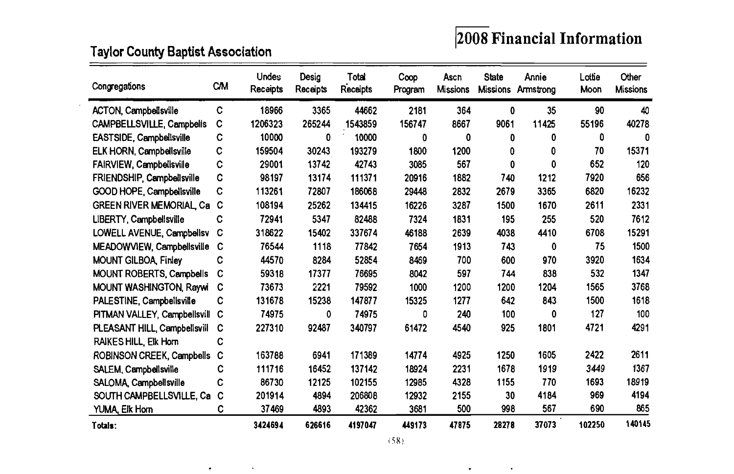## Taylor County Baptist Association

# 2008 Financial Information

| Congregations | C/M | Undes Receipts | Desig Receipts | Total Receipts | Coop Program | Ascn Missions | State Missions | Annie Armstrong | Lottie Moon | Other Missions |
|---|---|---|---|---|---|---|---|---|---|---|
| ACTON, Campbellsville | C | 18966 | 3365 | 44662 | 2181 | 364 | 0 | 35 | 90 | 40 |
| CAMPBELLSVILLE, Campbells | C | 1206323 | 265244 | 1543859 | 156747 | 8667 | 9061 | 11425 | 55196 | 40278 |
| EASTSIDE, Campbellsville | C | 10000 | 0 | 10000 | 0 | 0 | 0 | 0 | 0 | 0 |
| ELK HORN, Campbellsville | C | 159504 | 30243 | 193279 | 1800 | 1200 | 0 | 0 | 70 | 15371 |
| FAIRVIEW, Campbellsville | C | 29001 | 13742 | 42743 | 3085 | 567 | 0 | 0 | 652 | 120 |
| FRIENDSHIP, Campbellsville | C | 98197 | 13174 | 111371 | 20916 | 1882 | 740 | 1212 | 7920 | 656 |
| GOOD HOPE, Campbellsville | C | 113261 | 72807 | 186068 | 29448 | 2832 | 2679 | 3365 | 6820 | 16232 |
| GREEN RIVER MEMORIAL, Ca | C | 108194 | 25262 | 134415 | 16226 | 3287 | 1500 | 1670 | 2611 | 2331 |
| LIBERTY, Campbellsville | C | 72941 | 5347 | 82488 | 7324 | 1831 | 195 | 255 | 520 | 7612 |
| LOWELL AVENUE, Campbellsv | C | 318622 | 15402 | 337674 | 46188 | 2639 | 4038 | 4410 | 6708 | 15291 |
| MEADOWVIEW, Campbellsville | C | 76544 | 1118 | 77842 | 7654 | 1913 | 743 | 0 | 75 | 1500 |
| MOUNT GILBOA, Finley | C | 44570 | 8284 | 52854 | 8469 | 700 | 600 | 970 | 3920 | 1634 |
| MOUNT ROBERTS, Campbells | C | 59318 | 17377 | 76695 | 8042 | 597 | 744 | 838 | 532 | 1347 |
| MOUNT WASHINGTON, Raywi | C | 73673 | 2221 | 79592 | 1000 | 1200 | 1200 | 1204 | 1565 | 3768 |
| PALESTINE, Campbellsville | C | 131678 | 15238 | 147877 | 15325 | 1277 | 642 | 843 | 1500 | 1618 |
| PITMAN VALLEY, Campbellsvill | C | 74975 | 0 | 74975 | 0 | 240 | 100 | 0 | 127 | 100 |
| PLEASANT HILL, Campbellsvill | C | 227310 | 92487 | 340797 | 61472 | 4540 | 925 | 1801 | 4721 | 4291 |
| RAIKES HILL, Elk Horn | C | | | | | | | | | |
| ROBINSON CREEK, Campbells | C | 163788 | 6941 | 171389 | 14774 | 4925 | 1250 | 1605 | 2422 | 2611 |
| SALEM, Campbellsville | C | 111716 | 16452 | 137142 | 18924 | 2231 | 1678 | 1919 | 3449 | 1367 |
| SALOMA, Campbellsville | C | 86730 | 12125 | 102155 | 12985 | 4328 | 1155 | 770 | 1693 | 18919 |
| SOUTH CAMPBELLSVILLE, Ca | C | 201914 | 4894 | 206808 | 12932 | 2155 | 30 | 4184 | 969 | 4194 |
| YUMA, Elk Horn | C | 37469 | 4893 | 42362 | 3681 | 500 | 998 | 567 | 690 | 865 |
| **Totals:** | | **3424694** | **626616** | **4197047** | **449173** | **47875** | **28278** | **37073** | **102250** | **140145** |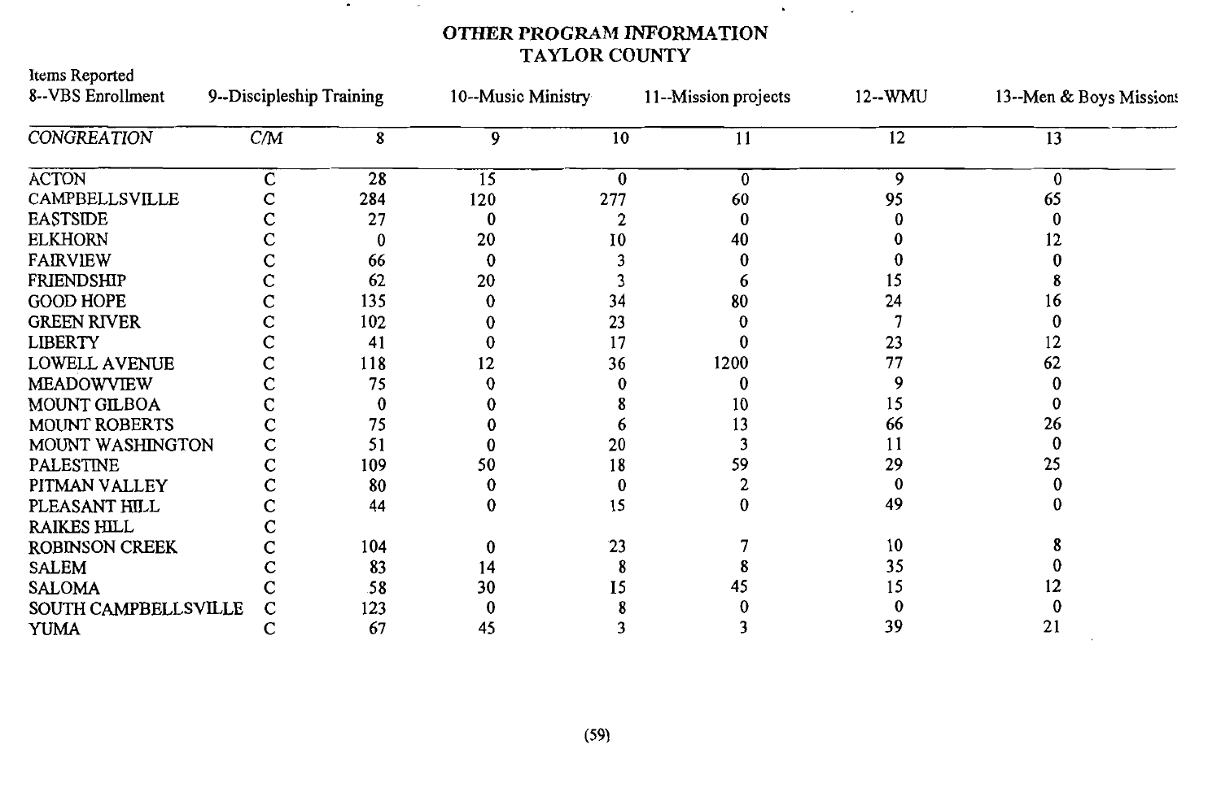# OTHER PROGRAM INFORMATION
## TAYLOR COUNTY

Items Reported
8--VBS Enrollment
9--Discipleship Training
10--Music Ministry
11--Mission projects
12--WMU
13--Men & Boys Missions

| CONGREATION | C/M | 8 | 9 | 10 | 11 | 12 | 13 |
|---|---|---|---|---|---|---|---|
| ACTON | C | 28 | 15 | 0 | 0 | 9 | 0 |
| CAMPBELLSVILLE | C | 284 | 120 | 277 | 60 | 95 | 65 |
| EASTSIDE | C | 27 | 0 | 2 | 0 | 0 | 0 |
| ELKHORN | C | 0 | 20 | 10 | 40 | 0 | 12 |
| FAIRVIEW | C | 66 | 0 | 3 | 0 | 0 | 0 |
| FRIENDSHIP | C | 62 | 20 | 3 | 6 | 15 | 8 |
| GOOD HOPE | C | 135 | 0 | 34 | 80 | 24 | 16 |
| GREEN RIVER | C | 102 | 0 | 23 | 0 | 7 | 0 |
| LIBERTY | C | 41 | 0 | 17 | 0 | 23 | 12 |
| LOWELL AVENUE | C | 118 | 12 | 36 | 1200 | 77 | 62 |
| MEADOWVIEW | C | 75 | 0 | 0 | 0 | 9 | 0 |
| MOUNT GILBOA | C | 0 | 0 | 8 | 10 | 15 | 0 |
| MOUNT ROBERTS | C | 75 | 0 | 6 | 13 | 66 | 26 |
| MOUNT WASHINGTON | C | 51 | 0 | 20 | 3 | 11 | 0 |
| PALESTINE | C | 109 | 50 | 18 | 59 | 29 | 25 |
| PITMAN VALLEY | C | 80 | 0 | 0 | 2 | 0 | 0 |
| PLEASANT HILL | C | 44 | 0 | 15 | 0 | 49 | 0 |
| RAIKES HILL | C | | | | | | |
| ROBINSON CREEK | C | 104 | 0 | 23 | 7 | 10 | 8 |
| SALEM | C | 83 | 14 | 8 | 8 | 35 | 0 |
| SALOMA | C | 58 | 30 | 15 | 45 | 15 | 12 |
| SOUTH CAMPBELLSVILLE | C | 123 | 0 | 8 | 0 | 0 | 0 |
| YUMA | C | 67 | 45 | 3 | 3 | 39 | 21 |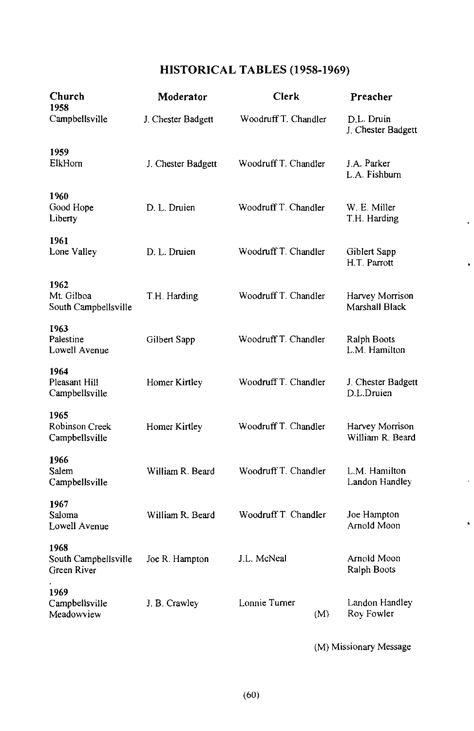## HISTORICAL TABLES (1958-1969)

| Church | Moderator | Clerk | Preacher |
|---|---|---|---|
| **1958** | | | |
| Campbellsville | J. Chester Badgett | Woodruff T. Chandler | D.L. Druin<br>J. Chester Badgett |
| **1959** | | | |
| ElkHorn | J. Chester Badgett | Woodruff T. Chandler | J.A. Parker<br>L.A. Fishburn |
| **1960** | | | |
| Good Hope<br>Liberty | D. L. Druien | Woodruff T. Chandler | W. E. Miller<br>T.H. Harding |
| **1961** | | | |
| Lone Valley | D. L. Druien | Woodruff T. Chandler | Giblert Sapp<br>H.T. Parrott |
| **1962** | | | |
| Mt. Gilboa<br>South Campbellsville | T.H. Harding | Woodruff T. Chandler | Harvey Morrison<br>Marshall Black |
| **1963** | | | |
| Palestine<br>Lowell Avenue | Gilbert Sapp | Woodruff T. Chandler | Ralph Boots<br>L.M. Hamilton |
| **1964** | | | |
| Pleasant Hill<br>Campbellsville | Homer Kirtley | Woodruff T. Chandler | J. Chester Badgett<br>D.L.Druien |
| **1965** | | | |
| Robinson Creek<br>Campbellsville | Homer Kirtley | Woodruff T. Chandler | Harvey Morrison<br>William R. Beard |
| **1966** | | | |
| Salem<br>Campbellsville | William R. Beard | Woodruff T. Chandler | L.M. Hamilton<br>Landon Handley |
| **1967** | | | |
| Saloma<br>Lowell Avenue | William R. Beard | Woodruff T. Chandler | Joe Hampton<br>Arnold Moon |
| **1968** | | | |
| South Campbellsville<br>Green River | Joe R. Hampton | J.L. McNeal | Arnold Moon<br>Ralph Boots |
| **1969** | | | |
| Campbellsville<br>Meadowview | J. B. Crawley | Lonnie Turner | Landon Handley<br>(M) Roy Fowler |

(M) Missionary Message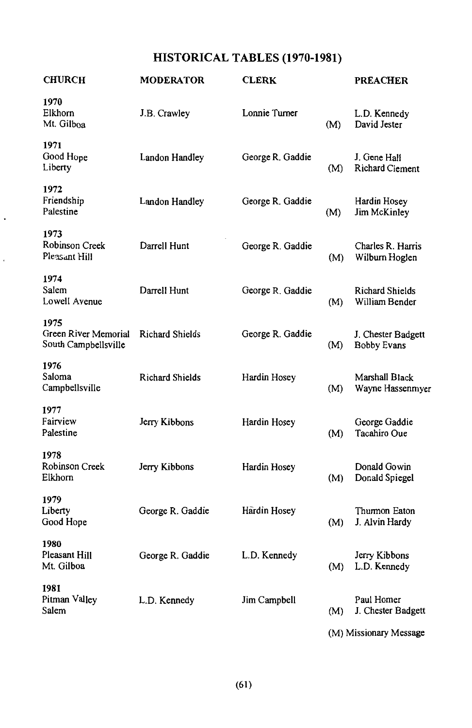# HISTORICAL TABLES (1970-1981)

| CHURCH | MODERATOR | CLERK | | PREACHER |
|---|---|---|---|---|
| **1970** | | | | |
| Elkhorn | J.B. Crawley | Lonnie Turner | | L.D. Kennedy |
| Mt. Gilboa | | | (M) | David Jester |
| **1971** | | | | |
| Good Hope | Landon Handley | George R. Gaddie | | J. Gene Hall |
| Liberty | | | (M) | Richard Clement |
| **1972** | | | | |
| Friendship | Landon Handley | George R. Gaddie | | Hardin Hosey |
| Palestine | | | (M) | Jim McKinley |
| **1973** | | | | |
| Robinson Creek | Darrell Hunt | George R. Gaddie | | Charles R. Harris |
| Pleasant Hill | | | (M) | Wilburn Hoglen |
| **1974** | | | | |
| Salem | Darrell Hunt | George R. Gaddie | | Richard Shields |
| Lowell Avenue | | | (M) | William Bender |
| **1975** | | | | |
| Green River Memorial | Richard Shields | George R. Gaddie | | J. Chester Badgett |
| South Campbellsville | | | (M) | Bobby Evans |
| **1976** | | | | |
| Saloma | Richard Shields | Hardin Hosey | | Marshall Black |
| Campbellsville | | | (M) | Wayne Hassenmyer |
| **1977** | | | | |
| Fairview | Jerry Kibbons | Hardin Hosey | | George Gaddie |
| Palestine | | | (M) | Tacahiro Oue |
| **1978** | | | | |
| Robinson Creek | Jerry Kibbons | Hardin Hosey | | Donald Gowin |
| Elkhorn | | | (M) | Donald Spiegel |
| **1979** | | | | |
| Liberty | George R. Gaddie | Hardin Hosey | | Thurmon Eaton |
| Good Hope | | | (M) | J. Alvin Hardy |
| **1980** | | | | |
| Pleasant Hill | George R. Gaddie | L.D. Kennedy | | Jerry Kibbons |
| Mt. Gilboa | | | (M) | L.D. Kennedy |
| **1981** | | | | |
| Pitman Valley | L.D. Kennedy | Jim Campbell | | Paul Homer |
| Salem | | | (M) | J. Chester Badgett |

(M) Missionary Message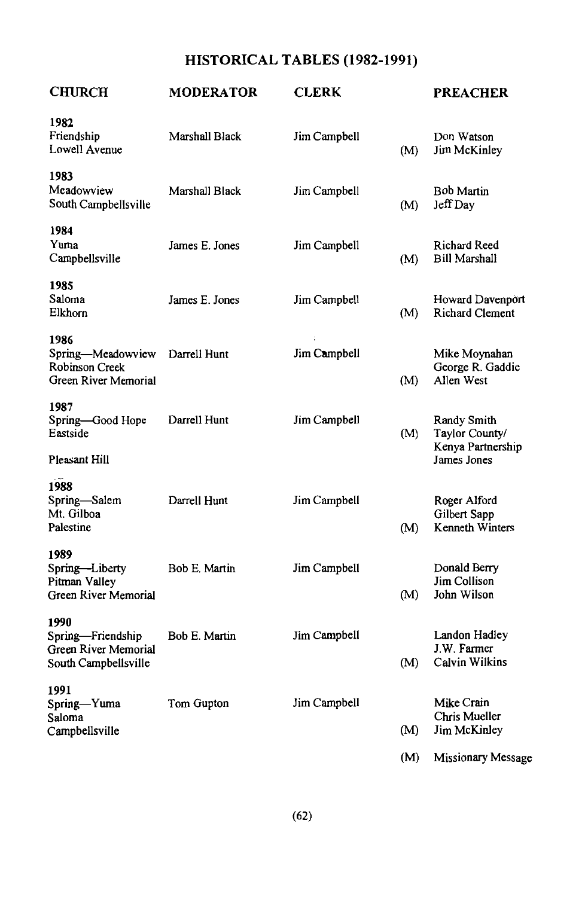# HISTORICAL TABLES (1982-1991)

| CHURCH | MODERATOR | CLERK | | PREACHER |
|---|---|---|---|---|
| **1982** | | | | |
| Friendship | Marshall Black | Jim Campbell | | Don Watson |
| Lowell Avenue | | | (M) | Jim McKinley |
| **1983** | | | | |
| Meadowview | Marshall Black | Jim Campbell | | Bob Martin |
| South Campbellsville | | | (M) | Jeff Day |
| **1984** | | | | |
| Yuma | James E. Jones | Jim Campbell | | Richard Reed |
| Campbellsville | | | (M) | Bill Marshall |
| **1985** | | | | |
| Saloma | James E. Jones | Jim Campbell | | Howard Davenport |
| Elkhorn | | | (M) | Richard Clement |
| **1986** | | | | |
| Spring—Meadowview | Darrell Hunt | Jim Campbell | | Mike Moynahan |
| Robinson Creek | | | | George R. Gaddie |
| Green River Memorial | | | (M) | Allen West |
| **1987** | | | | |
| Spring—Good Hope | Darrell Hunt | Jim Campbell | | Randy Smith |
| Eastside | | | (M) | Taylor County/ Kenya Partnership |
| Pleasant Hill | | | | James Jones |
| **1988** | | | | |
| Spring—Salem | Darrell Hunt | Jim Campbell | | Roger Alford |
| Mt. Gilboa | | | | Gilbert Sapp |
| Palestine | | | (M) | Kenneth Winters |
| **1989** | | | | |
| Spring—Liberty | Bob E. Martin | Jim Campbell | | Donald Berry |
| Pitman Valley | | | | Jim Collison |
| Green River Memorial | | | (M) | John Wilson |
| **1990** | | | | |
| Spring—Friendship | Bob E. Martin | Jim Campbell | | Landon Hadley |
| Green River Memorial | | | | J.W. Farmer |
| South Campbellsville | | | (M) | Calvin Wilkins |
| **1991** | | | | |
| Spring—Yuma | Tom Gupton | Jim Campbell | | Mike Crain |
| Saloma | | | | Chris Mueller |
| Campbellsville | | | (M) | Jim McKinley |

(M) Missionary Message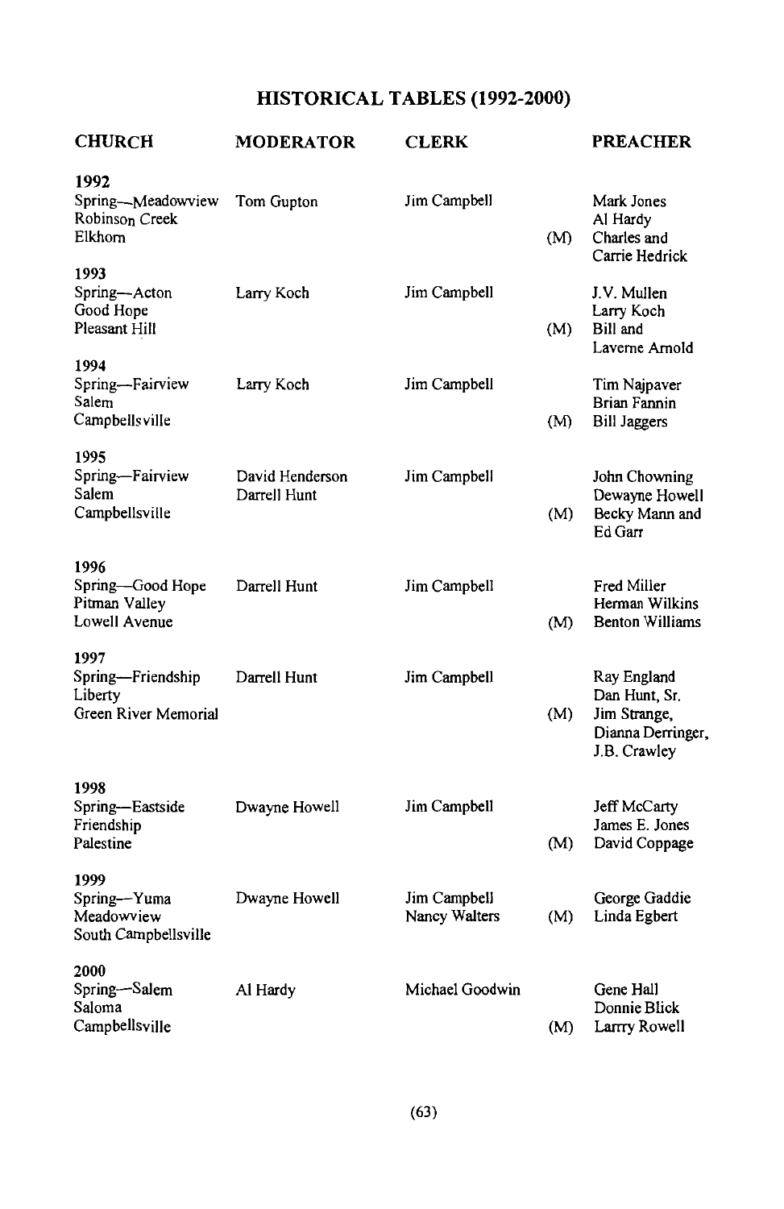# HISTORICAL TABLES (1992-2000)

| CHURCH | MODERATOR | CLERK | | PREACHER |
|---|---|---|---|---|
| **1992** | | | | |
| Spring—Meadowview | Tom Gupton | Jim Campbell | | Mark Jones |
| Robinson Creek | | | | Al Hardy |
| Elkhorn | | | (M) | Charles and Carrie Hedrick |
| **1993** | | | | |
| Spring—Acton | Larry Koch | Jim Campbell | | J.V. Mullen |
| Good Hope | | | | Larry Koch |
| Pleasant Hill | | | (M) | Bill and Laverne Arnold |
| **1994** | | | | |
| Spring—Fairview | Larry Koch | Jim Campbell | | Tim Najpaver |
| Salem | | | | Brian Fannin |
| Campbellsville | | | (M) | Bill Jaggers |
| **1995** | | | | |
| Spring—Fairview | David Henderson | Jim Campbell | | John Chowning |
| Salem | Darrell Hunt | | | Dewayne Howell |
| Campbellsville | | | (M) | Becky Mann and Ed Garr |
| **1996** | | | | |
| Spring—Good Hope | Darrell Hunt | Jim Campbell | | Fred Miller |
| Pitman Valley | | | | Herman Wilkins |
| Lowell Avenue | | | (M) | Benton Williams |
| **1997** | | | | |
| Spring—Friendship | Darrell Hunt | Jim Campbell | | Ray England |
| Liberty | | | | Dan Hunt, Sr. |
| Green River Memorial | | | (M) | Jim Strange, Dianna Derringer, J.B. Crawley |
| **1998** | | | | |
| Spring—Eastside | Dwayne Howell | Jim Campbell | | Jeff McCarty |
| Friendship | | | | James E. Jones |
| Palestine | | | (M) | David Coppage |
| **1999** | | | | |
| Spring—Yuma | Dwayne Howell | Jim Campbell | | George Gaddie |
| Meadowview | | Nancy Walters | (M) | Linda Egbert |
| South Campbellsville | | | | |
| **2000** | | | | |
| Spring—Salem | Al Hardy | Michael Goodwin | | Gene Hall |
| Saloma | | | | Donnie Blick |
| Campbellsville | | | (M) | Larrry Rowell |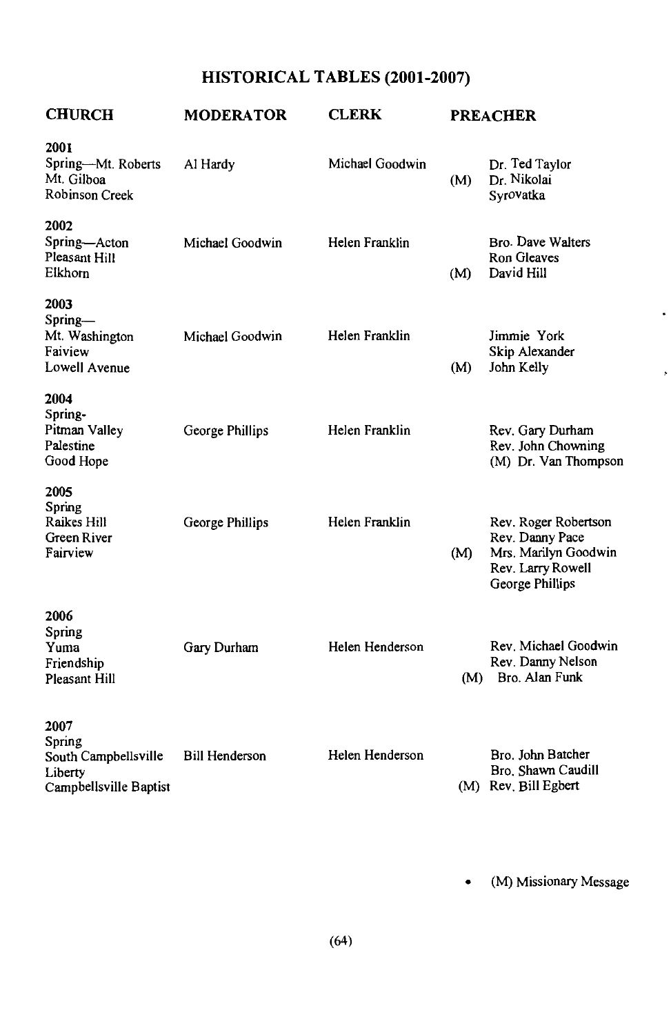# HISTORICAL TABLES (2001-2007)

| CHURCH | MODERATOR | CLERK | PREACHER |
|---|---|---|---|
| **2001** | | | |
| Spring—Mt. Roberts<br>Mt. Gilboa<br>Robinson Creek | Al Hardy | Michael Goodwin | Dr. Ted Taylor<br>(M) Dr. Nikolai Syrovatka |
| **2002** | | | |
| Spring—Acton<br>Pleasant Hill<br>Elkhorn | Michael Goodwin | Helen Franklin | Bro. Dave Walters<br>Ron Gleaves<br>(M) David Hill |
| **2003** | | | |
| Spring—<br>Mt. Washington<br>Faiview<br>Lowell Avenue | Michael Goodwin | Helen Franklin | Jimmie York<br>Skip Alexander<br>(M) John Kelly |
| **2004** | | | |
| Spring-<br>Pitman Valley<br>Palestine<br>Good Hope | George Phillips | Helen Franklin | Rev. Gary Durham<br>Rev. John Chowning<br>(M) Dr. Van Thompson |
| **2005** | | | |
| Spring<br>Raikes Hill<br>Green River<br>Fairview | George Phillips | Helen Franklin | Rev. Roger Robertson<br>Rev. Danny Pace<br>(M) Mrs. Marilyn Goodwin<br>Rev. Larry Rowell<br>George Phillips |
| **2006** | | | |
| Spring<br>Yuma<br>Friendship<br>Pleasant Hill | Gary Durham | Helen Henderson | Rev. Michael Goodwin<br>Rev. Danny Nelson<br>(M) Bro. Alan Funk |
| **2007** | | | |
| Spring<br>South Campbellsville<br>Liberty<br>Campbellsville Baptist | Bill Henderson | Helen Henderson | Bro. John Batcher<br>Bro. Shawn Caudill<br>(M) Rev. Bill Egbert |

- (M) Missionary Message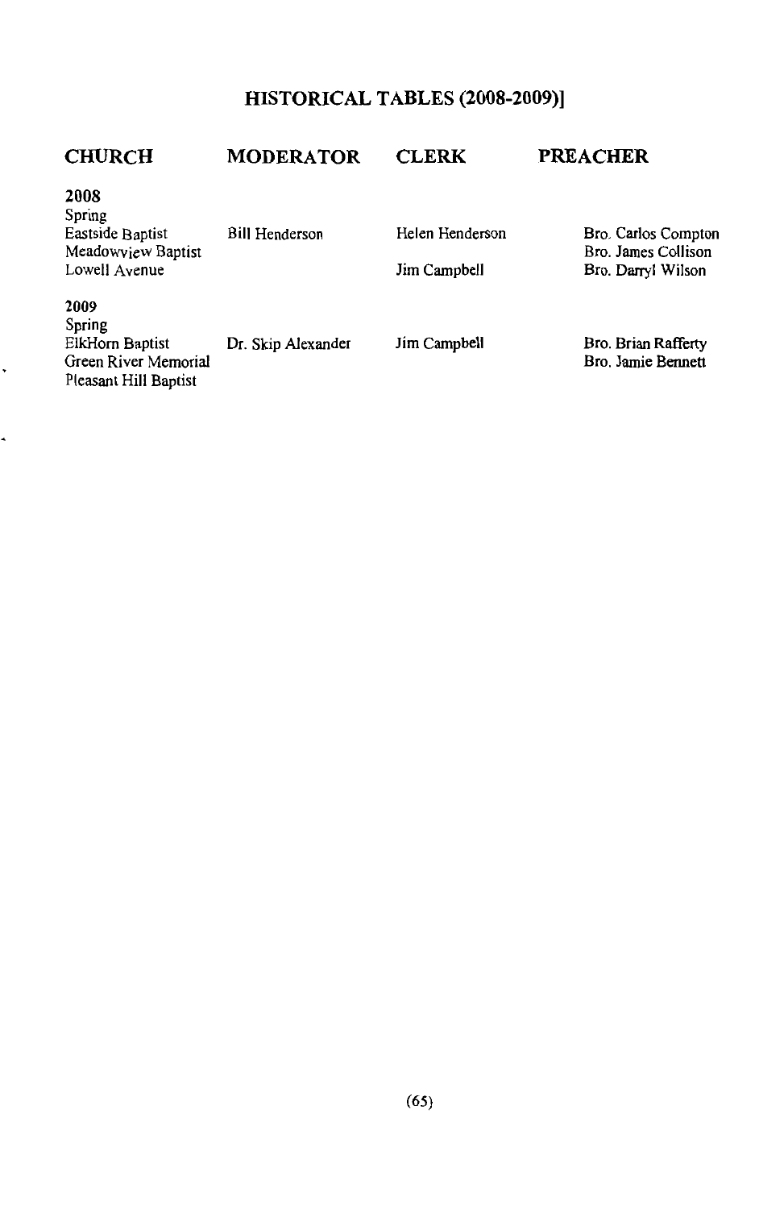## HISTORICAL TABLES (2008-2009)]

| CHURCH | MODERATOR | CLERK | PREACHER |
|---|---|---|---|
| **2008** | | | |
| Spring | | | |
| Eastside Baptist | Bill Henderson | Helen Henderson | Bro. Carlos Compton |
| Meadowview Baptist | | | Bro. James Collison |
| Lowell Avenue | | Jim Campbell | Bro. Darryl Wilson |
| **2009** | | | |
| Spring | | | |
| ElkHorn Baptist | Dr. Skip Alexander | Jim Campbell | Bro. Brian Rafferty |
| Green River Memorial | | | Bro. Jamie Bennett |
| Pleasant Hill Baptist | | | |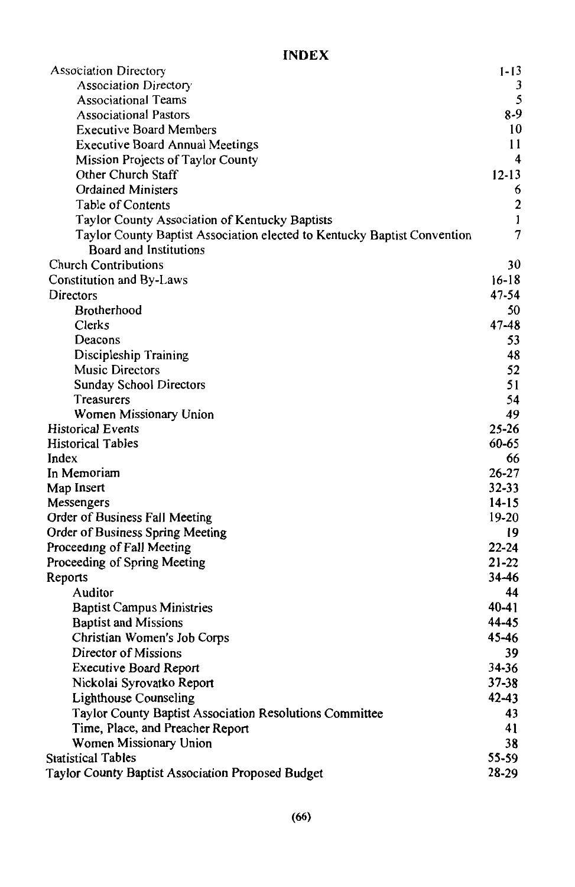# INDEX

| | |
|---|---|
| Association Directory | 1-13 |
| Association Directory | 3 |
| Associational Teams | 5 |
| Associational Pastors | 8-9 |
| Executive Board Members | 10 |
| Executive Board Annual Meetings | 11 |
| Mission Projects of Taylor County | 4 |
| Other Church Staff | 12-13 |
| Ordained Ministers | 6 |
| Table of Contents | 2 |
| Taylor County Association of Kentucky Baptists | 1 |
| Taylor County Baptist Association elected to Kentucky Baptist Convention Board and Institutions | 7 |
| Church Contributions | 30 |
| Constitution and By-Laws | 16-18 |
| Directors | 47-54 |
| Brotherhood | 50 |
| Clerks | 47-48 |
| Deacons | 53 |
| Discipleship Training | 48 |
| Music Directors | 52 |
| Sunday School Directors | 51 |
| Treasurers | 54 |
| Women Missionary Union | 49 |
| Historical Events | 25-26 |
| Historical Tables | 60-65 |
| Index | 66 |
| In Memoriam | 26-27 |
| Map Insert | 32-33 |
| Messengers | 14-15 |
| Order of Business Fall Meeting | 19-20 |
| Order of Business Spring Meeting | 19 |
| Proceeding of Fall Meeting | 22-24 |
| Proceeding of Spring Meeting | 21-22 |
| Reports | 34-46 |
| Auditor | 44 |
| Baptist Campus Ministries | 40-41 |
| Baptist and Missions | 44-45 |
| Christian Women's Job Corps | 45-46 |
| Director of Missions | 39 |
| Executive Board Report | 34-36 |
| Nickolai Syrovatko Report | 37-38 |
| Lighthouse Counseling | 42-43 |
| Taylor County Baptist Association Resolutions Committee | 43 |
| Time, Place, and Preacher Report | 41 |
| Women Missionary Union | 38 |
| Statistical Tables | 55-59 |
| Taylor County Baptist Association Proposed Budget | 28-29 |